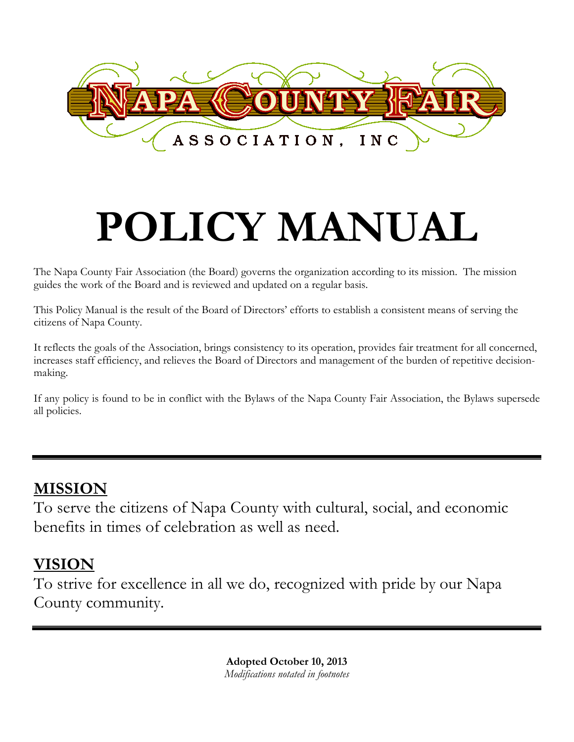NAPA COUNTY FAIR ASSOCIATION, INC

# POLICY MANUAL

The Napa County Fair Association (the Board) governs the organization according to its mission. The mission guides the work of the Board and is reviewed and updated on a regular basis.

This Policy Manual is the result of the Board of Directors' efforts to establish a consistent means of serving the citizens of Napa County.

It reflects the goals of the Association, brings consistency to its operation, provides fair treatment for all concerned, increases staff efficiency, and relieves the Board of Directors and management of the burden of repetitive decision-making.

If any policy is found to be in conflict with the Bylaws of the Napa County Fair Association, the Bylaws supersede all policies.

---

## MISSION

To serve the citizens of Napa County with cultural, social, and economic benefits in times of celebration as well as need.

## VISION

To strive for excellence in all we do, recognized with pride by our Napa County community.

---

**Adopted October 10, 2013**
*Modifications notated in footnotes*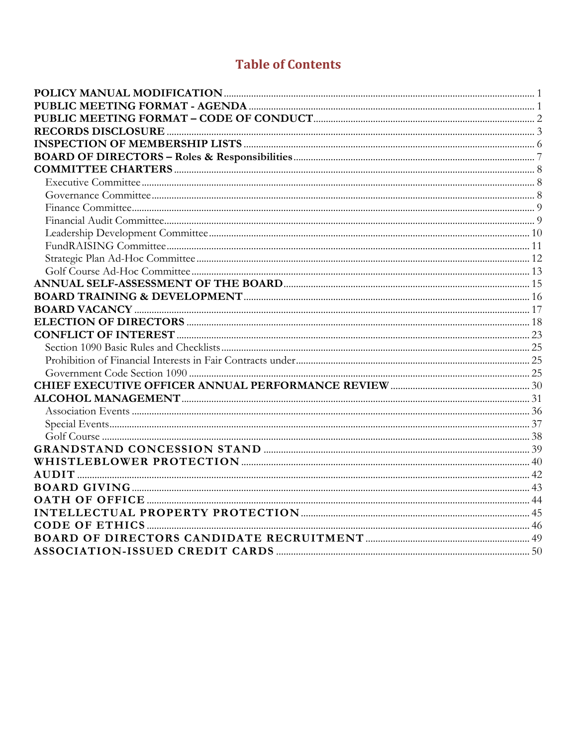# Table of Contents

| | |
|---|---|
| **POLICY MANUAL MODIFICATION** | 1 |
| **PUBLIC MEETING FORMAT - AGENDA** | 1 |
| **PUBLIC MEETING FORMAT – CODE OF CONDUCT** | 2 |
| **RECORDS DISCLOSURE** | 3 |
| **INSPECTION OF MEMBERSHIP LISTS** | 6 |
| **BOARD OF DIRECTORS – Roles & Responsibilities** | 7 |
| **COMMITTEE CHARTERS** | 8 |
| Executive Committee | 8 |
| Governance Committee | 8 |
| Finance Committee | 9 |
| Financial Audit Committee | 9 |
| Leadership Development Committee | 10 |
| FundRAISING Committee | 11 |
| Strategic Plan Ad-Hoc Committee | 12 |
| Golf Course Ad-Hoc Committee | 13 |
| **ANNUAL SELF-ASSESSMENT OF THE BOARD** | 15 |
| **BOARD TRAINING & DEVELOPMENT** | 16 |
| **BOARD VACANCY** | 17 |
| **ELECTION OF DIRECTORS** | 18 |
| **CONFLICT OF INTEREST** | 23 |
| Section 1090 Basic Rules and Checklists | 25 |
| Prohibition of Financial Interests in Fair Contracts under | 25 |
| Government Code Section 1090 | 25 |
| **CHIEF EXECUTIVE OFFICER ANNUAL PERFORMANCE REVIEW** | 30 |
| **ALCOHOL MANAGEMENT** | 31 |
| Association Events | 36 |
| Special Events | 37 |
| Golf Course | 38 |
| **GRANDSTAND CONCESSION STAND** | 39 |
| **WHISTLEBLOWER PROTECTION** | 40 |
| **AUDIT** | 42 |
| **BOARD GIVING** | 43 |
| **OATH OF OFFICE** | 44 |
| **INTELLECTUAL PROPERTY PROTECTION** | 45 |
| **CODE OF ETHICS** | 46 |
| **BOARD OF DIRECTORS CANDIDATE RECRUITMENT** | 49 |
| **ASSOCIATION-ISSUED CREDIT CARDS** | 50 |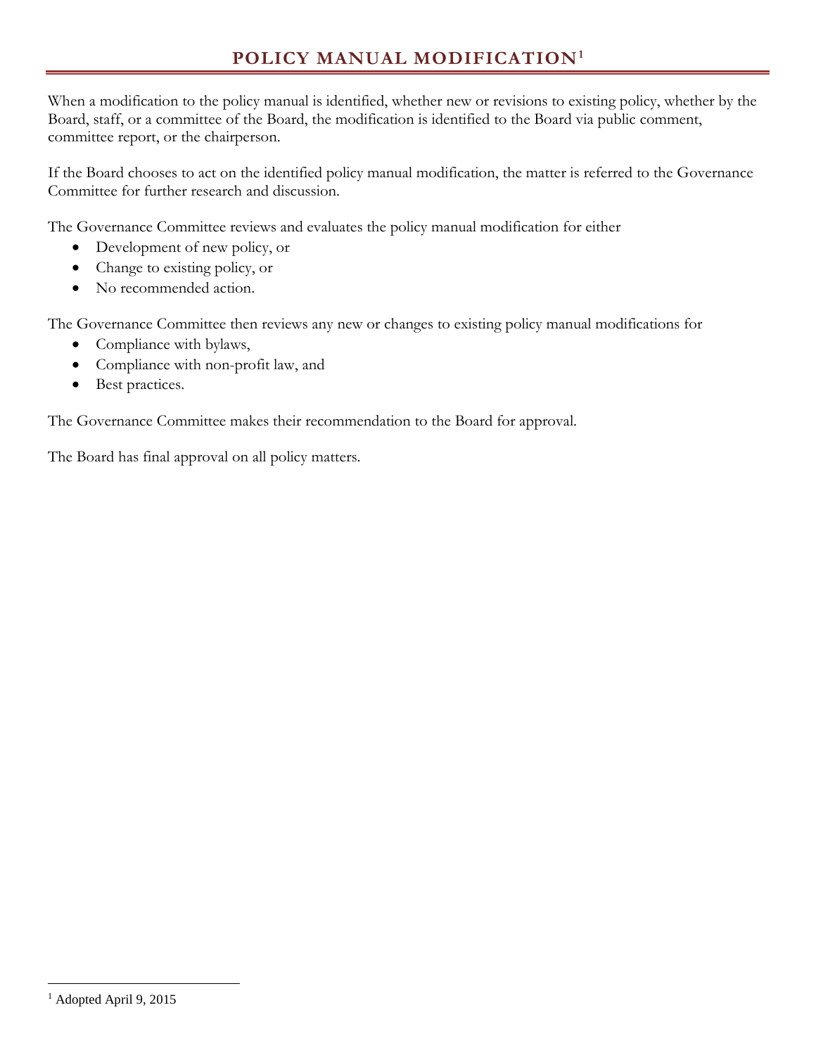# POLICY MANUAL MODIFICATION[1]

When a modification to the policy manual is identified, whether new or revisions to existing policy, whether by the Board, staff, or a committee of the Board, the modification is identified to the Board via public comment, committee report, or the chairperson.

If the Board chooses to act on the identified policy manual modification, the matter is referred to the Governance Committee for further research and discussion.

The Governance Committee reviews and evaluates the policy manual modification for either

- Development of new policy, or
- Change to existing policy, or
- No recommended action.

The Governance Committee then reviews any new or changes to existing policy manual modifications for

- Compliance with bylaws,
- Compliance with non-profit law, and
- Best practices.

The Governance Committee makes their recommendation to the Board for approval.

The Board has final approval on all policy matters.

[1] Adopted April 9, 2015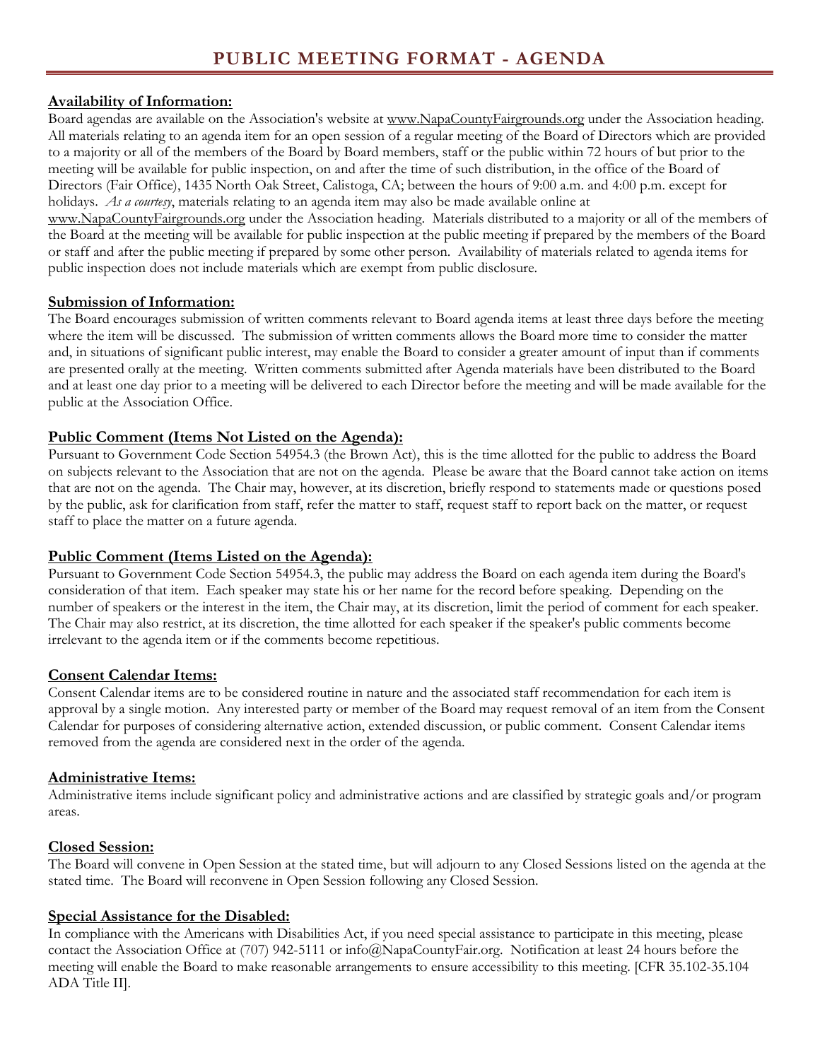# PUBLIC MEETING FORMAT - AGENDA

**Availability of Information:**

Board agendas are available on the Association's website at www.NapaCountyFairgrounds.org under the Association heading. All materials relating to an agenda item for an open session of a regular meeting of the Board of Directors which are provided to a majority or all of the members of the Board by Board members, staff or the public within 72 hours of but prior to the meeting will be available for public inspection, on and after the time of such distribution, in the office of the Board of Directors (Fair Office), 1435 North Oak Street, Calistoga, CA; between the hours of 9:00 a.m. and 4:00 p.m. except for holidays. *As a courtesy*, materials relating to an agenda item may also be made available online at www.NapaCountyFairgrounds.org under the Association heading. Materials distributed to a majority or all of the members of the Board at the meeting will be available for public inspection at the public meeting if prepared by the members of the Board or staff and after the public meeting if prepared by some other person. Availability of materials related to agenda items for public inspection does not include materials which are exempt from public disclosure.

**Submission of Information:**

The Board encourages submission of written comments relevant to Board agenda items at least three days before the meeting where the item will be discussed. The submission of written comments allows the Board more time to consider the matter and, in situations of significant public interest, may enable the Board to consider a greater amount of input than if comments are presented orally at the meeting. Written comments submitted after Agenda materials have been distributed to the Board and at least one day prior to a meeting will be delivered to each Director before the meeting and will be made available for the public at the Association Office.

**Public Comment (Items Not Listed on the Agenda):**

Pursuant to Government Code Section 54954.3 (the Brown Act), this is the time allotted for the public to address the Board on subjects relevant to the Association that are not on the agenda. Please be aware that the Board cannot take action on items that are not on the agenda. The Chair may, however, at its discretion, briefly respond to statements made or questions posed by the public, ask for clarification from staff, refer the matter to staff, request staff to report back on the matter, or request staff to place the matter on a future agenda.

**Public Comment (Items Listed on the Agenda):**

Pursuant to Government Code Section 54954.3, the public may address the Board on each agenda item during the Board's consideration of that item. Each speaker may state his or her name for the record before speaking. Depending on the number of speakers or the interest in the item, the Chair may, at its discretion, limit the period of comment for each speaker. The Chair may also restrict, at its discretion, the time allotted for each speaker if the speaker's public comments become irrelevant to the agenda item or if the comments become repetitious.

**Consent Calendar Items:**

Consent Calendar items are to be considered routine in nature and the associated staff recommendation for each item is approval by a single motion. Any interested party or member of the Board may request removal of an item from the Consent Calendar for purposes of considering alternative action, extended discussion, or public comment. Consent Calendar items removed from the agenda are considered next in the order of the agenda.

**Administrative Items:**

Administrative items include significant policy and administrative actions and are classified by strategic goals and/or program areas.

**Closed Session:**

The Board will convene in Open Session at the stated time, but will adjourn to any Closed Sessions listed on the agenda at the stated time. The Board will reconvene in Open Session following any Closed Session.

**Special Assistance for the Disabled:**

In compliance with the Americans with Disabilities Act, if you need special assistance to participate in this meeting, please contact the Association Office at (707) 942-5111 or info@NapaCountyFair.org. Notification at least 24 hours before the meeting will enable the Board to make reasonable arrangements to ensure accessibility to this meeting. [CFR 35.102-35.104 ADA Title II].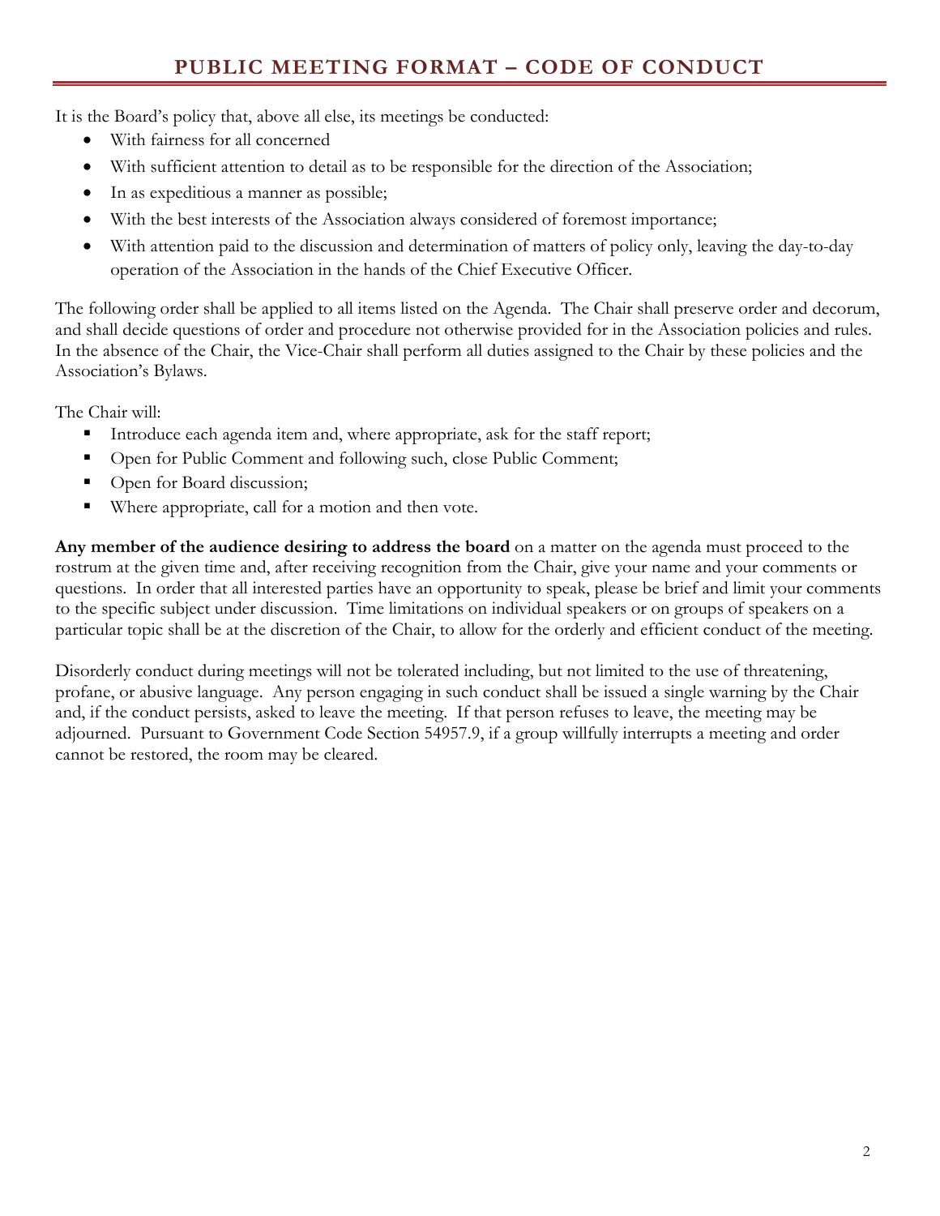## PUBLIC MEETING FORMAT – CODE OF CONDUCT

It is the Board's policy that, above all else, its meetings be conducted:

- With fairness for all concerned
- With sufficient attention to detail as to be responsible for the direction of the Association;
- In as expeditious a manner as possible;
- With the best interests of the Association always considered of foremost importance;
- With attention paid to the discussion and determination of matters of policy only, leaving the day-to-day operation of the Association in the hands of the Chief Executive Officer.

The following order shall be applied to all items listed on the Agenda. The Chair shall preserve order and decorum, and shall decide questions of order and procedure not otherwise provided for in the Association policies and rules. In the absence of the Chair, the Vice-Chair shall perform all duties assigned to the Chair by these policies and the Association's Bylaws.

The Chair will:

- Introduce each agenda item and, where appropriate, ask for the staff report;
- Open for Public Comment and following such, close Public Comment;
- Open for Board discussion;
- Where appropriate, call for a motion and then vote.

**Any member of the audience desiring to address the board** on a matter on the agenda must proceed to the rostrum at the given time and, after receiving recognition from the Chair, give your name and your comments or questions. In order that all interested parties have an opportunity to speak, please be brief and limit your comments to the specific subject under discussion. Time limitations on individual speakers or on groups of speakers on a particular topic shall be at the discretion of the Chair, to allow for the orderly and efficient conduct of the meeting.

Disorderly conduct during meetings will not be tolerated including, but not limited to the use of threatening, profane, or abusive language. Any person engaging in such conduct shall be issued a single warning by the Chair and, if the conduct persists, asked to leave the meeting. If that person refuses to leave, the meeting may be adjourned. Pursuant to Government Code Section 54957.9, if a group willfully interrupts a meeting and order cannot be restored, the room may be cleared.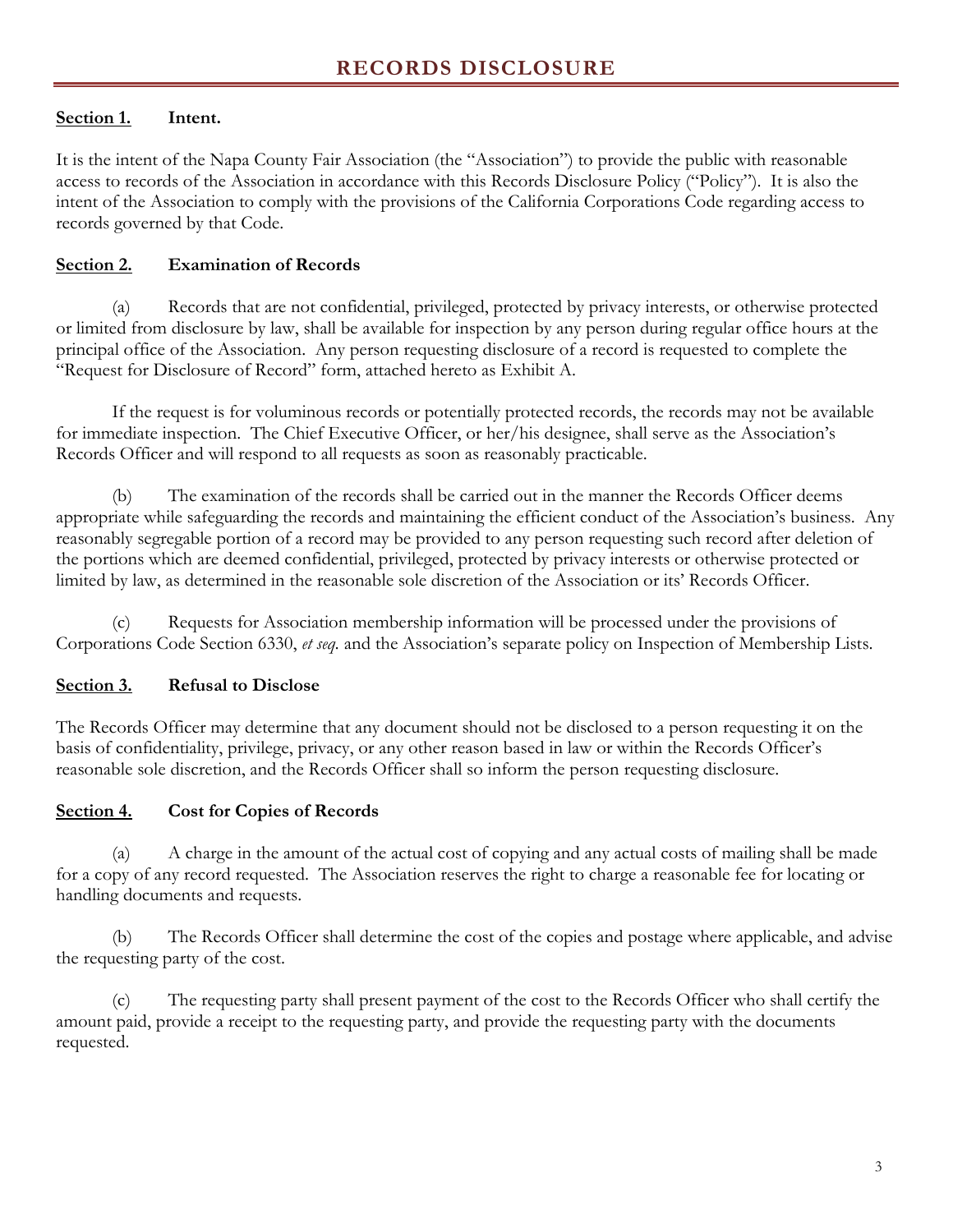# RECORDS DISCLOSURE

**Section 1. Intent.**

It is the intent of the Napa County Fair Association (the "Association") to provide the public with reasonable access to records of the Association in accordance with this Records Disclosure Policy ("Policy"). It is also the intent of the Association to comply with the provisions of the California Corporations Code regarding access to records governed by that Code.

**Section 2. Examination of Records**

(a) Records that are not confidential, privileged, protected by privacy interests, or otherwise protected or limited from disclosure by law, shall be available for inspection by any person during regular office hours at the principal office of the Association. Any person requesting disclosure of a record is requested to complete the "Request for Disclosure of Record" form, attached hereto as Exhibit A.

If the request is for voluminous records or potentially protected records, the records may not be available for immediate inspection. The Chief Executive Officer, or her/his designee, shall serve as the Association's Records Officer and will respond to all requests as soon as reasonably practicable.

(b) The examination of the records shall be carried out in the manner the Records Officer deems appropriate while safeguarding the records and maintaining the efficient conduct of the Association's business. Any reasonably segregable portion of a record may be provided to any person requesting such record after deletion of the portions which are deemed confidential, privileged, protected by privacy interests or otherwise protected or limited by law, as determined in the reasonable sole discretion of the Association or its' Records Officer.

(c) Requests for Association membership information will be processed under the provisions of Corporations Code Section 6330, *et seq.* and the Association's separate policy on Inspection of Membership Lists.

**Section 3. Refusal to Disclose**

The Records Officer may determine that any document should not be disclosed to a person requesting it on the basis of confidentiality, privilege, privacy, or any other reason based in law or within the Records Officer's reasonable sole discretion, and the Records Officer shall so inform the person requesting disclosure.

**Section 4. Cost for Copies of Records**

(a) A charge in the amount of the actual cost of copying and any actual costs of mailing shall be made for a copy of any record requested. The Association reserves the right to charge a reasonable fee for locating or handling documents and requests.

(b) The Records Officer shall determine the cost of the copies and postage where applicable, and advise the requesting party of the cost.

(c) The requesting party shall present payment of the cost to the Records Officer who shall certify the amount paid, provide a receipt to the requesting party, and provide the requesting party with the documents requested.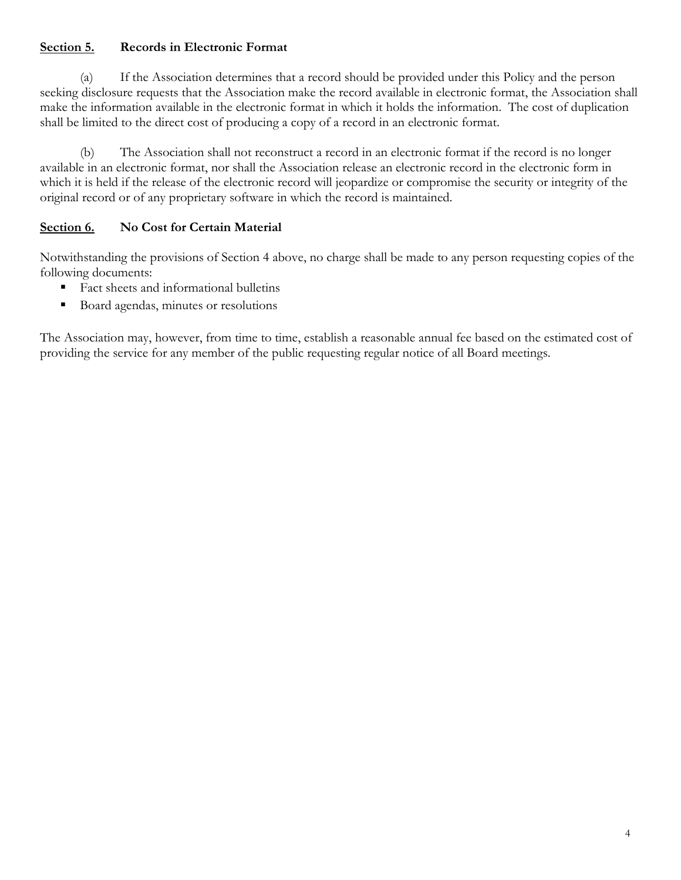**Section 5. Records in Electronic Format**

(a) If the Association determines that a record should be provided under this Policy and the person seeking disclosure requests that the Association make the record available in electronic format, the Association shall make the information available in the electronic format in which it holds the information. The cost of duplication shall be limited to the direct cost of producing a copy of a record in an electronic format.

(b) The Association shall not reconstruct a record in an electronic format if the record is no longer available in an electronic format, nor shall the Association release an electronic record in the electronic form in which it is held if the release of the electronic record will jeopardize or compromise the security or integrity of the original record or of any proprietary software in which the record is maintained.

**Section 6. No Cost for Certain Material**

Notwithstanding the provisions of Section 4 above, no charge shall be made to any person requesting copies of the following documents:

- Fact sheets and informational bulletins
- Board agendas, minutes or resolutions

The Association may, however, from time to time, establish a reasonable annual fee based on the estimated cost of providing the service for any member of the public requesting regular notice of all Board meetings.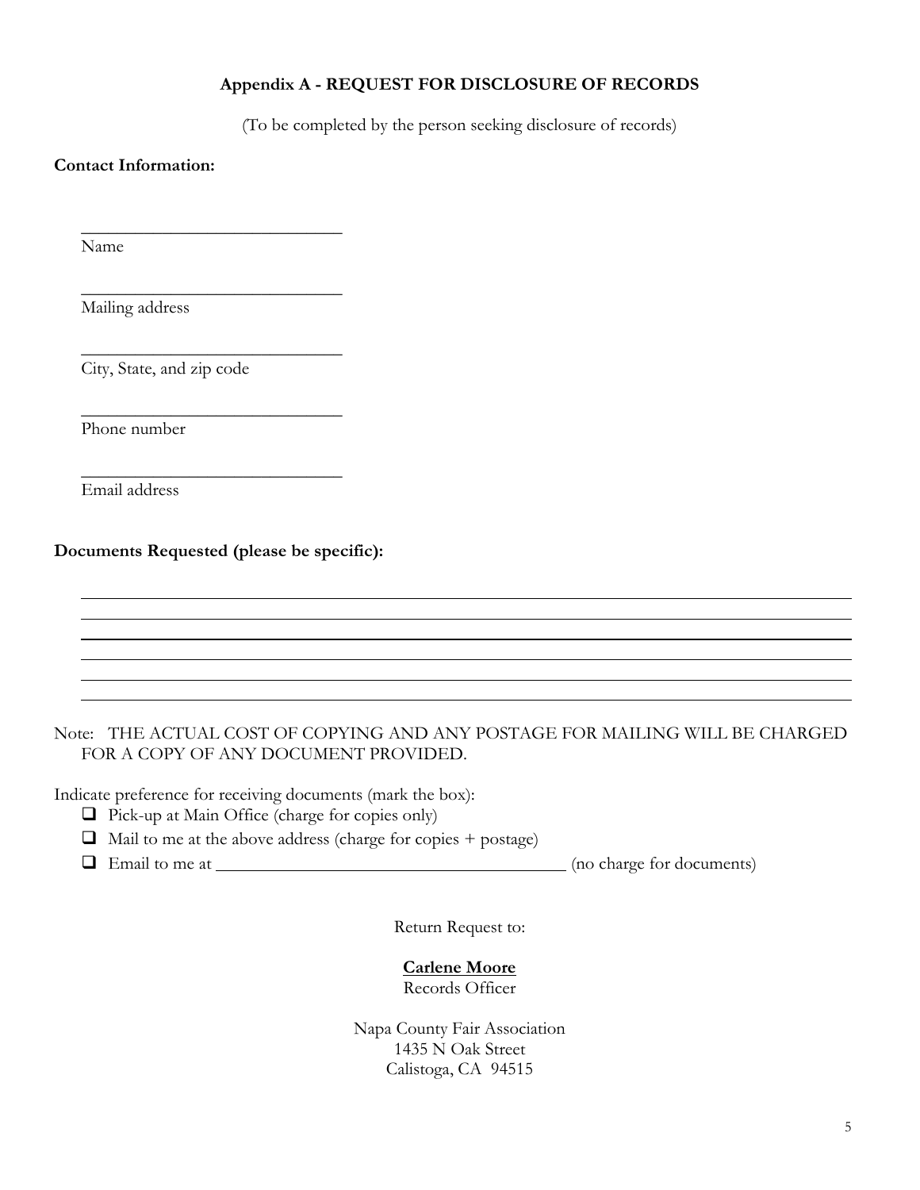## Appendix A - REQUEST FOR DISCLOSURE OF RECORDS

(To be completed by the person seeking disclosure of records)

**Contact Information:**

______________________________
Name

______________________________
Mailing address

______________________________
City, State, and zip code

______________________________
Phone number

______________________________
Email address

**Documents Requested (please be specific):**

________________________________________________________________________________
________________________________________________________________________________
________________________________________________________________________________
________________________________________________________________________________
________________________________________________________________________________
________________________________________________________________________________

Note: THE ACTUAL COST OF COPYING AND ANY POSTAGE FOR MAILING WILL BE CHARGED FOR A COPY OF ANY DOCUMENT PROVIDED.

Indicate preference for receiving documents (mark the box):

- ☐ Pick-up at Main Office (charge for copies only)
- ☐ Mail to me at the above address (charge for copies + postage)
- ☐ Email to me at ______________________________________ (no charge for documents)

Return Request to:

**Carlene Moore**
Records Officer

Napa County Fair Association
1435 N Oak Street
Calistoga, CA 94515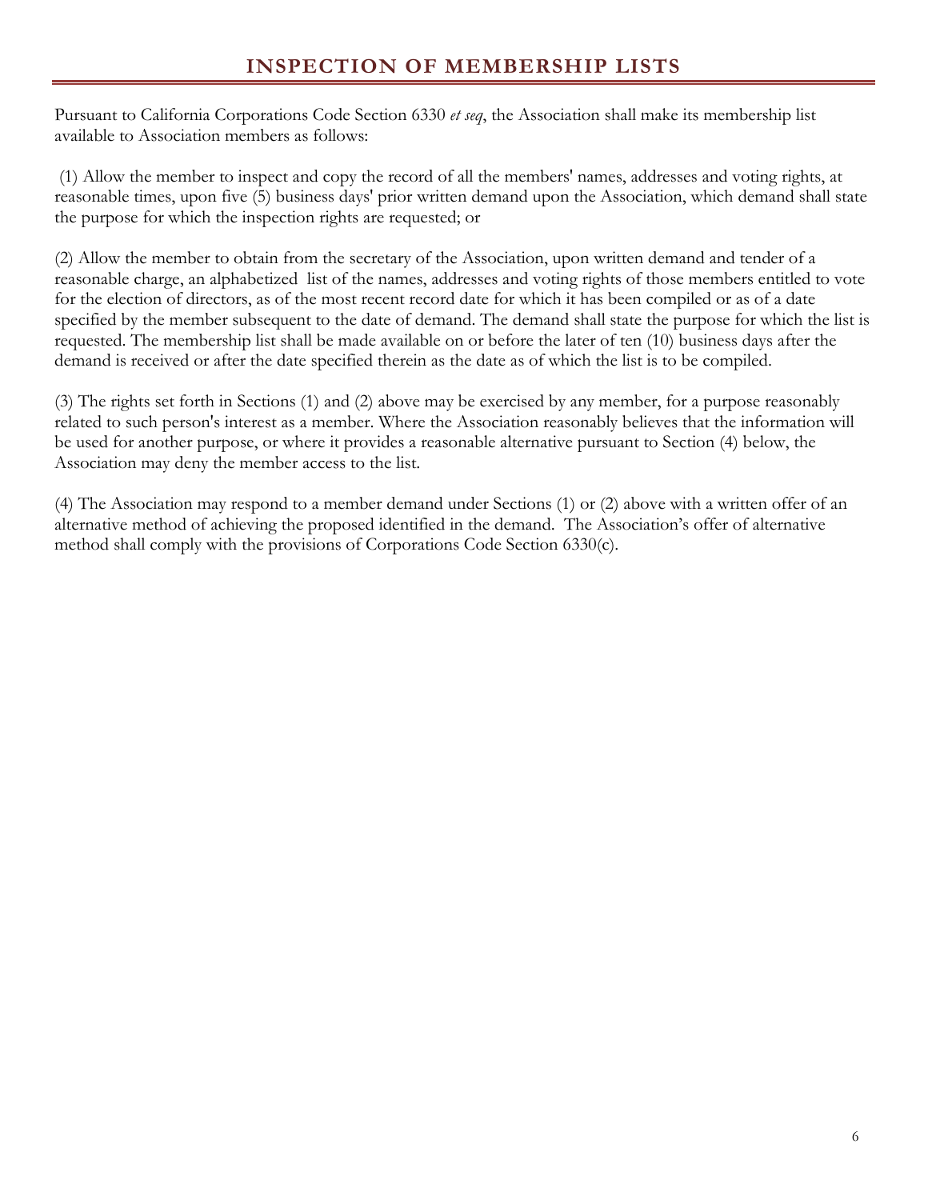# INSPECTION OF MEMBERSHIP LISTS

Pursuant to California Corporations Code Section 6330 *et seq*, the Association shall make its membership list available to Association members as follows:

(1) Allow the member to inspect and copy the record of all the members' names, addresses and voting rights, at reasonable times, upon five (5) business days' prior written demand upon the Association, which demand shall state the purpose for which the inspection rights are requested; or

(2) Allow the member to obtain from the secretary of the Association, upon written demand and tender of a reasonable charge, an alphabetized list of the names, addresses and voting rights of those members entitled to vote for the election of directors, as of the most recent record date for which it has been compiled or as of a date specified by the member subsequent to the date of demand. The demand shall state the purpose for which the list is requested. The membership list shall be made available on or before the later of ten (10) business days after the demand is received or after the date specified therein as the date as of which the list is to be compiled.

(3) The rights set forth in Sections (1) and (2) above may be exercised by any member, for a purpose reasonably related to such person's interest as a member. Where the Association reasonably believes that the information will be used for another purpose, or where it provides a reasonable alternative pursuant to Section (4) below, the Association may deny the member access to the list.

(4) The Association may respond to a member demand under Sections (1) or (2) above with a written offer of an alternative method of achieving the proposed identified in the demand. The Association's offer of alternative method shall comply with the provisions of Corporations Code Section 6330(c).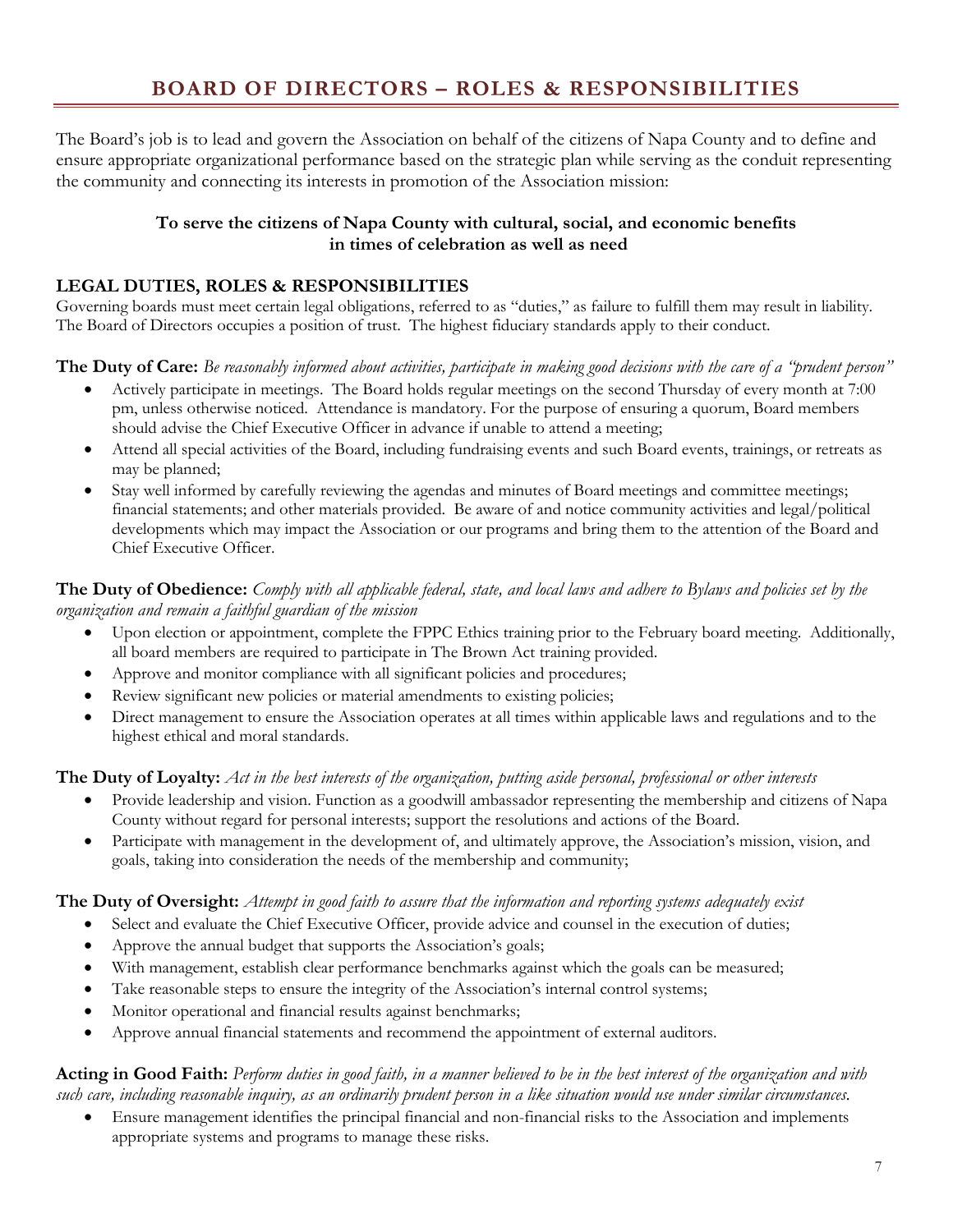# BOARD OF DIRECTORS – ROLES & RESPONSIBILITIES

The Board's job is to lead and govern the Association on behalf of the citizens of Napa County and to define and ensure appropriate organizational performance based on the strategic plan while serving as the conduit representing the community and connecting its interests in promotion of the Association mission:

**To serve the citizens of Napa County with cultural, social, and economic benefits in times of celebration as well as need**

## LEGAL DUTIES, ROLES & RESPONSIBILITIES

Governing boards must meet certain legal obligations, referred to as "duties," as failure to fulfill them may result in liability. The Board of Directors occupies a position of trust. The highest fiduciary standards apply to their conduct.

**The Duty of Care:** *Be reasonably informed about activities, participate in making good decisions with the care of a "prudent person"*

- Actively participate in meetings. The Board holds regular meetings on the second Thursday of every month at 7:00 pm, unless otherwise noticed. Attendance is mandatory. For the purpose of ensuring a quorum, Board members should advise the Chief Executive Officer in advance if unable to attend a meeting;
- Attend all special activities of the Board, including fundraising events and such Board events, trainings, or retreats as may be planned;
- Stay well informed by carefully reviewing the agendas and minutes of Board meetings and committee meetings; financial statements; and other materials provided. Be aware of and notice community activities and legal/political developments which may impact the Association or our programs and bring them to the attention of the Board and Chief Executive Officer.

**The Duty of Obedience:** *Comply with all applicable federal, state, and local laws and adhere to Bylaws and policies set by the organization and remain a faithful guardian of the mission*

- Upon election or appointment, complete the FPPC Ethics training prior to the February board meeting. Additionally, all board members are required to participate in The Brown Act training provided.
- Approve and monitor compliance with all significant policies and procedures;
- Review significant new policies or material amendments to existing policies;
- Direct management to ensure the Association operates at all times within applicable laws and regulations and to the highest ethical and moral standards.

**The Duty of Loyalty:** *Act in the best interests of the organization, putting aside personal, professional or other interests*

- Provide leadership and vision. Function as a goodwill ambassador representing the membership and citizens of Napa County without regard for personal interests; support the resolutions and actions of the Board.
- Participate with management in the development of, and ultimately approve, the Association's mission, vision, and goals, taking into consideration the needs of the membership and community;

**The Duty of Oversight:** *Attempt in good faith to assure that the information and reporting systems adequately exist*

- Select and evaluate the Chief Executive Officer, provide advice and counsel in the execution of duties;
- Approve the annual budget that supports the Association's goals;
- With management, establish clear performance benchmarks against which the goals can be measured;
- Take reasonable steps to ensure the integrity of the Association's internal control systems;
- Monitor operational and financial results against benchmarks;
- Approve annual financial statements and recommend the appointment of external auditors.

**Acting in Good Faith:** *Perform duties in good faith, in a manner believed to be in the best interest of the organization and with such care, including reasonable inquiry, as an ordinarily prudent person in a like situation would use under similar circumstances.*

- Ensure management identifies the principal financial and non-financial risks to the Association and implements appropriate systems and programs to manage these risks.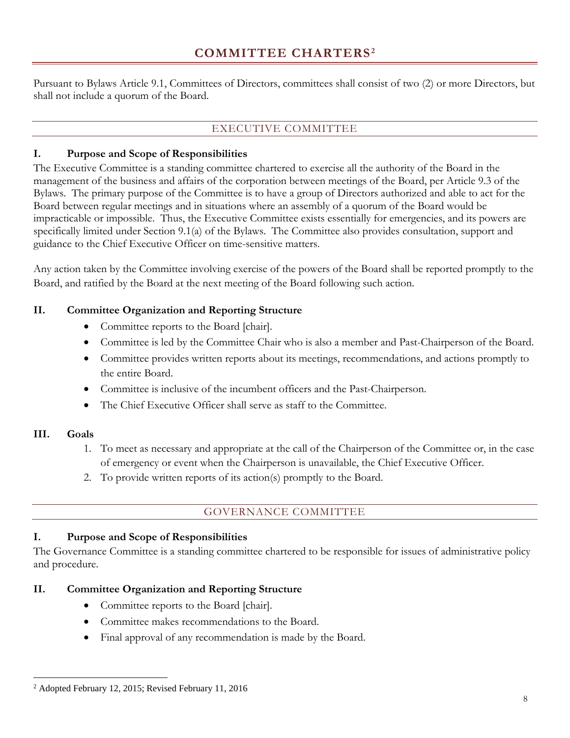# COMMITTEE CHARTERS[2]

Pursuant to Bylaws Article 9.1, Committees of Directors, committees shall consist of two (2) or more Directors, but shall not include a quorum of the Board.

## EXECUTIVE COMMITTEE

### I. Purpose and Scope of Responsibilities

The Executive Committee is a standing committee chartered to exercise all the authority of the Board in the management of the business and affairs of the corporation between meetings of the Board, per Article 9.3 of the Bylaws. The primary purpose of the Committee is to have a group of Directors authorized and able to act for the Board between regular meetings and in situations where an assembly of a quorum of the Board would be impracticable or impossible. Thus, the Executive Committee exists essentially for emergencies, and its powers are specifically limited under Section 9.1(a) of the Bylaws. The Committee also provides consultation, support and guidance to the Chief Executive Officer on time-sensitive matters.

Any action taken by the Committee involving exercise of the powers of the Board shall be reported promptly to the Board, and ratified by the Board at the next meeting of the Board following such action.

### II. Committee Organization and Reporting Structure

- Committee reports to the Board [chair].
- Committee is led by the Committee Chair who is also a member and Past-Chairperson of the Board.
- Committee provides written reports about its meetings, recommendations, and actions promptly to the entire Board.
- Committee is inclusive of the incumbent officers and the Past-Chairperson.
- The Chief Executive Officer shall serve as staff to the Committee.

### III. Goals

1. To meet as necessary and appropriate at the call of the Chairperson of the Committee or, in the case of emergency or event when the Chairperson is unavailable, the Chief Executive Officer.
2. To provide written reports of its action(s) promptly to the Board.

## GOVERNANCE COMMITTEE

### I. Purpose and Scope of Responsibilities

The Governance Committee is a standing committee chartered to be responsible for issues of administrative policy and procedure.

### II. Committee Organization and Reporting Structure

- Committee reports to the Board [chair].
- Committee makes recommendations to the Board.
- Final approval of any recommendation is made by the Board.

---

[2] Adopted February 12, 2015; Revised February 11, 2016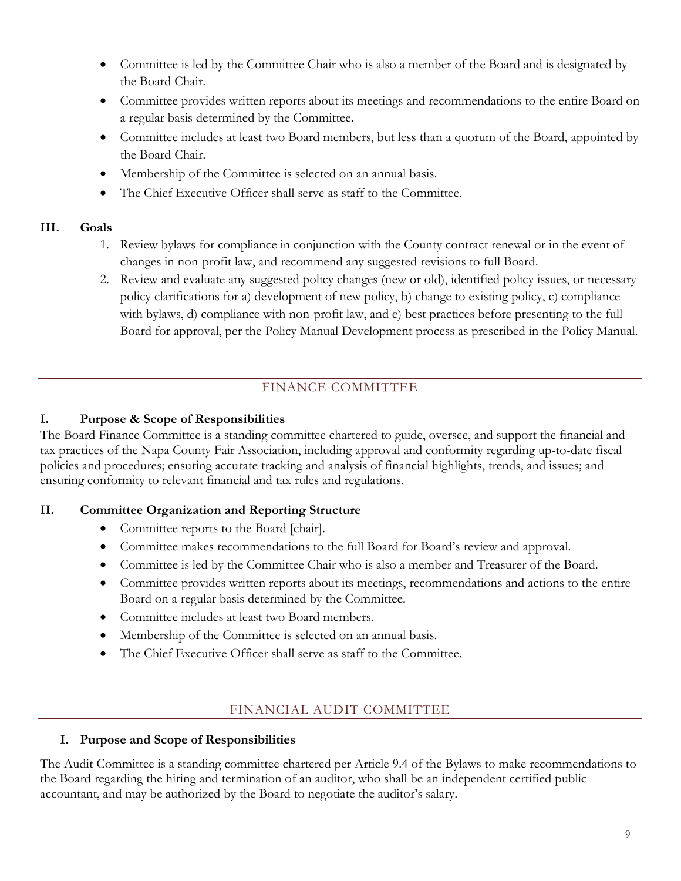- Committee is led by the Committee Chair who is also a member of the Board and is designated by the Board Chair.
- Committee provides written reports about its meetings and recommendations to the entire Board on a regular basis determined by the Committee.
- Committee includes at least two Board members, but less than a quorum of the Board, appointed by the Board Chair.
- Membership of the Committee is selected on an annual basis.
- The Chief Executive Officer shall serve as staff to the Committee.

### III. Goals

1. Review bylaws for compliance in conjunction with the County contract renewal or in the event of changes in non-profit law, and recommend any suggested revisions to full Board.
2. Review and evaluate any suggested policy changes (new or old), identified policy issues, or necessary policy clarifications for a) development of new policy, b) change to existing policy, c) compliance with bylaws, d) compliance with non-profit law, and e) best practices before presenting to the full Board for approval, per the Policy Manual Development process as prescribed in the Policy Manual.

## FINANCE COMMITTEE

### I. Purpose & Scope of Responsibilities

The Board Finance Committee is a standing committee chartered to guide, oversee, and support the financial and tax practices of the Napa County Fair Association, including approval and conformity regarding up-to-date fiscal policies and procedures; ensuring accurate tracking and analysis of financial highlights, trends, and issues; and ensuring conformity to relevant financial and tax rules and regulations.

### II. Committee Organization and Reporting Structure

- Committee reports to the Board [chair].
- Committee makes recommendations to the full Board for Board's review and approval.
- Committee is led by the Committee Chair who is also a member and Treasurer of the Board.
- Committee provides written reports about its meetings, recommendations and actions to the entire Board on a regular basis determined by the Committee.
- Committee includes at least two Board members.
- Membership of the Committee is selected on an annual basis.
- The Chief Executive Officer shall serve as staff to the Committee.

## FINANCIAL AUDIT COMMITTEE

### I. Purpose and Scope of Responsibilities

The Audit Committee is a standing committee chartered per Article 9.4 of the Bylaws to make recommendations to the Board regarding the hiring and termination of an auditor, who shall be an independent certified public accountant, and may be authorized by the Board to negotiate the auditor's salary.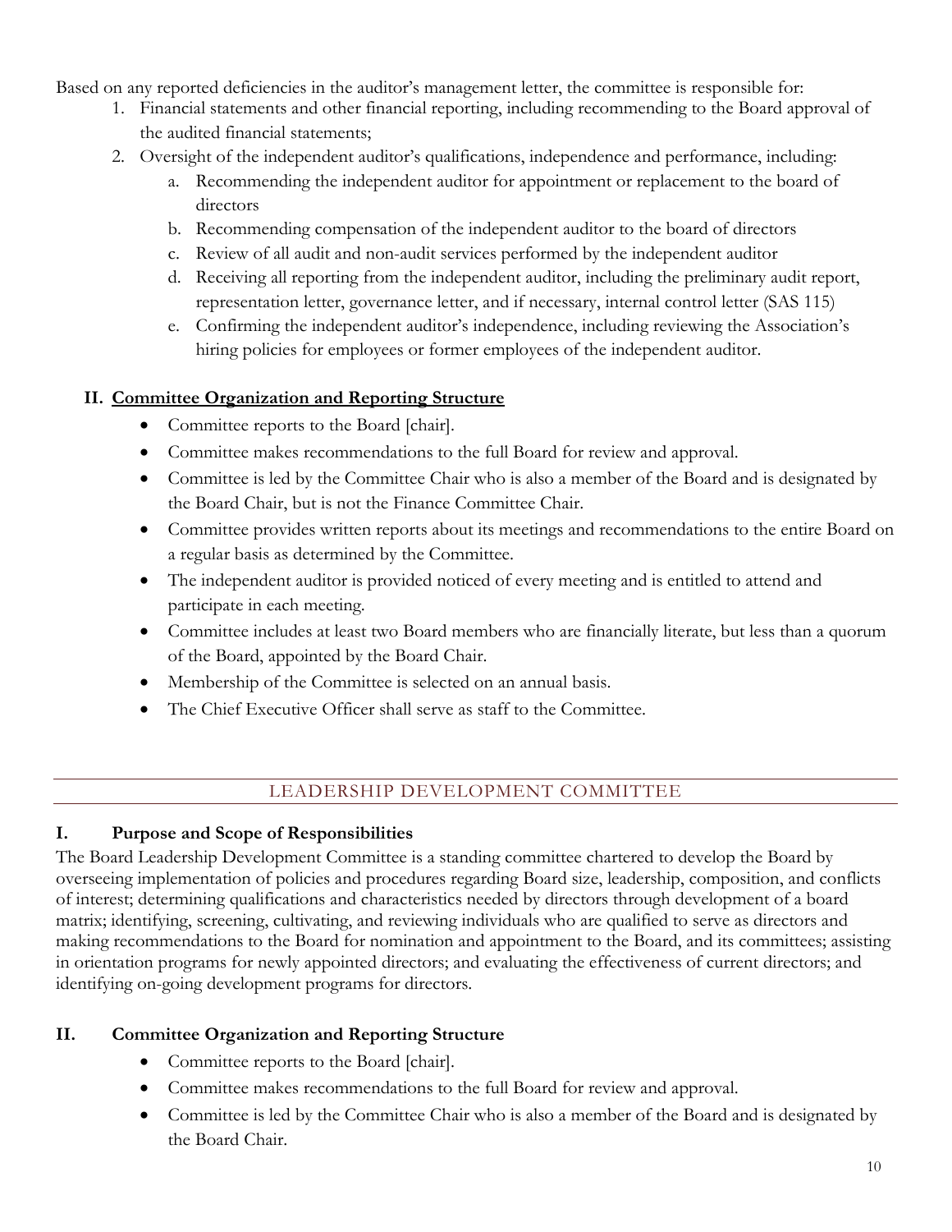Based on any reported deficiencies in the auditor's management letter, the committee is responsible for:

1. Financial statements and other financial reporting, including recommending to the Board approval of the audited financial statements;
2. Oversight of the independent auditor's qualifications, independence and performance, including:
   a. Recommending the independent auditor for appointment or replacement to the board of directors
   b. Recommending compensation of the independent auditor to the board of directors
   c. Review of all audit and non-audit services performed by the independent auditor
   d. Receiving all reporting from the independent auditor, including the preliminary audit report, representation letter, governance letter, and if necessary, internal control letter (SAS 115)
   e. Confirming the independent auditor's independence, including reviewing the Association's hiring policies for employees or former employees of the independent auditor.

### II. Committee Organization and Reporting Structure

- Committee reports to the Board [chair].
- Committee makes recommendations to the full Board for review and approval.
- Committee is led by the Committee Chair who is also a member of the Board and is designated by the Board Chair, but is not the Finance Committee Chair.
- Committee provides written reports about its meetings and recommendations to the entire Board on a regular basis as determined by the Committee.
- The independent auditor is provided noticed of every meeting and is entitled to attend and participate in each meeting.
- Committee includes at least two Board members who are financially literate, but less than a quorum of the Board, appointed by the Board Chair.
- Membership of the Committee is selected on an annual basis.
- The Chief Executive Officer shall serve as staff to the Committee.

## LEADERSHIP DEVELOPMENT COMMITTEE

### I. Purpose and Scope of Responsibilities

The Board Leadership Development Committee is a standing committee chartered to develop the Board by overseeing implementation of policies and procedures regarding Board size, leadership, composition, and conflicts of interest; determining qualifications and characteristics needed by directors through development of a board matrix; identifying, screening, cultivating, and reviewing individuals who are qualified to serve as directors and making recommendations to the Board for nomination and appointment to the Board, and its committees; assisting in orientation programs for newly appointed directors; and evaluating the effectiveness of current directors; and identifying on-going development programs for directors.

### II. Committee Organization and Reporting Structure

- Committee reports to the Board [chair].
- Committee makes recommendations to the full Board for review and approval.
- Committee is led by the Committee Chair who is also a member of the Board and is designated by the Board Chair.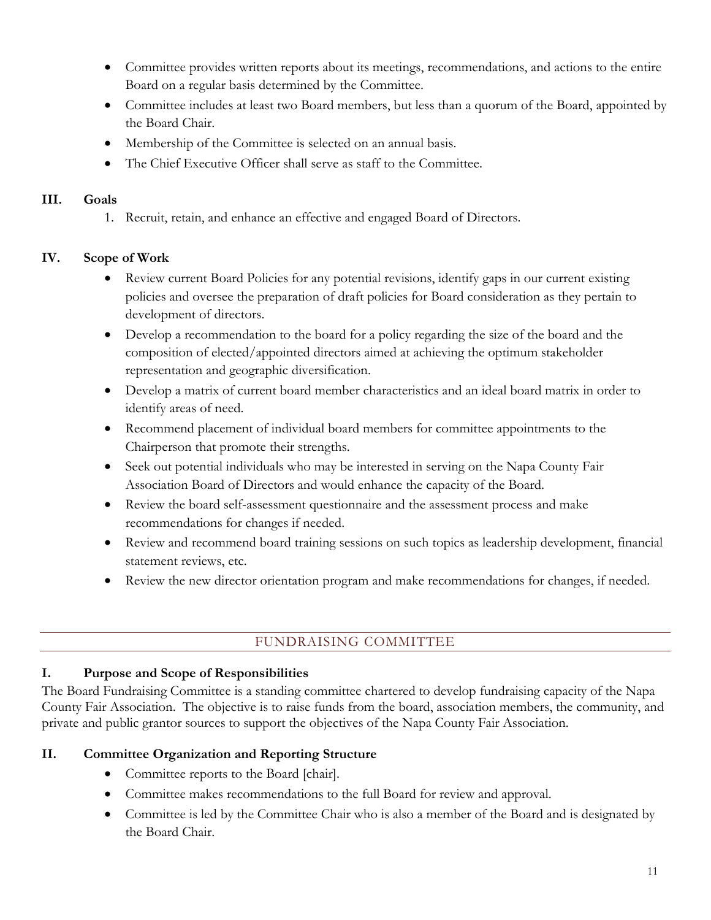- Committee provides written reports about its meetings, recommendations, and actions to the entire Board on a regular basis determined by the Committee.
- Committee includes at least two Board members, but less than a quorum of the Board, appointed by the Board Chair.
- Membership of the Committee is selected on an annual basis.
- The Chief Executive Officer shall serve as staff to the Committee.

### III. Goals

1. Recruit, retain, and enhance an effective and engaged Board of Directors.

### IV. Scope of Work

- Review current Board Policies for any potential revisions, identify gaps in our current existing policies and oversee the preparation of draft policies for Board consideration as they pertain to development of directors.
- Develop a recommendation to the board for a policy regarding the size of the board and the composition of elected/appointed directors aimed at achieving the optimum stakeholder representation and geographic diversification.
- Develop a matrix of current board member characteristics and an ideal board matrix in order to identify areas of need.
- Recommend placement of individual board members for committee appointments to the Chairperson that promote their strengths.
- Seek out potential individuals who may be interested in serving on the Napa County Fair Association Board of Directors and would enhance the capacity of the Board.
- Review the board self-assessment questionnaire and the assessment process and make recommendations for changes if needed.
- Review and recommend board training sessions on such topics as leadership development, financial statement reviews, etc.
- Review the new director orientation program and make recommendations for changes, if needed.

## FUNDRAISING COMMITTEE

### I. Purpose and Scope of Responsibilities

The Board Fundraising Committee is a standing committee chartered to develop fundraising capacity of the Napa County Fair Association. The objective is to raise funds from the board, association members, the community, and private and public grantor sources to support the objectives of the Napa County Fair Association.

### II. Committee Organization and Reporting Structure

- Committee reports to the Board [chair].
- Committee makes recommendations to the full Board for review and approval.
- Committee is led by the Committee Chair who is also a member of the Board and is designated by the Board Chair.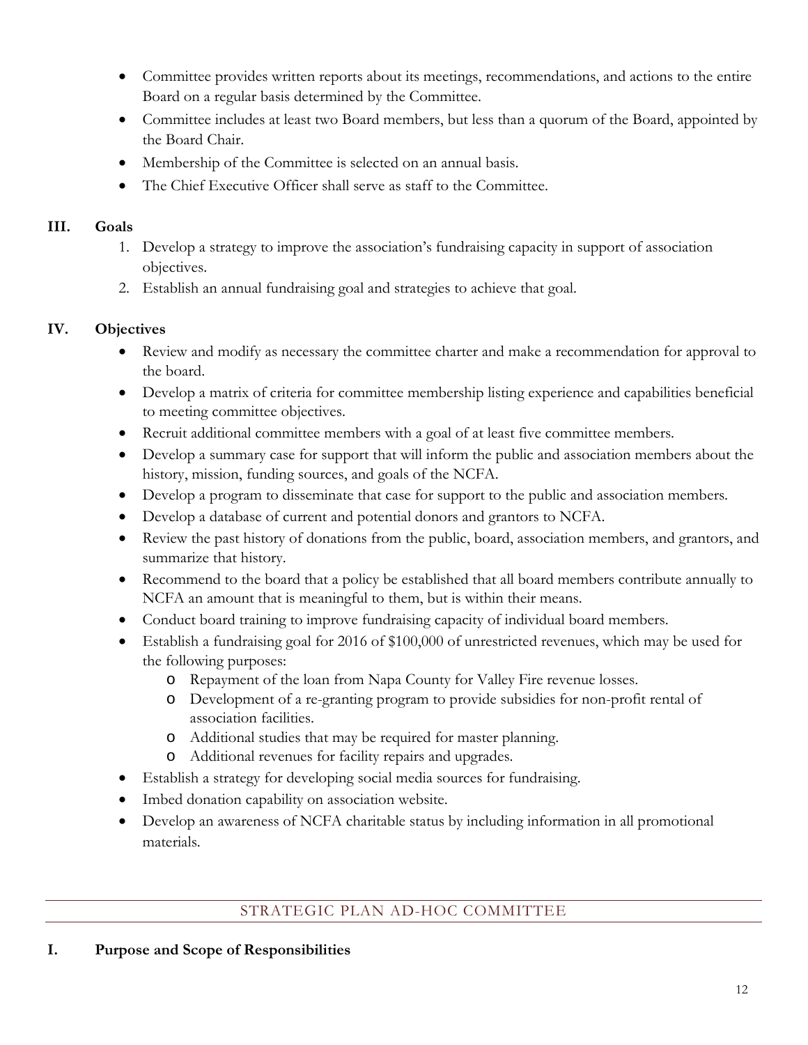- Committee provides written reports about its meetings, recommendations, and actions to the entire Board on a regular basis determined by the Committee.
- Committee includes at least two Board members, but less than a quorum of the Board, appointed by the Board Chair.
- Membership of the Committee is selected on an annual basis.
- The Chief Executive Officer shall serve as staff to the Committee.

## III. Goals

1. Develop a strategy to improve the association's fundraising capacity in support of association objectives.
2. Establish an annual fundraising goal and strategies to achieve that goal.

## IV. Objectives

- Review and modify as necessary the committee charter and make a recommendation for approval to the board.
- Develop a matrix of criteria for committee membership listing experience and capabilities beneficial to meeting committee objectives.
- Recruit additional committee members with a goal of at least five committee members.
- Develop a summary case for support that will inform the public and association members about the history, mission, funding sources, and goals of the NCFA.
- Develop a program to disseminate that case for support to the public and association members.
- Develop a database of current and potential donors and grantors to NCFA.
- Review the past history of donations from the public, board, association members, and grantors, and summarize that history.
- Recommend to the board that a policy be established that all board members contribute annually to NCFA an amount that is meaningful to them, but is within their means.
- Conduct board training to improve fundraising capacity of individual board members.
- Establish a fundraising goal for 2016 of $100,000 of unrestricted revenues, which may be used for the following purposes:
  - Repayment of the loan from Napa County for Valley Fire revenue losses.
  - Development of a re-granting program to provide subsidies for non-profit rental of association facilities.
  - Additional studies that may be required for master planning.
  - Additional revenues for facility repairs and upgrades.
- Establish a strategy for developing social media sources for fundraising.
- Imbed donation capability on association website.
- Develop an awareness of NCFA charitable status by including information in all promotional materials.

# STRATEGIC PLAN AD-HOC COMMITTEE

## I. Purpose and Scope of Responsibilities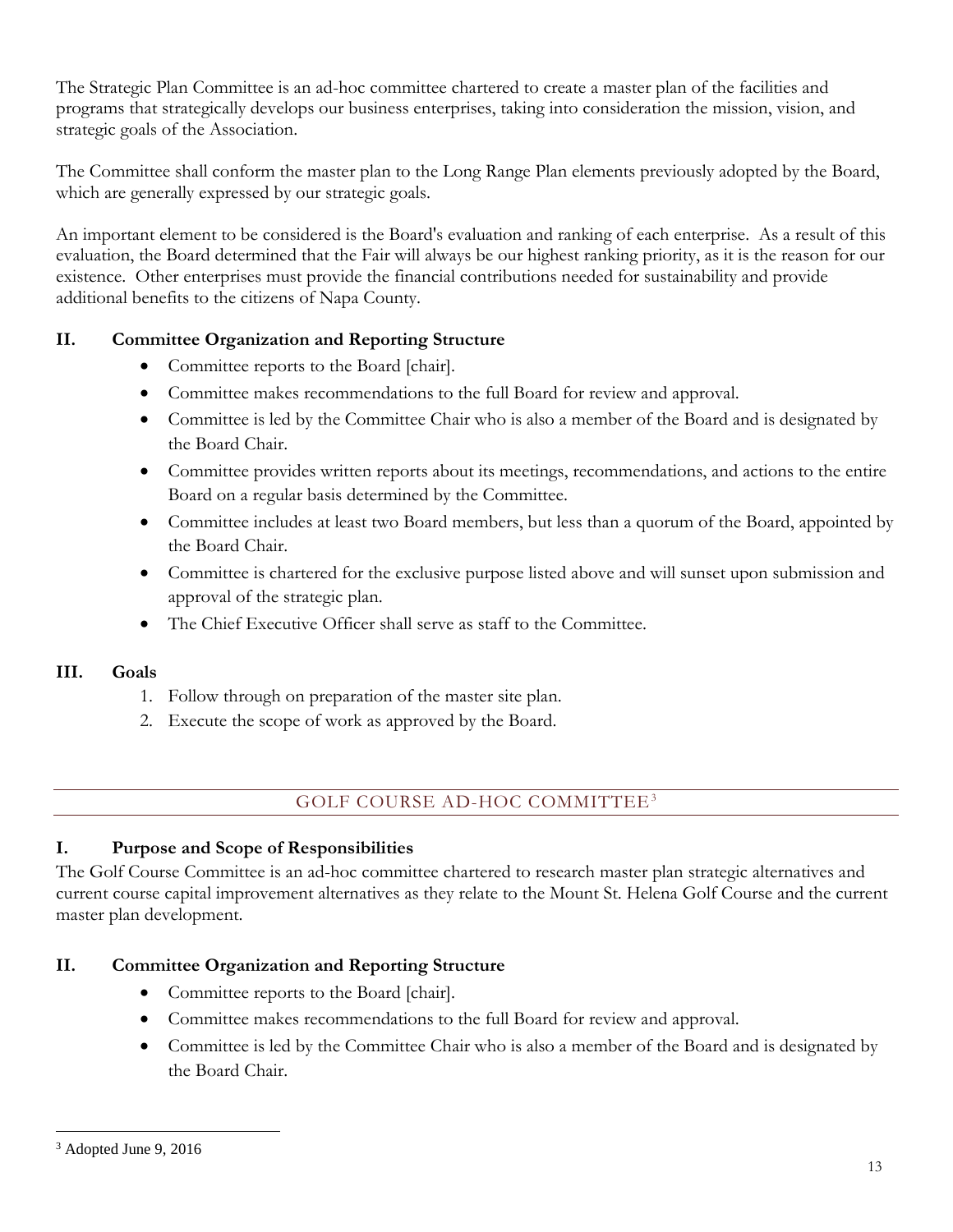The Strategic Plan Committee is an ad-hoc committee chartered to create a master plan of the facilities and programs that strategically develops our business enterprises, taking into consideration the mission, vision, and strategic goals of the Association.

The Committee shall conform the master plan to the Long Range Plan elements previously adopted by the Board, which are generally expressed by our strategic goals.

An important element to be considered is the Board's evaluation and ranking of each enterprise. As a result of this evaluation, the Board determined that the Fair will always be our highest ranking priority, as it is the reason for our existence. Other enterprises must provide the financial contributions needed for sustainability and provide additional benefits to the citizens of Napa County.

### II. Committee Organization and Reporting Structure

- Committee reports to the Board [chair].
- Committee makes recommendations to the full Board for review and approval.
- Committee is led by the Committee Chair who is also a member of the Board and is designated by the Board Chair.
- Committee provides written reports about its meetings, recommendations, and actions to the entire Board on a regular basis determined by the Committee.
- Committee includes at least two Board members, but less than a quorum of the Board, appointed by the Board Chair.
- Committee is chartered for the exclusive purpose listed above and will sunset upon submission and approval of the strategic plan.
- The Chief Executive Officer shall serve as staff to the Committee.

### III. Goals

1. Follow through on preparation of the master site plan.
2. Execute the scope of work as approved by the Board.

## GOLF COURSE AD-HOC COMMITTEE[3]

### I. Purpose and Scope of Responsibilities

The Golf Course Committee is an ad-hoc committee chartered to research master plan strategic alternatives and current course capital improvement alternatives as they relate to the Mount St. Helena Golf Course and the current master plan development.

### II. Committee Organization and Reporting Structure

- Committee reports to the Board [chair].
- Committee makes recommendations to the full Board for review and approval.
- Committee is led by the Committee Chair who is also a member of the Board and is designated by the Board Chair.

[3] Adopted June 9, 2016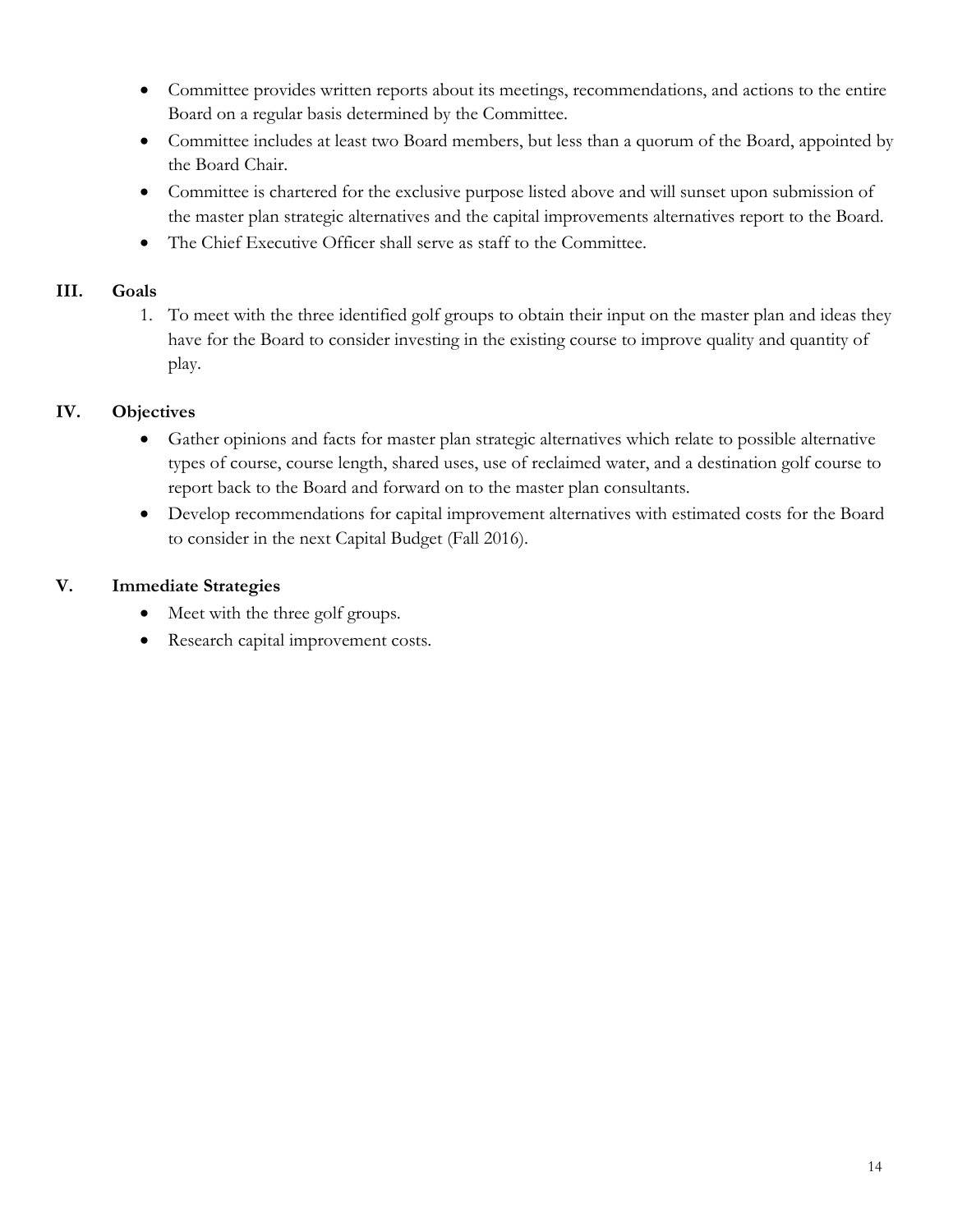- Committee provides written reports about its meetings, recommendations, and actions to the entire Board on a regular basis determined by the Committee.
- Committee includes at least two Board members, but less than a quorum of the Board, appointed by the Board Chair.
- Committee is chartered for the exclusive purpose listed above and will sunset upon submission of the master plan strategic alternatives and the capital improvements alternatives report to the Board.
- The Chief Executive Officer shall serve as staff to the Committee.

## III. Goals

1. To meet with the three identified golf groups to obtain their input on the master plan and ideas they have for the Board to consider investing in the existing course to improve quality and quantity of play.

## IV. Objectives

- Gather opinions and facts for master plan strategic alternatives which relate to possible alternative types of course, course length, shared uses, use of reclaimed water, and a destination golf course to report back to the Board and forward on to the master plan consultants.
- Develop recommendations for capital improvement alternatives with estimated costs for the Board to consider in the next Capital Budget (Fall 2016).

## V. Immediate Strategies

- Meet with the three golf groups.
- Research capital improvement costs.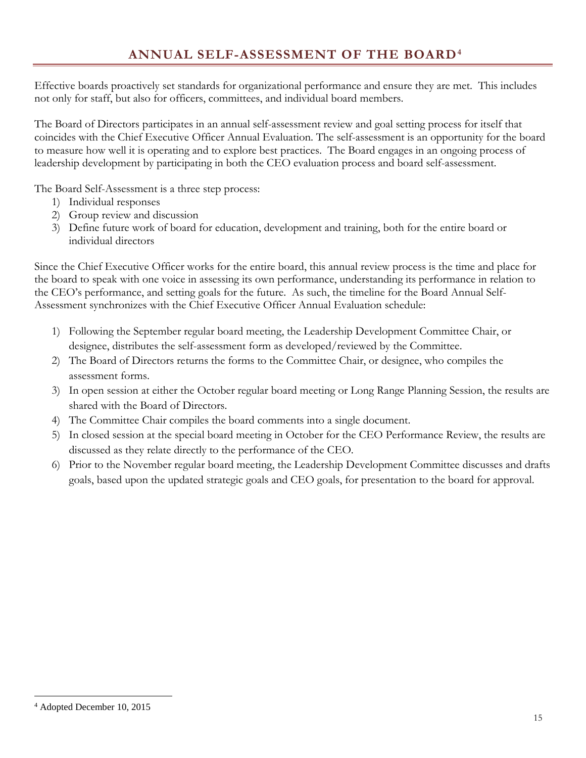# ANNUAL SELF-ASSESSMENT OF THE BOARD[4]

Effective boards proactively set standards for organizational performance and ensure they are met. This includes not only for staff, but also for officers, committees, and individual board members.

The Board of Directors participates in an annual self-assessment review and goal setting process for itself that coincides with the Chief Executive Officer Annual Evaluation. The self-assessment is an opportunity for the board to measure how well it is operating and to explore best practices. The Board engages in an ongoing process of leadership development by participating in both the CEO evaluation process and board self-assessment.

The Board Self-Assessment is a three step process:

1) Individual responses
2) Group review and discussion
3) Define future work of board for education, development and training, both for the entire board or individual directors

Since the Chief Executive Officer works for the entire board, this annual review process is the time and place for the board to speak with one voice in assessing its own performance, understanding its performance in relation to the CEO's performance, and setting goals for the future. As such, the timeline for the Board Annual Self-Assessment synchronizes with the Chief Executive Officer Annual Evaluation schedule:

1) Following the September regular board meeting, the Leadership Development Committee Chair, or designee, distributes the self-assessment form as developed/reviewed by the Committee.
2) The Board of Directors returns the forms to the Committee Chair, or designee, who compiles the assessment forms.
3) In open session at either the October regular board meeting or Long Range Planning Session, the results are shared with the Board of Directors.
4) The Committee Chair compiles the board comments into a single document.
5) In closed session at the special board meeting in October for the CEO Performance Review, the results are discussed as they relate directly to the performance of the CEO.
6) Prior to the November regular board meeting, the Leadership Development Committee discusses and drafts goals, based upon the updated strategic goals and CEO goals, for presentation to the board for approval.

---

[4] Adopted December 10, 2015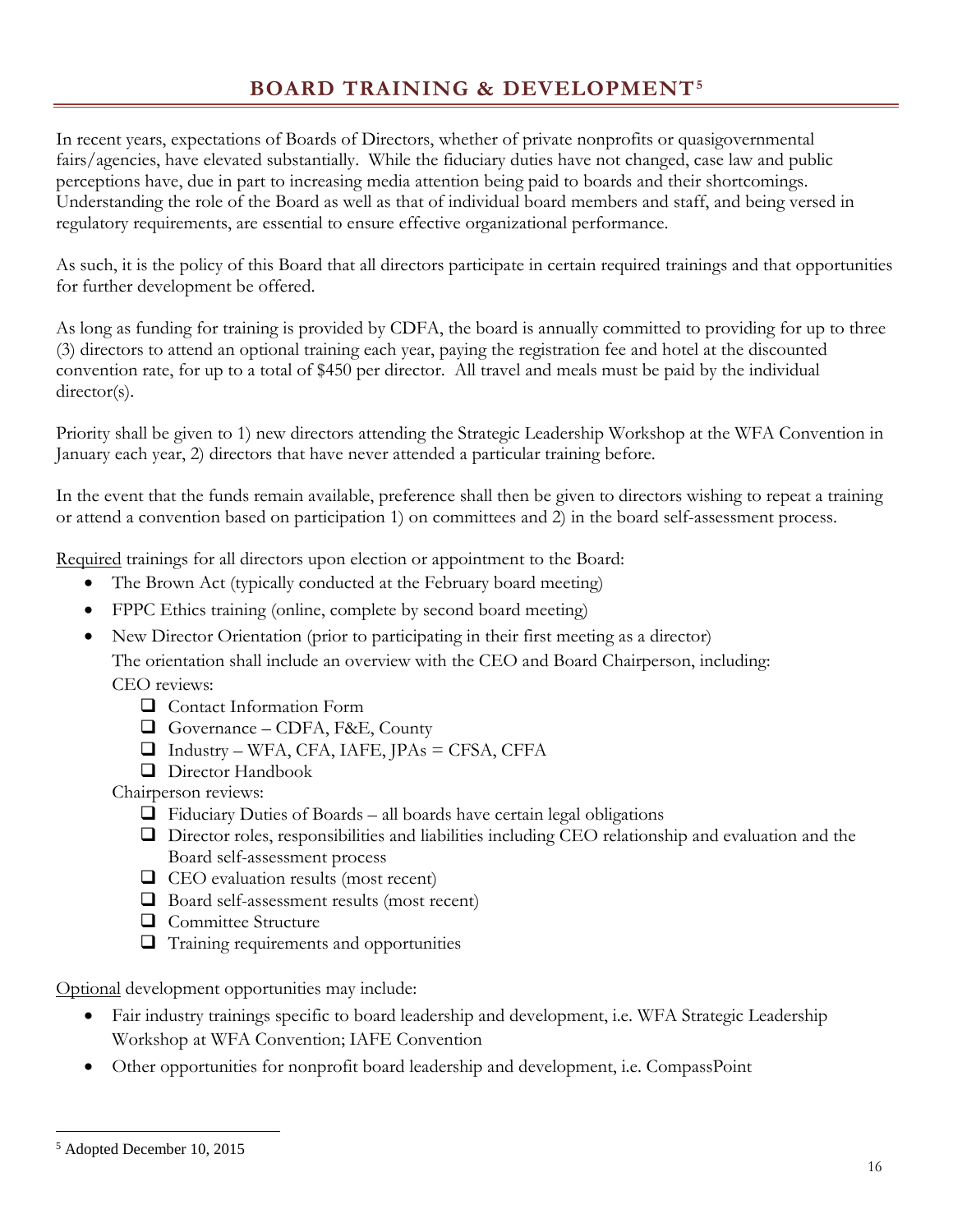# BOARD TRAINING & DEVELOPMENT[5]

In recent years, expectations of Boards of Directors, whether of private nonprofits or quasigovernmental fairs/agencies, have elevated substantially. While the fiduciary duties have not changed, case law and public perceptions have, due in part to increasing media attention being paid to boards and their shortcomings. Understanding the role of the Board as well as that of individual board members and staff, and being versed in regulatory requirements, are essential to ensure effective organizational performance.

As such, it is the policy of this Board that all directors participate in certain required trainings and that opportunities for further development be offered.

As long as funding for training is provided by CDFA, the board is annually committed to providing for up to three (3) directors to attend an optional training each year, paying the registration fee and hotel at the discounted convention rate, for up to a total of $450 per director. All travel and meals must be paid by the individual director(s).

Priority shall be given to 1) new directors attending the Strategic Leadership Workshop at the WFA Convention in January each year, 2) directors that have never attended a particular training before.

In the event that the funds remain available, preference shall then be given to directors wishing to repeat a training or attend a convention based on participation 1) on committees and 2) in the board self-assessment process.

Required trainings for all directors upon election or appointment to the Board:

- The Brown Act (typically conducted at the February board meeting)
- FPPC Ethics training (online, complete by second board meeting)
- New Director Orientation (prior to participating in their first meeting as a director)

  The orientation shall include an overview with the CEO and Board Chairperson, including:

  CEO reviews:
  - ❑ Contact Information Form
  - ❑ Governance – CDFA, F&E, County
  - ❑ Industry – WFA, CFA, IAFE, JPAs = CFSA, CFFA
  - ❑ Director Handbook

  Chairperson reviews:
  - ❑ Fiduciary Duties of Boards – all boards have certain legal obligations
  - ❑ Director roles, responsibilities and liabilities including CEO relationship and evaluation and the Board self-assessment process
  - ❑ CEO evaluation results (most recent)
  - ❑ Board self-assessment results (most recent)
  - ❑ Committee Structure
  - ❑ Training requirements and opportunities

Optional development opportunities may include:

- Fair industry trainings specific to board leadership and development, i.e. WFA Strategic Leadership Workshop at WFA Convention; IAFE Convention
- Other opportunities for nonprofit board leadership and development, i.e. CompassPoint

---

[5] Adopted December 10, 2015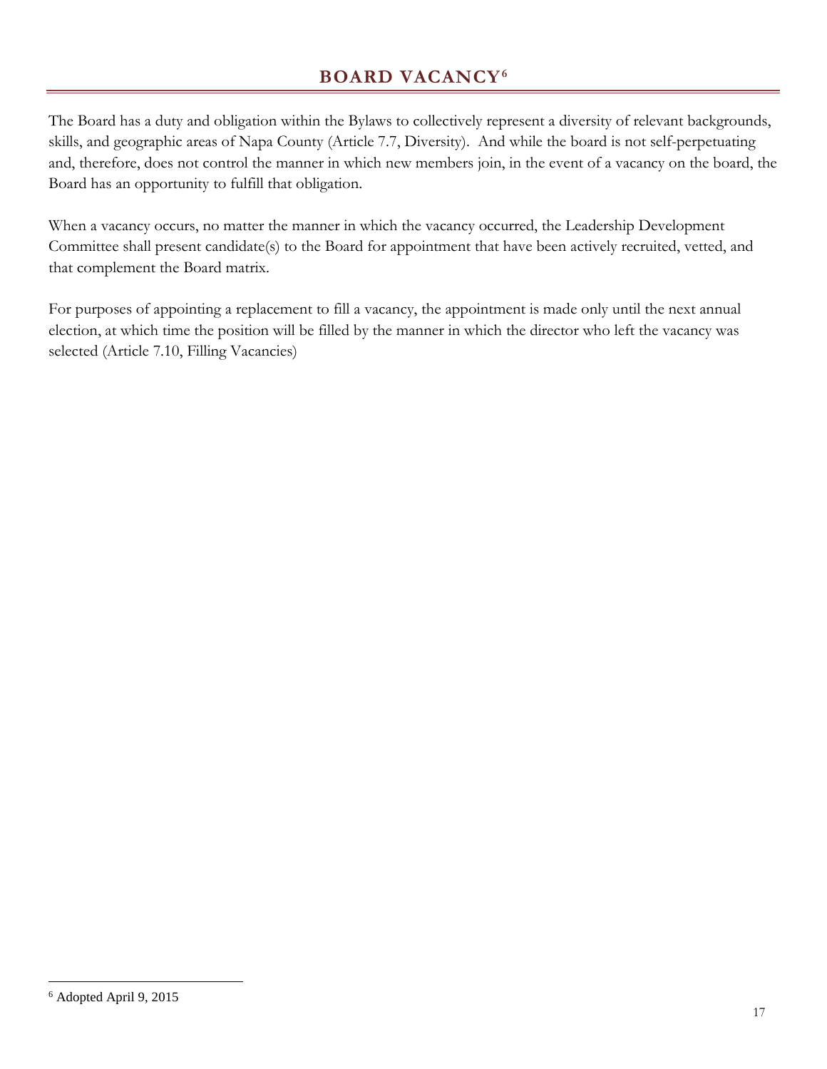# BOARD VACANCY[6]

The Board has a duty and obligation within the Bylaws to collectively represent a diversity of relevant backgrounds, skills, and geographic areas of Napa County (Article 7.7, Diversity). And while the board is not self-perpetuating and, therefore, does not control the manner in which new members join, in the event of a vacancy on the board, the Board has an opportunity to fulfill that obligation.

When a vacancy occurs, no matter the manner in which the vacancy occurred, the Leadership Development Committee shall present candidate(s) to the Board for appointment that have been actively recruited, vetted, and that complement the Board matrix.

For purposes of appointing a replacement to fill a vacancy, the appointment is made only until the next annual election, at which time the position will be filled by the manner in which the director who left the vacancy was selected (Article 7.10, Filling Vacancies)

---

[6] Adopted April 9, 2015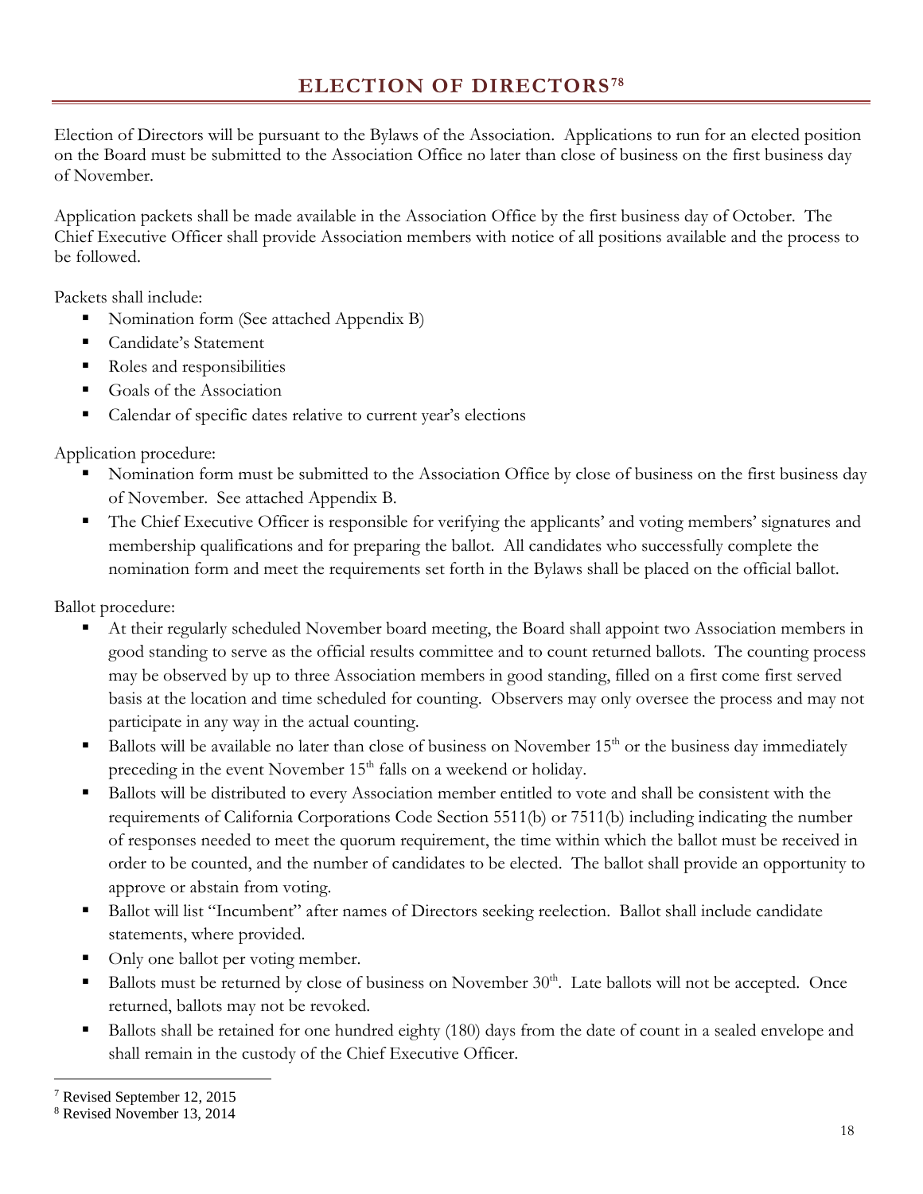# ELECTION OF DIRECTORS[7][8]

Election of Directors will be pursuant to the Bylaws of the Association. Applications to run for an elected position on the Board must be submitted to the Association Office no later than close of business on the first business day of November.

Application packets shall be made available in the Association Office by the first business day of October. The Chief Executive Officer shall provide Association members with notice of all positions available and the process to be followed.

Packets shall include:

- Nomination form (See attached Appendix B)
- Candidate's Statement
- Roles and responsibilities
- Goals of the Association
- Calendar of specific dates relative to current year's elections

Application procedure:

- Nomination form must be submitted to the Association Office by close of business on the first business day of November. See attached Appendix B.
- The Chief Executive Officer is responsible for verifying the applicants' and voting members' signatures and membership qualifications and for preparing the ballot. All candidates who successfully complete the nomination form and meet the requirements set forth in the Bylaws shall be placed on the official ballot.

Ballot procedure:

- At their regularly scheduled November board meeting, the Board shall appoint two Association members in good standing to serve as the official results committee and to count returned ballots. The counting process may be observed by up to three Association members in good standing, filled on a first come first served basis at the location and time scheduled for counting. Observers may only oversee the process and may not participate in any way in the actual counting.
- Ballots will be available no later than close of business on November 15th or the business day immediately preceding in the event November 15th falls on a weekend or holiday.
- Ballots will be distributed to every Association member entitled to vote and shall be consistent with the requirements of California Corporations Code Section 5511(b) or 7511(b) including indicating the number of responses needed to meet the quorum requirement, the time within which the ballot must be received in order to be counted, and the number of candidates to be elected. The ballot shall provide an opportunity to approve or abstain from voting.
- Ballot will list "Incumbent" after names of Directors seeking reelection. Ballot shall include candidate statements, where provided.
- Only one ballot per voting member.
- Ballots must be returned by close of business on November 30th. Late ballots will not be accepted. Once returned, ballots may not be revoked.
- Ballots shall be retained for one hundred eighty (180) days from the date of count in a sealed envelope and shall remain in the custody of the Chief Executive Officer.

---

[7] Revised September 12, 2015

[8] Revised November 13, 2014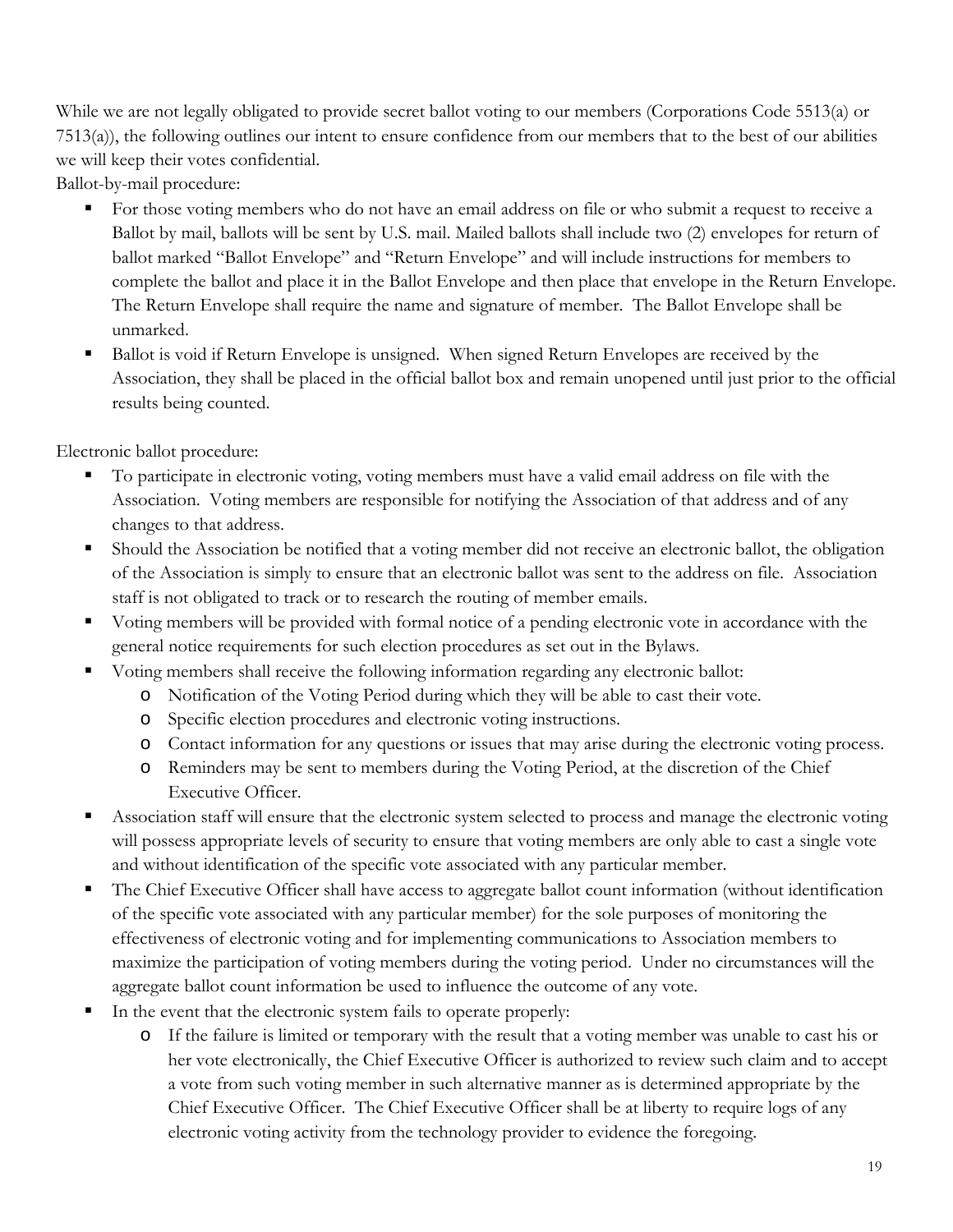While we are not legally obligated to provide secret ballot voting to our members (Corporations Code 5513(a) or 7513(a)), the following outlines our intent to ensure confidence from our members that to the best of our abilities we will keep their votes confidential.

Ballot-by-mail procedure:

- For those voting members who do not have an email address on file or who submit a request to receive a Ballot by mail, ballots will be sent by U.S. mail. Mailed ballots shall include two (2) envelopes for return of ballot marked "Ballot Envelope" and "Return Envelope" and will include instructions for members to complete the ballot and place it in the Ballot Envelope and then place that envelope in the Return Envelope. The Return Envelope shall require the name and signature of member. The Ballot Envelope shall be unmarked.
- Ballot is void if Return Envelope is unsigned. When signed Return Envelopes are received by the Association, they shall be placed in the official ballot box and remain unopened until just prior to the official results being counted.

Electronic ballot procedure:

- To participate in electronic voting, voting members must have a valid email address on file with the Association. Voting members are responsible for notifying the Association of that address and of any changes to that address.
- Should the Association be notified that a voting member did not receive an electronic ballot, the obligation of the Association is simply to ensure that an electronic ballot was sent to the address on file. Association staff is not obligated to track or to research the routing of member emails.
- Voting members will be provided with formal notice of a pending electronic vote in accordance with the general notice requirements for such election procedures as set out in the Bylaws.
- Voting members shall receive the following information regarding any electronic ballot:
  - Notification of the Voting Period during which they will be able to cast their vote.
  - Specific election procedures and electronic voting instructions.
  - Contact information for any questions or issues that may arise during the electronic voting process.
  - Reminders may be sent to members during the Voting Period, at the discretion of the Chief Executive Officer.
- Association staff will ensure that the electronic system selected to process and manage the electronic voting will possess appropriate levels of security to ensure that voting members are only able to cast a single vote and without identification of the specific vote associated with any particular member.
- The Chief Executive Officer shall have access to aggregate ballot count information (without identification of the specific vote associated with any particular member) for the sole purposes of monitoring the effectiveness of electronic voting and for implementing communications to Association members to maximize the participation of voting members during the voting period. Under no circumstances will the aggregate ballot count information be used to influence the outcome of any vote.
- In the event that the electronic system fails to operate properly:
  - If the failure is limited or temporary with the result that a voting member was unable to cast his or her vote electronically, the Chief Executive Officer is authorized to review such claim and to accept a vote from such voting member in such alternative manner as is determined appropriate by the Chief Executive Officer. The Chief Executive Officer shall be at liberty to require logs of any electronic voting activity from the technology provider to evidence the foregoing.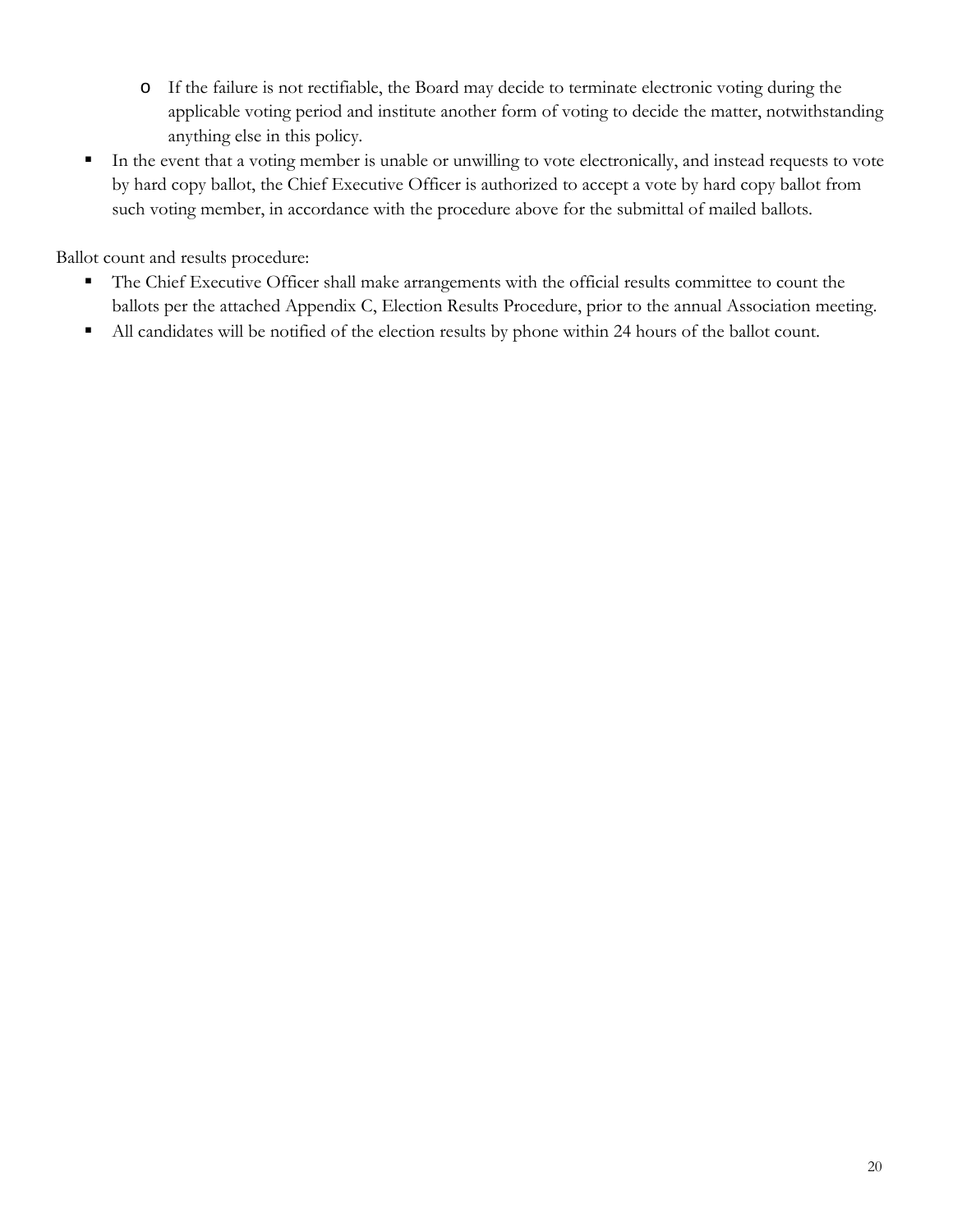- If the failure is not rectifiable, the Board may decide to terminate electronic voting during the applicable voting period and institute another form of voting to decide the matter, notwithstanding anything else in this policy.
- In the event that a voting member is unable or unwilling to vote electronically, and instead requests to vote by hard copy ballot, the Chief Executive Officer is authorized to accept a vote by hard copy ballot from such voting member, in accordance with the procedure above for the submittal of mailed ballots.

Ballot count and results procedure:

- The Chief Executive Officer shall make arrangements with the official results committee to count the ballots per the attached Appendix C, Election Results Procedure, prior to the annual Association meeting.
- All candidates will be notified of the election results by phone within 24 hours of the ballot count.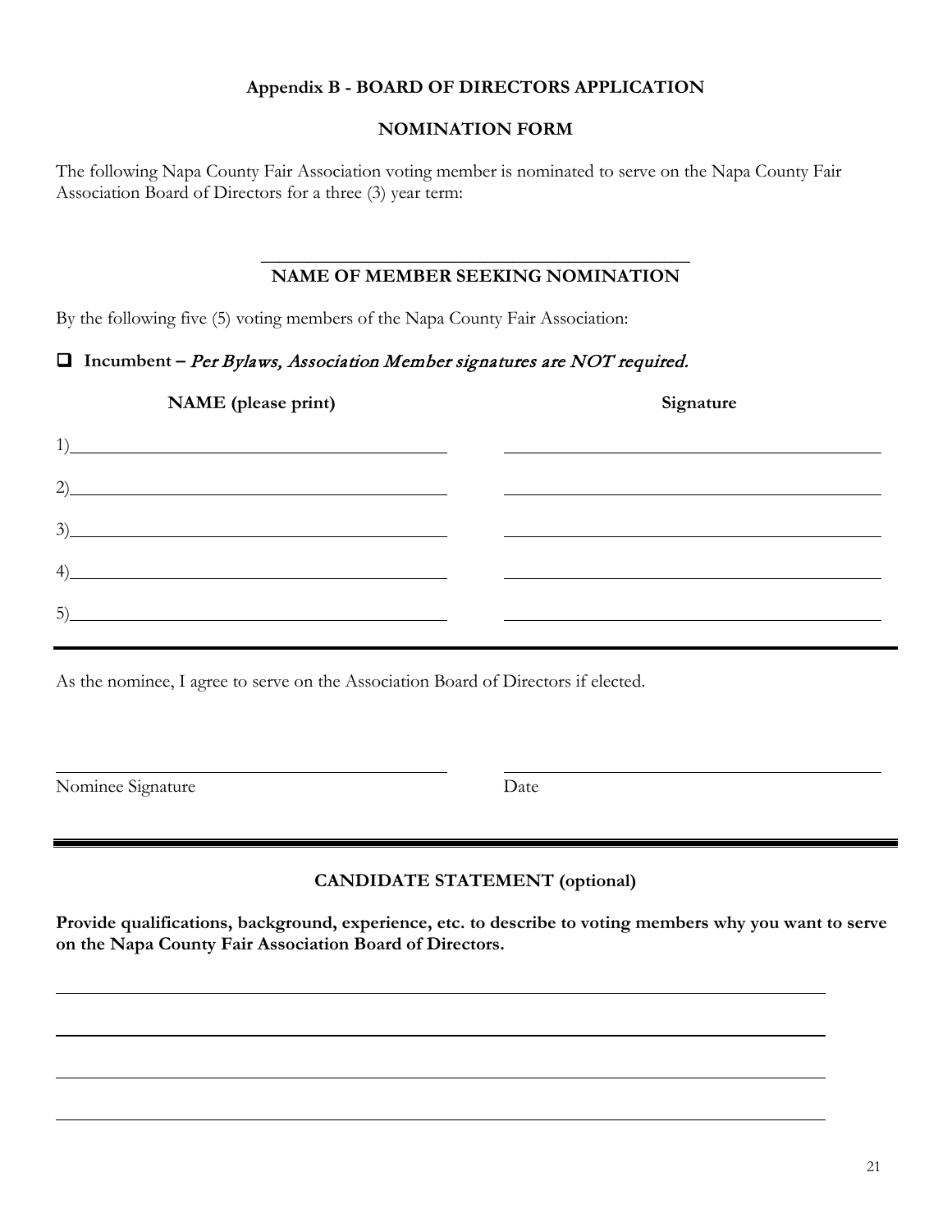## Appendix B - BOARD OF DIRECTORS APPLICATION

### NOMINATION FORM

The following Napa County Fair Association voting member is nominated to serve on the Napa County Fair Association Board of Directors for a three (3) year term:

\_\_\_\_\_\_\_\_\_\_\_\_\_\_\_\_\_\_\_\_\_\_\_\_\_\_\_\_\_\_\_\_\_\_\_\_\_\_\_\_\_\_\_\_

**NAME OF MEMBER SEEKING NOMINATION**

By the following five (5) voting members of the Napa County Fair Association:

☐ **Incumbent –** *Per Bylaws, Association Member signatures are NOT required.*

| NAME (please print) | Signature |
|---|---|
| 1)\_\_\_\_\_\_\_\_\_\_\_\_\_\_\_\_\_\_\_\_\_\_\_\_\_\_\_\_\_\_ | \_\_\_\_\_\_\_\_\_\_\_\_\_\_\_\_\_\_\_\_\_\_\_\_\_\_\_\_\_\_ |
| 2)\_\_\_\_\_\_\_\_\_\_\_\_\_\_\_\_\_\_\_\_\_\_\_\_\_\_\_\_\_\_ | \_\_\_\_\_\_\_\_\_\_\_\_\_\_\_\_\_\_\_\_\_\_\_\_\_\_\_\_\_\_ |
| 3)\_\_\_\_\_\_\_\_\_\_\_\_\_\_\_\_\_\_\_\_\_\_\_\_\_\_\_\_\_\_ | \_\_\_\_\_\_\_\_\_\_\_\_\_\_\_\_\_\_\_\_\_\_\_\_\_\_\_\_\_\_ |
| 4)\_\_\_\_\_\_\_\_\_\_\_\_\_\_\_\_\_\_\_\_\_\_\_\_\_\_\_\_\_\_ | \_\_\_\_\_\_\_\_\_\_\_\_\_\_\_\_\_\_\_\_\_\_\_\_\_\_\_\_\_\_ |
| 5)\_\_\_\_\_\_\_\_\_\_\_\_\_\_\_\_\_\_\_\_\_\_\_\_\_\_\_\_\_\_ | \_\_\_\_\_\_\_\_\_\_\_\_\_\_\_\_\_\_\_\_\_\_\_\_\_\_\_\_\_\_ |

---

As the nominee, I agree to serve on the Association Board of Directors if elected.

| \_\_\_\_\_\_\_\_\_\_\_\_\_\_\_\_\_\_\_\_\_\_\_\_\_\_\_\_\_\_ | \_\_\_\_\_\_\_\_\_\_\_\_\_\_\_\_\_\_\_\_\_\_\_\_\_\_\_\_\_\_ |
|---|---|
| Nominee Signature | Date |

---

### CANDIDATE STATEMENT (optional)

**Provide qualifications, background, experience, etc. to describe to voting members why you want to serve on the Napa County Fair Association Board of Directors.**

\_\_\_\_\_\_\_\_\_\_\_\_\_\_\_\_\_\_\_\_\_\_\_\_\_\_\_\_\_\_\_\_\_\_\_\_\_\_\_\_\_\_\_\_\_\_\_\_\_\_\_\_\_\_\_\_\_\_\_\_

\_\_\_\_\_\_\_\_\_\_\_\_\_\_\_\_\_\_\_\_\_\_\_\_\_\_\_\_\_\_\_\_\_\_\_\_\_\_\_\_\_\_\_\_\_\_\_\_\_\_\_\_\_\_\_\_\_\_\_\_

\_\_\_\_\_\_\_\_\_\_\_\_\_\_\_\_\_\_\_\_\_\_\_\_\_\_\_\_\_\_\_\_\_\_\_\_\_\_\_\_\_\_\_\_\_\_\_\_\_\_\_\_\_\_\_\_\_\_\_\_

\_\_\_\_\_\_\_\_\_\_\_\_\_\_\_\_\_\_\_\_\_\_\_\_\_\_\_\_\_\_\_\_\_\_\_\_\_\_\_\_\_\_\_\_\_\_\_\_\_\_\_\_\_\_\_\_\_\_\_\_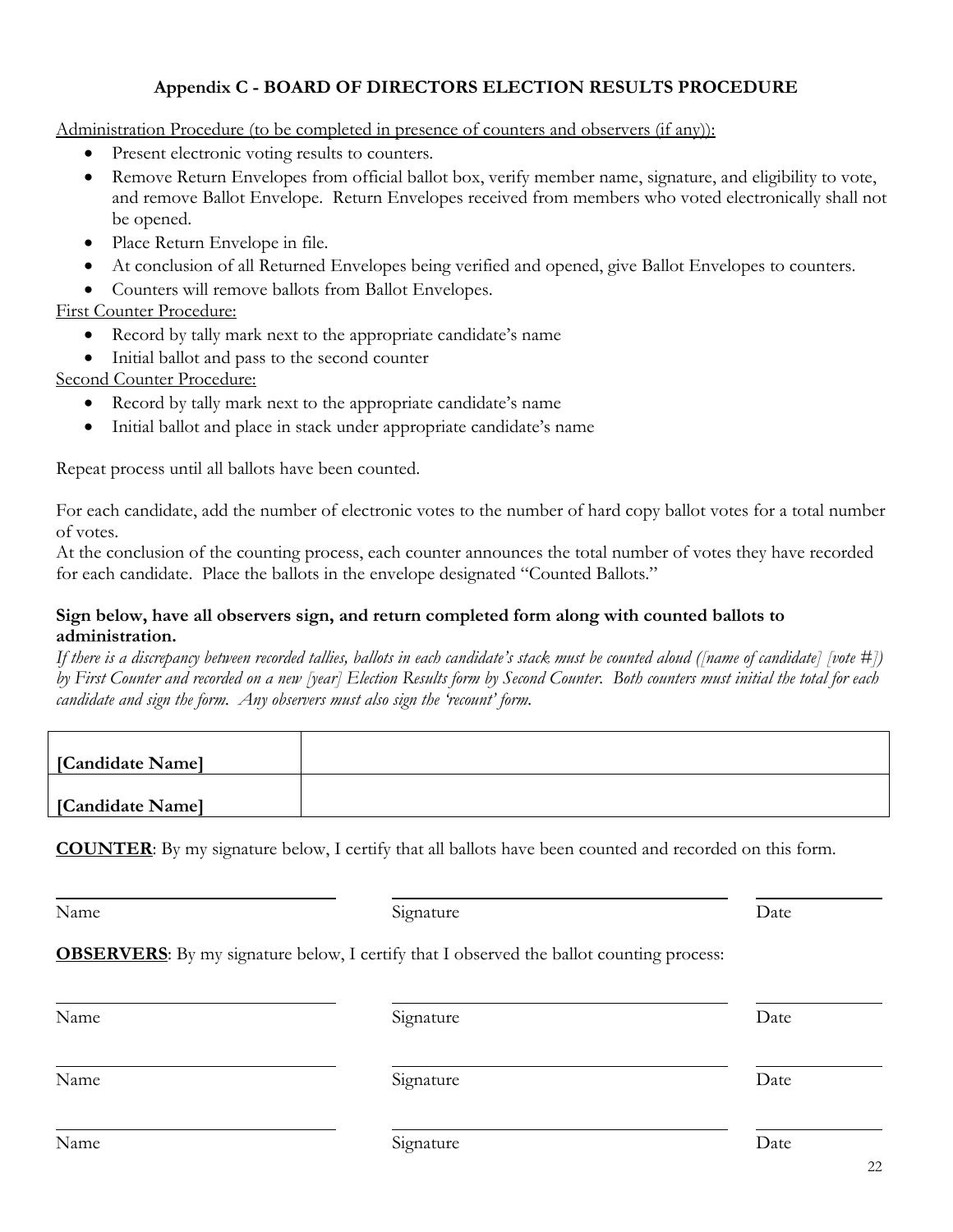## Appendix C - BOARD OF DIRECTORS ELECTION RESULTS PROCEDURE

Administration Procedure (to be completed in presence of counters and observers (if any)):

- Present electronic voting results to counters.
- Remove Return Envelopes from official ballot box, verify member name, signature, and eligibility to vote, and remove Ballot Envelope. Return Envelopes received from members who voted electronically shall not be opened.
- Place Return Envelope in file.
- At conclusion of all Returned Envelopes being verified and opened, give Ballot Envelopes to counters.
- Counters will remove ballots from Ballot Envelopes.

First Counter Procedure:

- Record by tally mark next to the appropriate candidate's name
- Initial ballot and pass to the second counter

Second Counter Procedure:

- Record by tally mark next to the appropriate candidate's name
- Initial ballot and place in stack under appropriate candidate's name

Repeat process until all ballots have been counted.

For each candidate, add the number of electronic votes to the number of hard copy ballot votes for a total number of votes.
At the conclusion of the counting process, each counter announces the total number of votes they have recorded for each candidate. Place the ballots in the envelope designated "Counted Ballots."

**Sign below, have all observers sign, and return completed form along with counted ballots to administration.**
*If there is a discrepancy between recorded tallies, ballots in each candidate's stack must be counted aloud ([name of candidate] [vote #]) by First Counter and recorded on a new [year] Election Results form by Second Counter. Both counters must initial the total for each candidate and sign the form. Any observers must also sign the 'recount' form.*

| | |
|---|---|
| **[Candidate Name]** | |
| **[Candidate Name]** | |

**COUNTER**: By my signature below, I certify that all ballots have been counted and recorded on this form.

| Name | Signature | Date |
|---|---|---|

**OBSERVERS**: By my signature below, I certify that I observed the ballot counting process:

| Name | Signature | Date |
|---|---|---|
| Name | Signature | Date |
| Name | Signature | Date |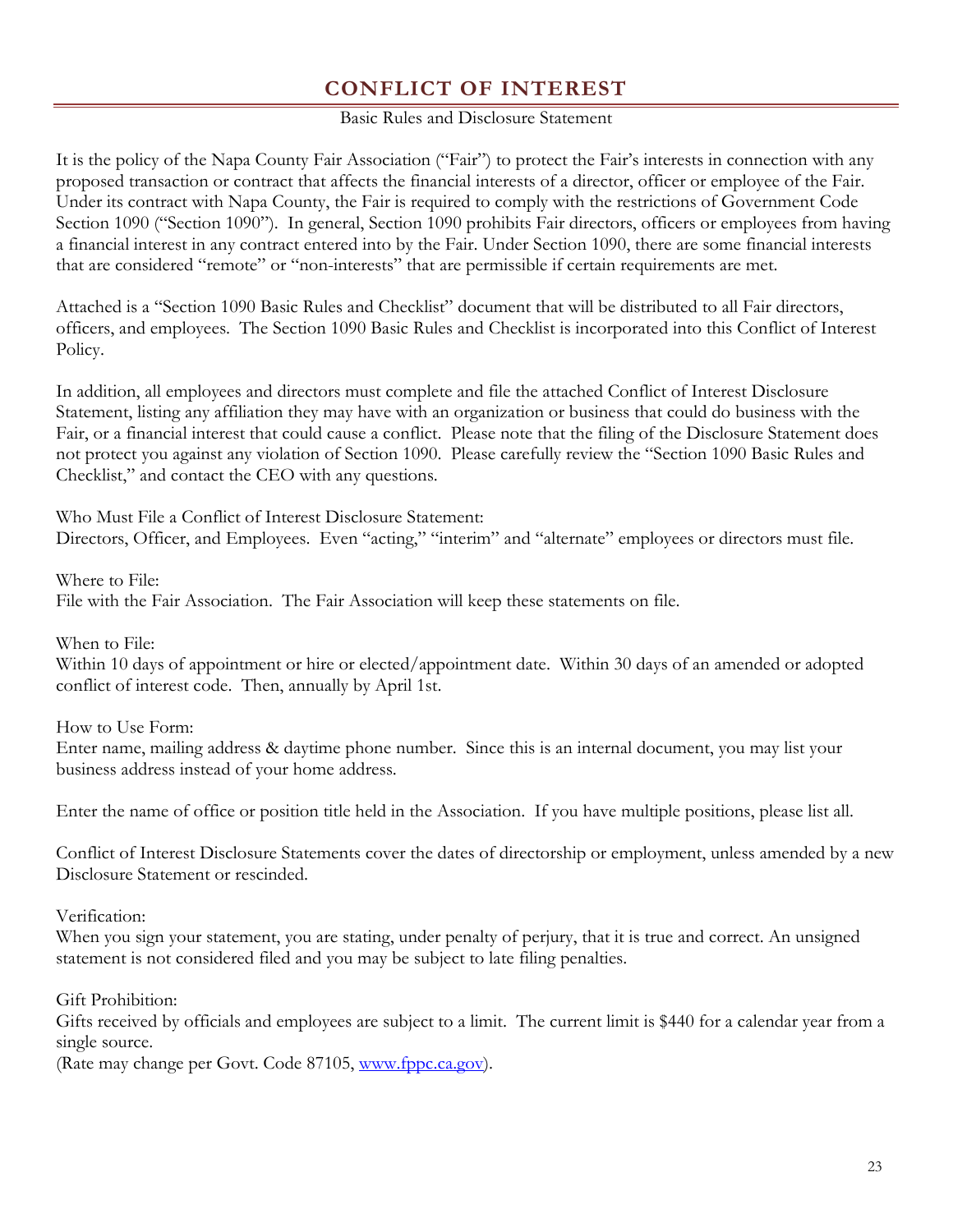# CONFLICT OF INTEREST

Basic Rules and Disclosure Statement

It is the policy of the Napa County Fair Association ("Fair") to protect the Fair's interests in connection with any proposed transaction or contract that affects the financial interests of a director, officer or employee of the Fair. Under its contract with Napa County, the Fair is required to comply with the restrictions of Government Code Section 1090 ("Section 1090"). In general, Section 1090 prohibits Fair directors, officers or employees from having a financial interest in any contract entered into by the Fair. Under Section 1090, there are some financial interests that are considered "remote" or "non-interests" that are permissible if certain requirements are met.

Attached is a "Section 1090 Basic Rules and Checklist" document that will be distributed to all Fair directors, officers, and employees. The Section 1090 Basic Rules and Checklist is incorporated into this Conflict of Interest Policy.

In addition, all employees and directors must complete and file the attached Conflict of Interest Disclosure Statement, listing any affiliation they may have with an organization or business that could do business with the Fair, or a financial interest that could cause a conflict. Please note that the filing of the Disclosure Statement does not protect you against any violation of Section 1090. Please carefully review the "Section 1090 Basic Rules and Checklist," and contact the CEO with any questions.

Who Must File a Conflict of Interest Disclosure Statement:
Directors, Officer, and Employees. Even "acting," "interim" and "alternate" employees or directors must file.

Where to File:
File with the Fair Association. The Fair Association will keep these statements on file.

When to File:
Within 10 days of appointment or hire or elected/appointment date. Within 30 days of an amended or adopted conflict of interest code. Then, annually by April 1st.

How to Use Form:
Enter name, mailing address & daytime phone number. Since this is an internal document, you may list your business address instead of your home address.

Enter the name of office or position title held in the Association. If you have multiple positions, please list all.

Conflict of Interest Disclosure Statements cover the dates of directorship or employment, unless amended by a new Disclosure Statement or rescinded.

Verification:
When you sign your statement, you are stating, under penalty of perjury, that it is true and correct. An unsigned statement is not considered filed and you may be subject to late filing penalties.

Gift Prohibition:
Gifts received by officials and employees are subject to a limit. The current limit is $440 for a calendar year from a single source.
(Rate may change per Govt. Code 87105, [www.fppc.ca.gov](http://www.fppc.ca.gov)).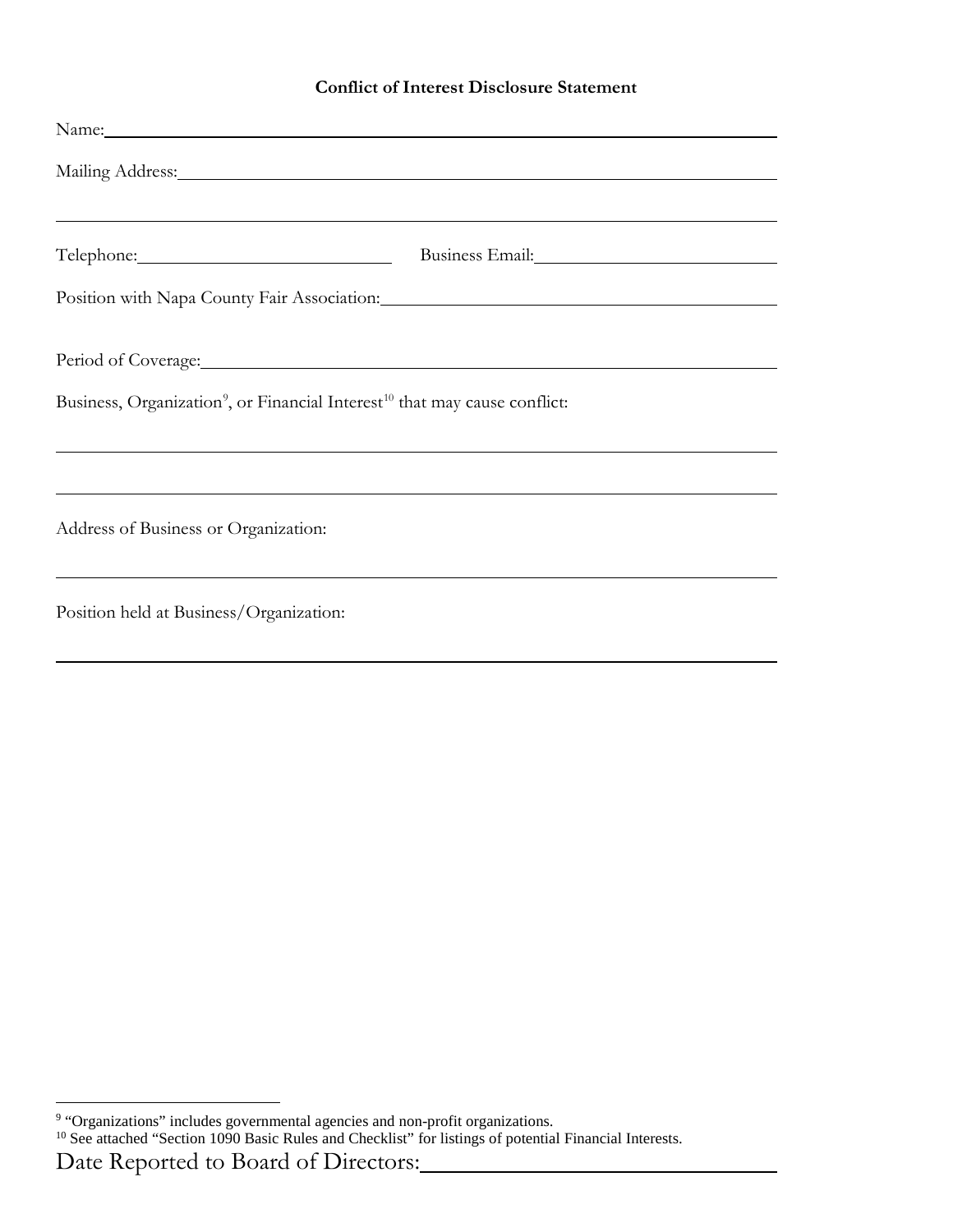**Conflict of Interest Disclosure Statement**

Name: ________________________________________________________________

Mailing Address: _________________________________________________________

______________________________________________________________________

Telephone: ____________________________ Business Email: __________________________

Position with Napa County Fair Association: ________________________________________

Period of Coverage: ______________________________________________________

Business, Organization[9], or Financial Interest[10] that may cause conflict:

______________________________________________________________________

______________________________________________________________________

Address of Business or Organization:

______________________________________________________________________

Position held at Business/Organization:

______________________________________________________________________

[9] "Organizations" includes governmental agencies and non-profit organizations.
[10] See attached "Section 1090 Basic Rules and Checklist" for listings of potential Financial Interests.

Date Reported to Board of Directors: ____________________________________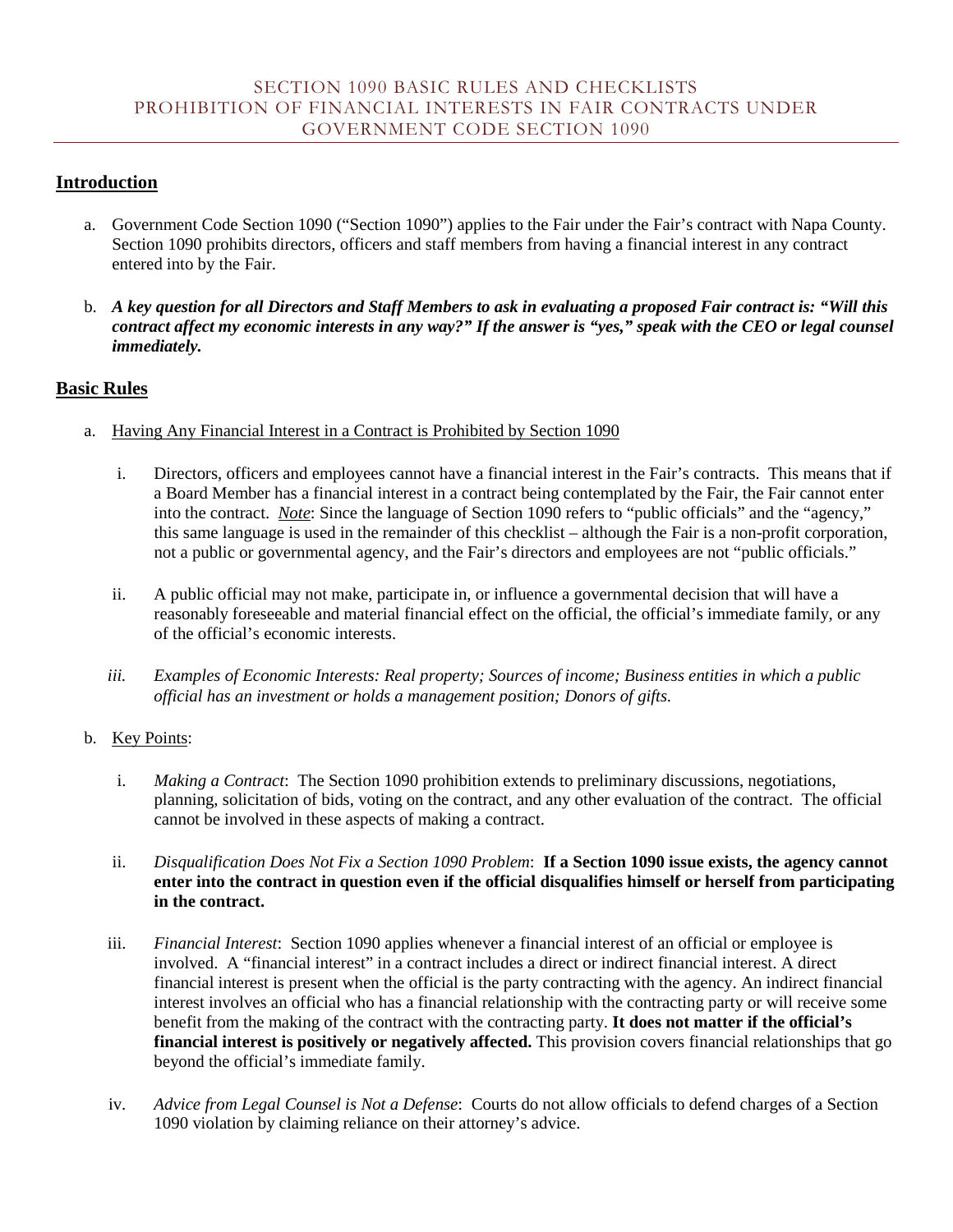# SECTION 1090 BASIC RULES AND CHECKLISTS
# PROHIBITION OF FINANCIAL INTERESTS IN FAIR CONTRACTS UNDER GOVERNMENT CODE SECTION 1090

## Introduction

a. Government Code Section 1090 ("Section 1090") applies to the Fair under the Fair's contract with Napa County. Section 1090 prohibits directors, officers and staff members from having a financial interest in any contract entered into by the Fair.

b. ***A key question for all Directors and Staff Members to ask in evaluating a proposed Fair contract is: "Will this contract affect my economic interests in any way?" If the answer is "yes," speak with the CEO or legal counsel immediately.***

## Basic Rules

a. Having Any Financial Interest in a Contract is Prohibited by Section 1090

   i. Directors, officers and employees cannot have a financial interest in the Fair's contracts. This means that if a Board Member has a financial interest in a contract being contemplated by the Fair, the Fair cannot enter into the contract. ***Note***: Since the language of Section 1090 refers to "public officials" and the "agency," this same language is used in the remainder of this checklist – although the Fair is a non-profit corporation, not a public or governmental agency, and the Fair's directors and employees are not "public officials."

   ii. A public official may not make, participate in, or influence a governmental decision that will have a reasonably foreseeable and material financial effect on the official, the official's immediate family, or any of the official's economic interests.

   iii. *Examples of Economic Interests: Real property; Sources of income; Business entities in which a public official has an investment or holds a management position; Donors of gifts.*

b. Key Points:

   i. *Making a Contract*: The Section 1090 prohibition extends to preliminary discussions, negotiations, planning, solicitation of bids, voting on the contract, and any other evaluation of the contract. The official cannot be involved in these aspects of making a contract.

   ii. *Disqualification Does Not Fix a Section 1090 Problem*: **If a Section 1090 issue exists, the agency cannot enter into the contract in question even if the official disqualifies himself or herself from participating in the contract.**

   iii. *Financial Interest*: Section 1090 applies whenever a financial interest of an official or employee is involved. A "financial interest" in a contract includes a direct or indirect financial interest. A direct financial interest is present when the official is the party contracting with the agency. An indirect financial interest involves an official who has a financial relationship with the contracting party or will receive some benefit from the making of the contract with the contracting party. **It does not matter if the official's financial interest is positively or negatively affected.** This provision covers financial relationships that go beyond the official's immediate family.

   iv. *Advice from Legal Counsel is Not a Defense*: Courts do not allow officials to defend charges of a Section 1090 violation by claiming reliance on their attorney's advice.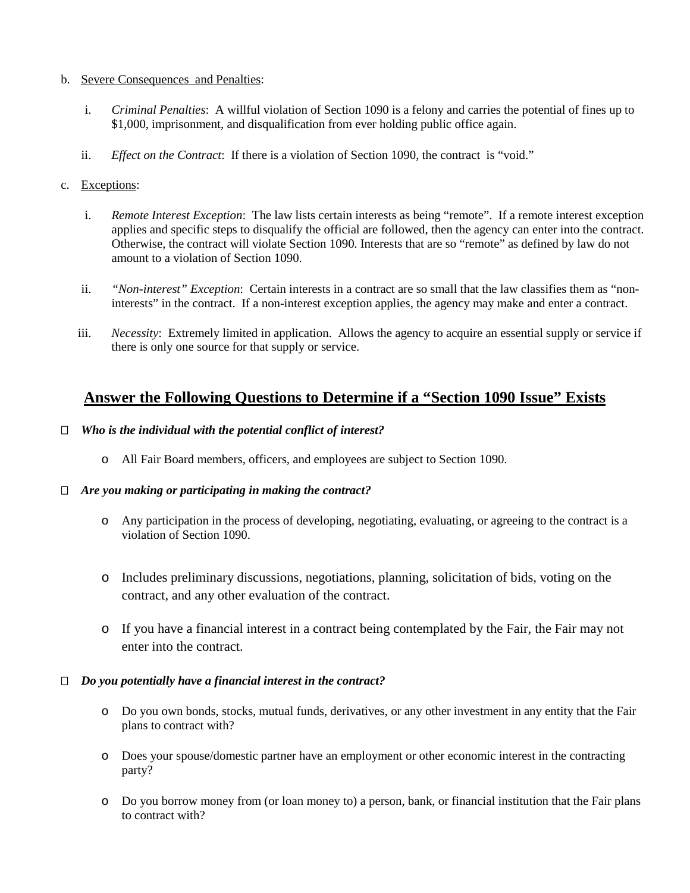b. Severe Consequences and Penalties:

   i. *Criminal Penalties*: A willful violation of Section 1090 is a felony and carries the potential of fines up to $1,000, imprisonment, and disqualification from ever holding public office again.

   ii. *Effect on the Contract*: If there is a violation of Section 1090, the contract is "void."

c. Exceptions:

   i. *Remote Interest Exception*: The law lists certain interests as being "remote". If a remote interest exception applies and specific steps to disqualify the official are followed, then the agency can enter into the contract. Otherwise, the contract will violate Section 1090. Interests that are so "remote" as defined by law do not amount to a violation of Section 1090.

   ii. *"Non-interest" Exception*: Certain interests in a contract are so small that the law classifies them as "non-interests" in the contract. If a non-interest exception applies, the agency may make and enter a contract.

   iii. *Necessity*: Extremely limited in application. Allows the agency to acquire an essential supply or service if there is only one source for that supply or service.

## Answer the Following Questions to Determine if a "Section 1090 Issue" Exists

- ***Who is the individual with the potential conflict of interest?***
  - All Fair Board members, officers, and employees are subject to Section 1090.

- ***Are you making or participating in making the contract?***
  - Any participation in the process of developing, negotiating, evaluating, or agreeing to the contract is a violation of Section 1090.
  - Includes preliminary discussions, negotiations, planning, solicitation of bids, voting on the contract, and any other evaluation of the contract.
  - If you have a financial interest in a contract being contemplated by the Fair, the Fair may not enter into the contract.

- ***Do you potentially have a financial interest in the contract?***
  - Do you own bonds, stocks, mutual funds, derivatives, or any other investment in any entity that the Fair plans to contract with?
  - Does your spouse/domestic partner have an employment or other economic interest in the contracting party?
  - Do you borrow money from (or loan money to) a person, bank, or financial institution that the Fair plans to contract with?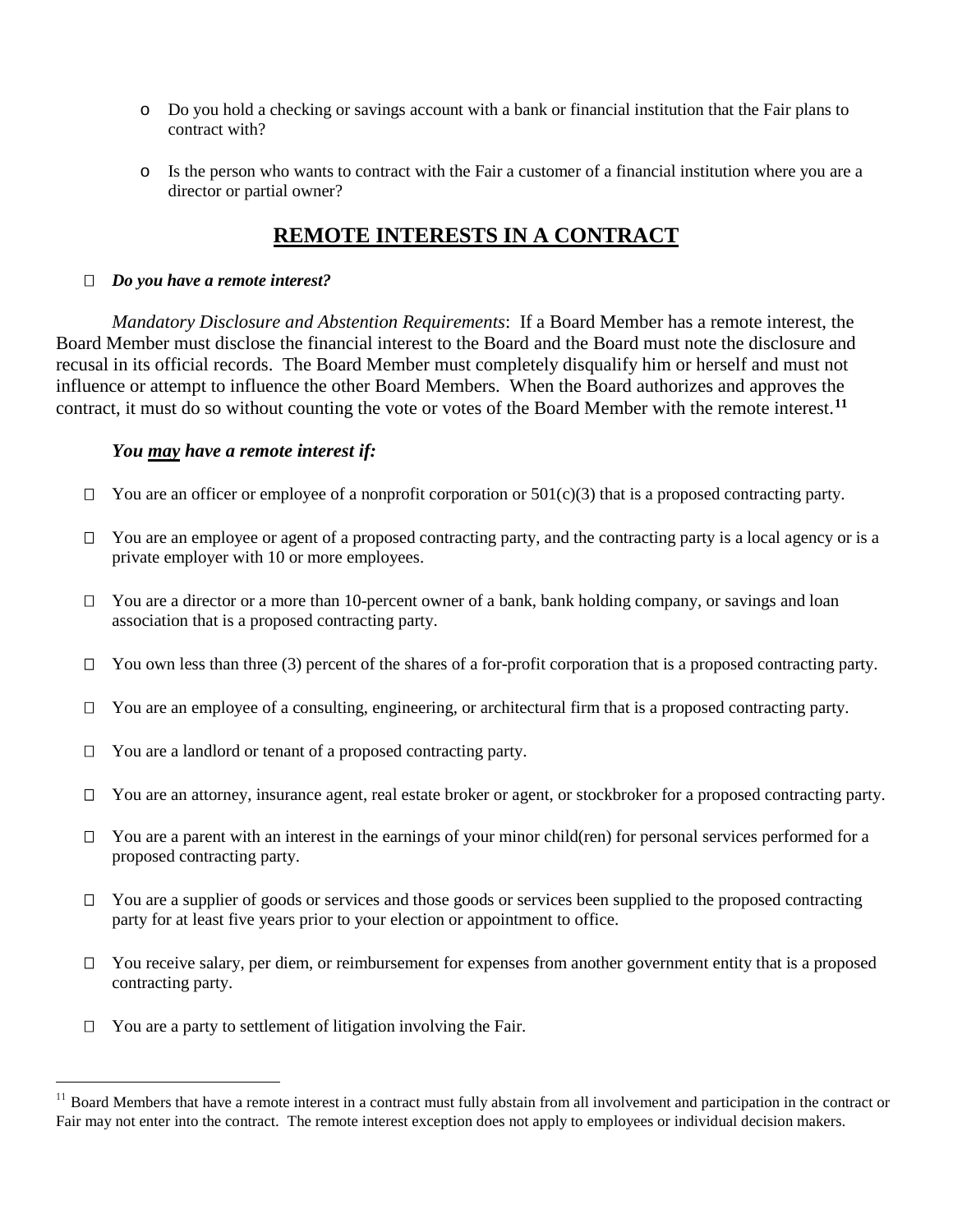- Do you hold a checking or savings account with a bank or financial institution that the Fair plans to contract with?

- Is the person who wants to contract with the Fair a customer of a financial institution where you are a director or partial owner?

## REMOTE INTERESTS IN A CONTRACT

- ☐ ***Do you have a remote interest?***

*Mandatory Disclosure and Abstention Requirements*: If a Board Member has a remote interest, the Board Member must disclose the financial interest to the Board and the Board must note the disclosure and recusal in its official records. The Board Member must completely disqualify him or herself and must not influence or attempt to influence the other Board Members. When the Board authorizes and approves the contract, it must do so without counting the vote or votes of the Board Member with the remote interest.[11]

***You may have a remote interest if:***

- ☐ You are an officer or employee of a nonprofit corporation or 501(c)(3) that is a proposed contracting party.
- ☐ You are an employee or agent of a proposed contracting party, and the contracting party is a local agency or is a private employer with 10 or more employees.
- ☐ You are a director or a more than 10-percent owner of a bank, bank holding company, or savings and loan association that is a proposed contracting party.
- ☐ You own less than three (3) percent of the shares of a for-profit corporation that is a proposed contracting party.
- ☐ You are an employee of a consulting, engineering, or architectural firm that is a proposed contracting party.
- ☐ You are a landlord or tenant of a proposed contracting party.
- ☐ You are an attorney, insurance agent, real estate broker or agent, or stockbroker for a proposed contracting party.
- ☐ You are a parent with an interest in the earnings of your minor child(ren) for personal services performed for a proposed contracting party.
- ☐ You are a supplier of goods or services and those goods or services been supplied to the proposed contracting party for at least five years prior to your election or appointment to office.
- ☐ You receive salary, per diem, or reimbursement for expenses from another government entity that is a proposed contracting party.
- ☐ You are a party to settlement of litigation involving the Fair.

---

[11] Board Members that have a remote interest in a contract must fully abstain from all involvement and participation in the contract or Fair may not enter into the contract. The remote interest exception does not apply to employees or individual decision makers.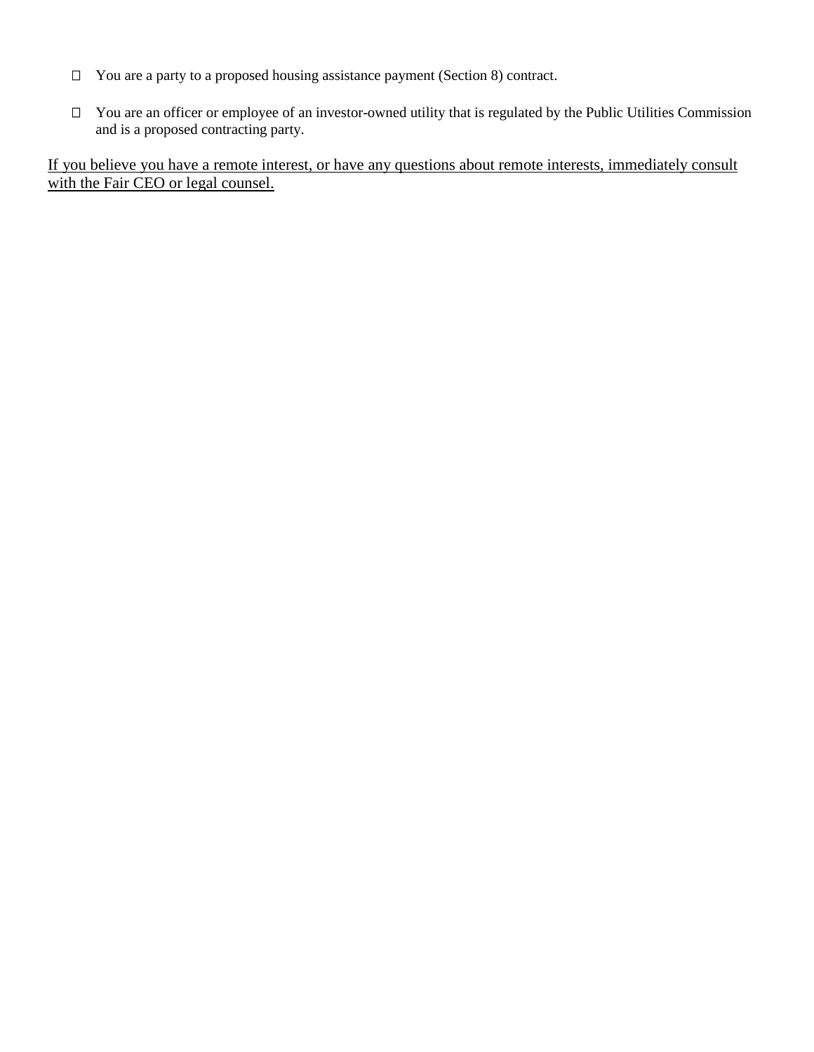- ☐ You are a party to a proposed housing assistance payment (Section 8) contract.
- ☐ You are an officer or employee of an investor-owned utility that is regulated by the Public Utilities Commission and is a proposed contracting party.

<u>If you believe you have a remote interest, or have any questions about remote interests, immediately consult with the Fair CEO or legal counsel.</u>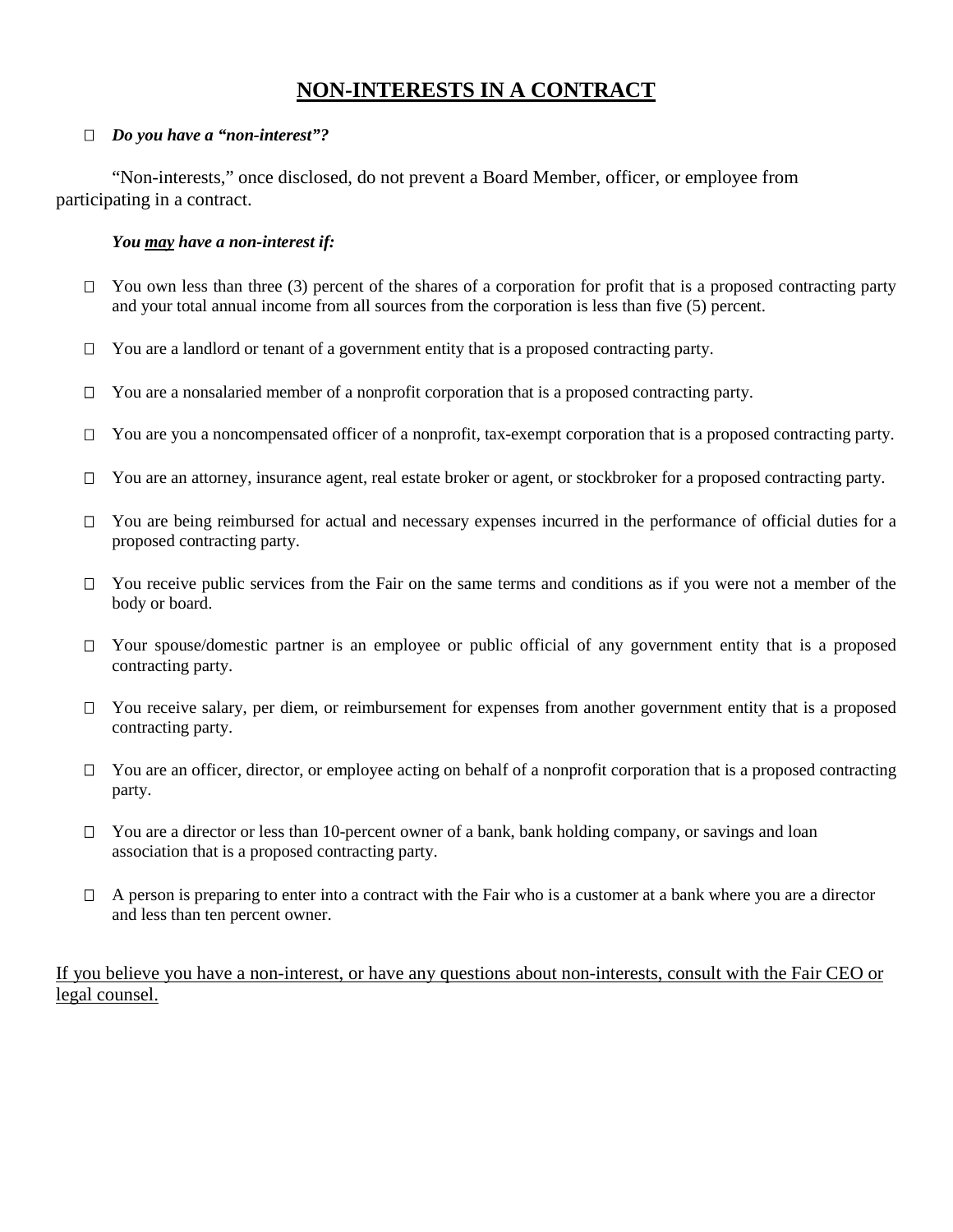# NON-INTERESTS IN A CONTRACT

- ☐ ***Do you have a "non-interest"?***

"Non-interests," once disclosed, do not prevent a Board Member, officer, or employee from participating in a contract.

***You <u>may</u> have a non-interest if:***

- ☐ You own less than three (3) percent of the shares of a corporation for profit that is a proposed contracting party and your total annual income from all sources from the corporation is less than five (5) percent.
- ☐ You are a landlord or tenant of a government entity that is a proposed contracting party.
- ☐ You are a nonsalaried member of a nonprofit corporation that is a proposed contracting party.
- ☐ You are you a noncompensated officer of a nonprofit, tax-exempt corporation that is a proposed contracting party.
- ☐ You are an attorney, insurance agent, real estate broker or agent, or stockbroker for a proposed contracting party.
- ☐ You are being reimbursed for actual and necessary expenses incurred in the performance of official duties for a proposed contracting party.
- ☐ You receive public services from the Fair on the same terms and conditions as if you were not a member of the body or board.
- ☐ Your spouse/domestic partner is an employee or public official of any government entity that is a proposed contracting party.
- ☐ You receive salary, per diem, or reimbursement for expenses from another government entity that is a proposed contracting party.
- ☐ You are an officer, director, or employee acting on behalf of a nonprofit corporation that is a proposed contracting party.
- ☐ You are a director or less than 10-percent owner of a bank, bank holding company, or savings and loan association that is a proposed contracting party.
- ☐ A person is preparing to enter into a contract with the Fair who is a customer at a bank where you are a director and less than ten percent owner.

<u>If you believe you have a non-interest, or have any questions about non-interests, consult with the Fair CEO or legal counsel.</u>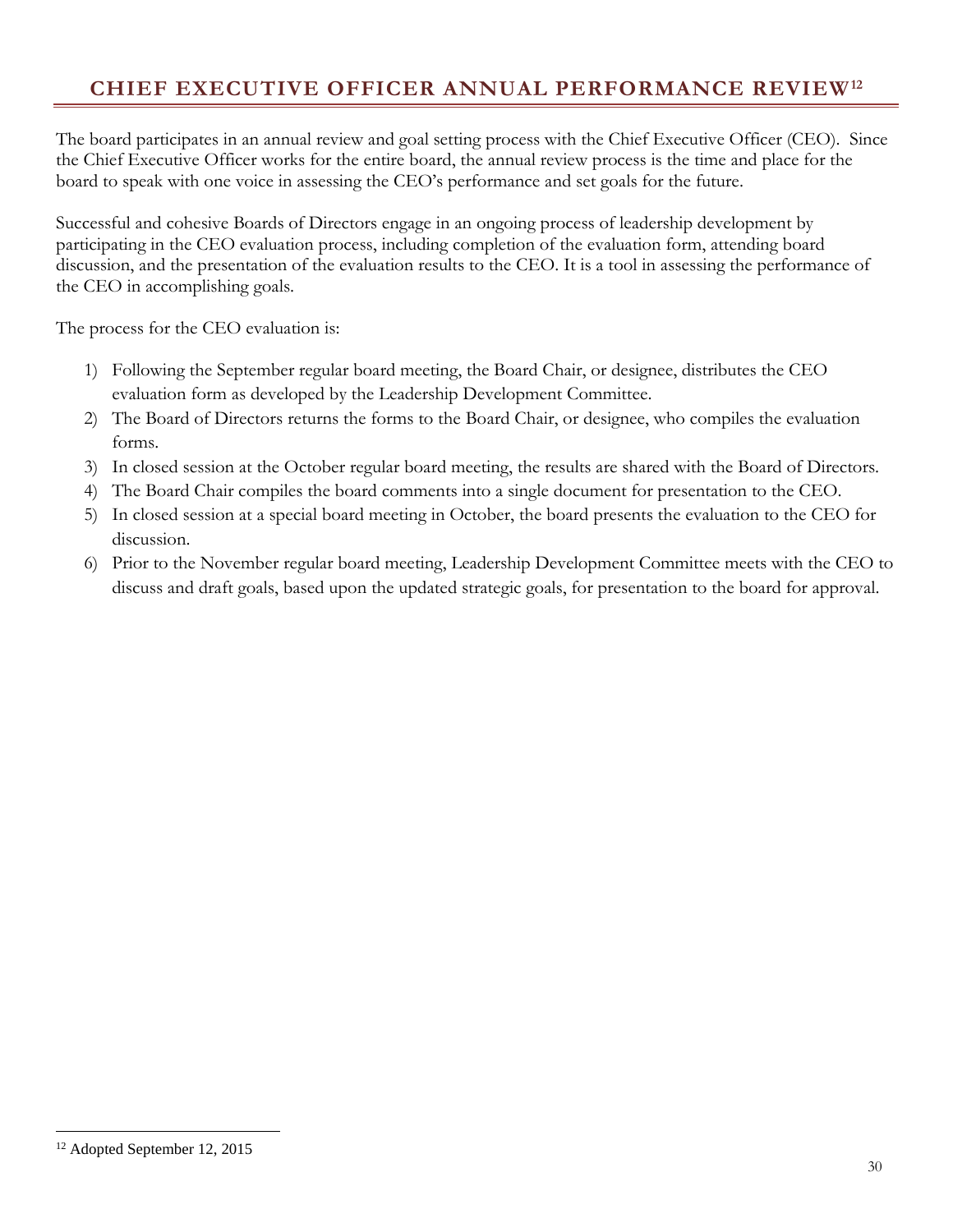# CHIEF EXECUTIVE OFFICER ANNUAL PERFORMANCE REVIEW[12]

The board participates in an annual review and goal setting process with the Chief Executive Officer (CEO). Since the Chief Executive Officer works for the entire board, the annual review process is the time and place for the board to speak with one voice in assessing the CEO's performance and set goals for the future.

Successful and cohesive Boards of Directors engage in an ongoing process of leadership development by participating in the CEO evaluation process, including completion of the evaluation form, attending board discussion, and the presentation of the evaluation results to the CEO. It is a tool in assessing the performance of the CEO in accomplishing goals.

The process for the CEO evaluation is:

1) Following the September regular board meeting, the Board Chair, or designee, distributes the CEO evaluation form as developed by the Leadership Development Committee.
2) The Board of Directors returns the forms to the Board Chair, or designee, who compiles the evaluation forms.
3) In closed session at the October regular board meeting, the results are shared with the Board of Directors.
4) The Board Chair compiles the board comments into a single document for presentation to the CEO.
5) In closed session at a special board meeting in October, the board presents the evaluation to the CEO for discussion.
6) Prior to the November regular board meeting, Leadership Development Committee meets with the CEO to discuss and draft goals, based upon the updated strategic goals, for presentation to the board for approval.

[12] Adopted September 12, 2015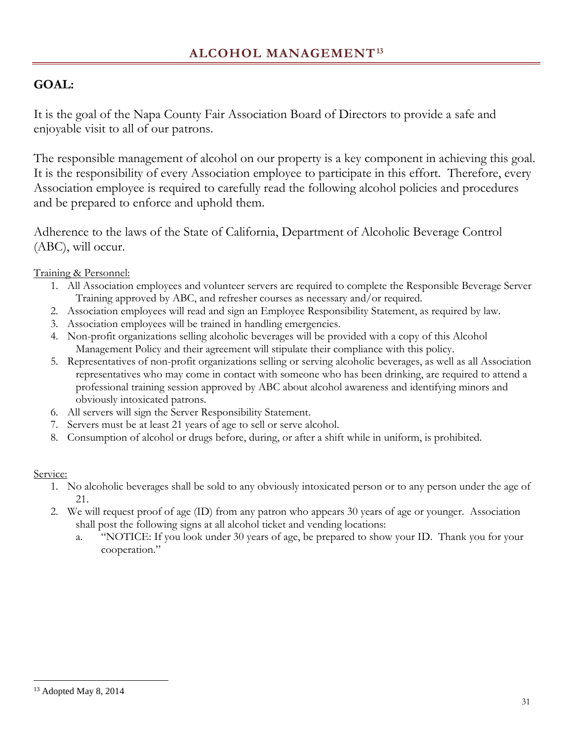# ALCOHOL MANAGEMENT[13]

## GOAL:

It is the goal of the Napa County Fair Association Board of Directors to provide a safe and enjoyable visit to all of our patrons.

The responsible management of alcohol on our property is a key component in achieving this goal. It is the responsibility of every Association employee to participate in this effort. Therefore, every Association employee is required to carefully read the following alcohol policies and procedures and be prepared to enforce and uphold them.

Adherence to the laws of the State of California, Department of Alcoholic Beverage Control (ABC), will occur.

<u>Training & Personnel:</u>

1. All Association employees and volunteer servers are required to complete the Responsible Beverage Server Training approved by ABC, and refresher courses as necessary and/or required.
2. Association employees will read and sign an Employee Responsibility Statement, as required by law.
3. Association employees will be trained in handling emergencies.
4. Non-profit organizations selling alcoholic beverages will be provided with a copy of this Alcohol Management Policy and their agreement will stipulate their compliance with this policy.
5. Representatives of non-profit organizations selling or serving alcoholic beverages, as well as all Association representatives who may come in contact with someone who has been drinking, are required to attend a professional training session approved by ABC about alcohol awareness and identifying minors and obviously intoxicated patrons.
6. All servers will sign the Server Responsibility Statement.
7. Servers must be at least 21 years of age to sell or serve alcohol.
8. Consumption of alcohol or drugs before, during, or after a shift while in uniform, is prohibited.

<u>Service:</u>

1. No alcoholic beverages shall be sold to any obviously intoxicated person or to any person under the age of 21.
2. We will request proof of age (ID) from any patron who appears 30 years of age or younger. Association shall post the following signs at all alcohol ticket and vending locations:
   a. "NOTICE: If you look under 30 years of age, be prepared to show your ID. Thank you for your cooperation."

---

[13] Adopted May 8, 2014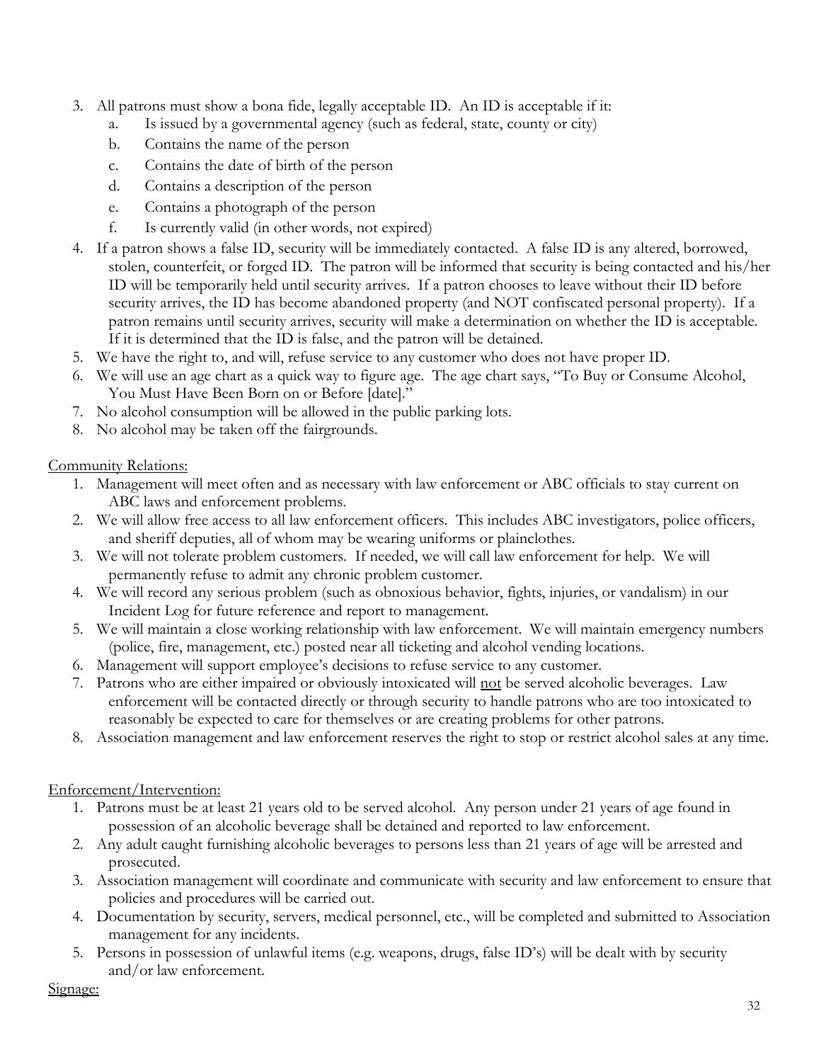3. All patrons must show a bona fide, legally acceptable ID. An ID is acceptable if it:
   a. Is issued by a governmental agency (such as federal, state, county or city)
   b. Contains the name of the person
   c. Contains the date of birth of the person
   d. Contains a description of the person
   e. Contains a photograph of the person
   f. Is currently valid (in other words, not expired)
4. If a patron shows a false ID, security will be immediately contacted. A false ID is any altered, borrowed, stolen, counterfeit, or forged ID. The patron will be informed that security is being contacted and his/her ID will be temporarily held until security arrives. If a patron chooses to leave without their ID before security arrives, the ID has become abandoned property (and NOT confiscated personal property). If a patron remains until security arrives, security will make a determination on whether the ID is acceptable. If it is determined that the ID is false, and the patron will be detained.
5. We have the right to, and will, refuse service to any customer who does not have proper ID.
6. We will use an age chart as a quick way to figure age. The age chart says, "To Buy or Consume Alcohol, You Must Have Been Born on or Before [date]."
7. No alcohol consumption will be allowed in the public parking lots.
8. No alcohol may be taken off the fairgrounds.

Community Relations:

1. Management will meet often and as necessary with law enforcement or ABC officials to stay current on ABC laws and enforcement problems.
2. We will allow free access to all law enforcement officers. This includes ABC investigators, police officers, and sheriff deputies, all of whom may be wearing uniforms or plainclothes.
3. We will not tolerate problem customers. If needed, we will call law enforcement for help. We will permanently refuse to admit any chronic problem customer.
4. We will record any serious problem (such as obnoxious behavior, fights, injuries, or vandalism) in our Incident Log for future reference and report to management.
5. We will maintain a close working relationship with law enforcement. We will maintain emergency numbers (police, fire, management, etc.) posted near all ticketing and alcohol vending locations.
6. Management will support employee's decisions to refuse service to any customer.
7. Patrons who are either impaired or obviously intoxicated will not be served alcoholic beverages. Law enforcement will be contacted directly or through security to handle patrons who are too intoxicated to reasonably be expected to care for themselves or are creating problems for other patrons.
8. Association management and law enforcement reserves the right to stop or restrict alcohol sales at any time.

Enforcement/Intervention:

1. Patrons must be at least 21 years old to be served alcohol. Any person under 21 years of age found in possession of an alcoholic beverage shall be detained and reported to law enforcement.
2. Any adult caught furnishing alcoholic beverages to persons less than 21 years of age will be arrested and prosecuted.
3. Association management will coordinate and communicate with security and law enforcement to ensure that policies and procedures will be carried out.
4. Documentation by security, servers, medical personnel, etc., will be completed and submitted to Association management for any incidents.
5. Persons in possession of unlawful items (e.g. weapons, drugs, false ID's) will be dealt with by security and/or law enforcement.

Signage: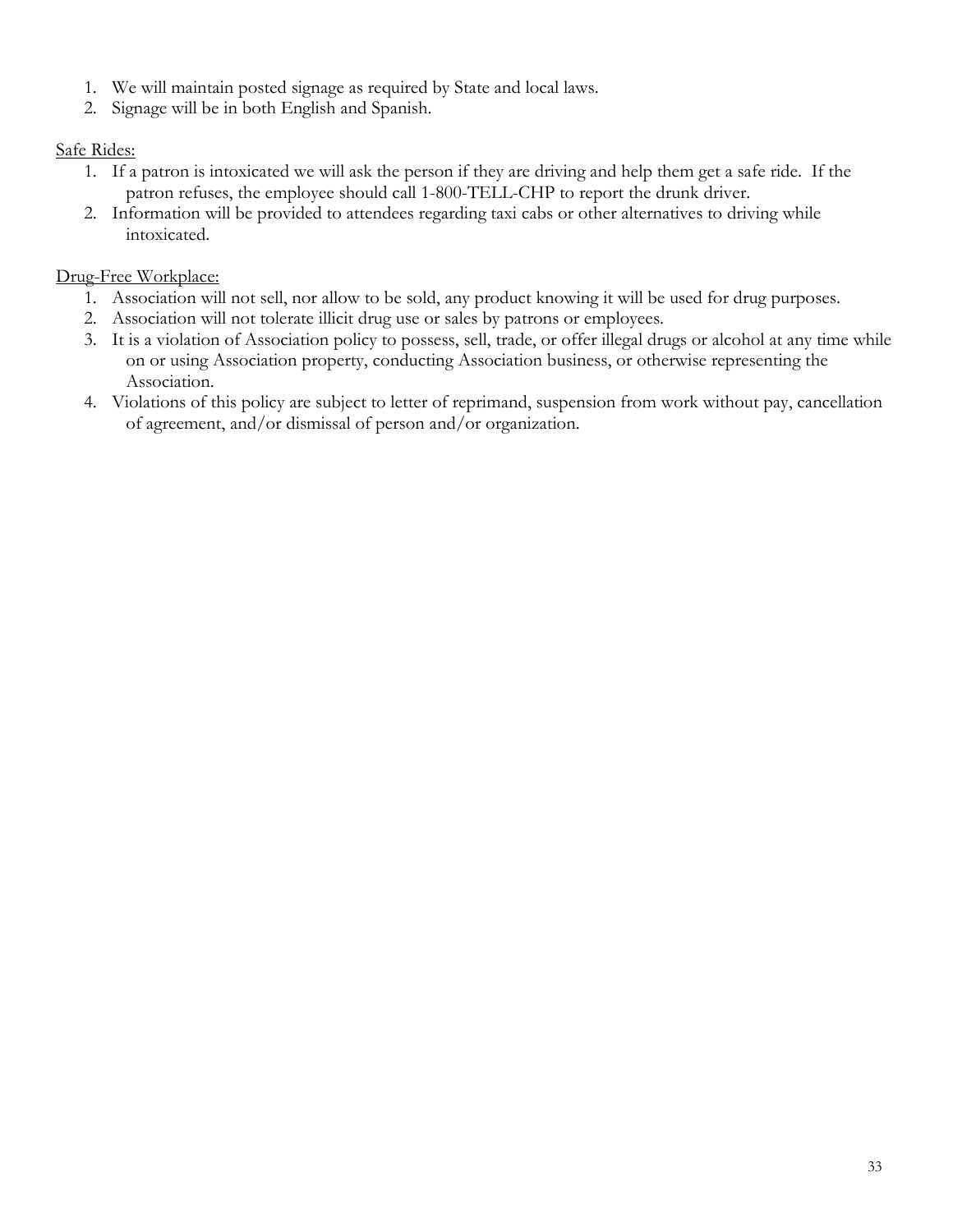1. We will maintain posted signage as required by State and local laws.
2. Signage will be in both English and Spanish.

<u>Safe Rides:</u>

1. If a patron is intoxicated we will ask the person if they are driving and help them get a safe ride. If the patron refuses, the employee should call 1-800-TELL-CHP to report the drunk driver.
2. Information will be provided to attendees regarding taxi cabs or other alternatives to driving while intoxicated.

<u>Drug-Free Workplace:</u>

1. Association will not sell, nor allow to be sold, any product knowing it will be used for drug purposes.
2. Association will not tolerate illicit drug use or sales by patrons or employees.
3. It is a violation of Association policy to possess, sell, trade, or offer illegal drugs or alcohol at any time while on or using Association property, conducting Association business, or otherwise representing the Association.
4. Violations of this policy are subject to letter of reprimand, suspension from work without pay, cancellation of agreement, and/or dismissal of person and/or organization.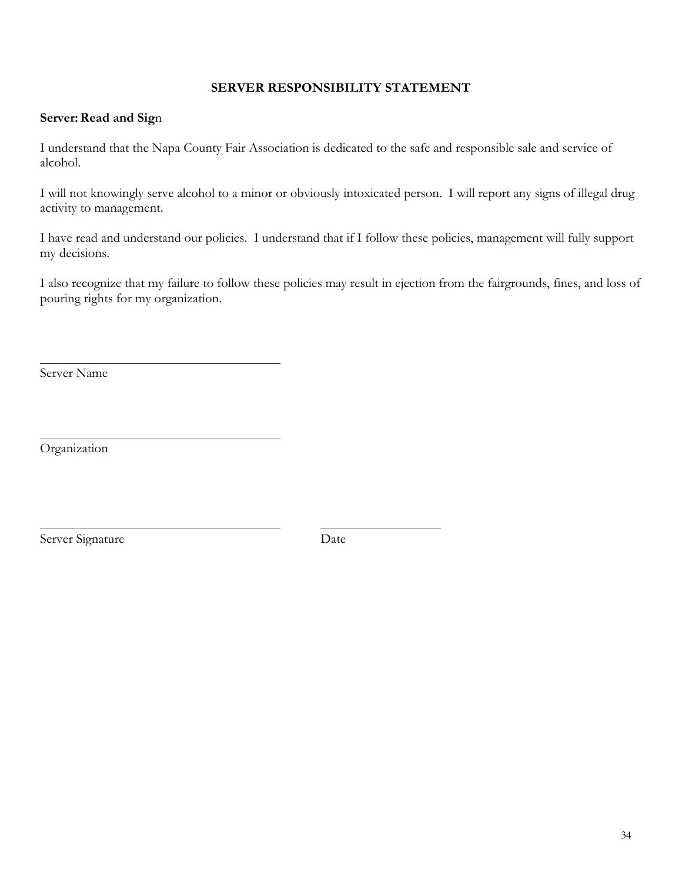## SERVER RESPONSIBILITY STATEMENT

**Server: Read and Sign**

I understand that the Napa County Fair Association is dedicated to the safe and responsible sale and service of alcohol.

I will not knowingly serve alcohol to a minor or obviously intoxicated person. I will report any signs of illegal drug activity to management.

I have read and understand our policies. I understand that if I follow these policies, management will fully support my decisions.

I also recognize that my failure to follow these policies may result in ejection from the fairgrounds, fines, and loss of pouring rights for my organization.

\_\_\_\_\_\_\_\_\_\_\_\_\_\_\_\_\_\_\_\_\_\_\_\_\_\_\_\_\_\_\_\_\_\_\_\_
Server Name

\_\_\_\_\_\_\_\_\_\_\_\_\_\_\_\_\_\_\_\_\_\_\_\_\_\_\_\_\_\_\_\_\_\_\_\_
Organization

\_\_\_\_\_\_\_\_\_\_\_\_\_\_\_\_\_\_\_\_\_\_\_\_\_\_\_\_\_\_\_\_\_\_\_\_ \_\_\_\_\_\_\_\_\_\_\_\_\_\_\_\_\_\_
Server Signature Date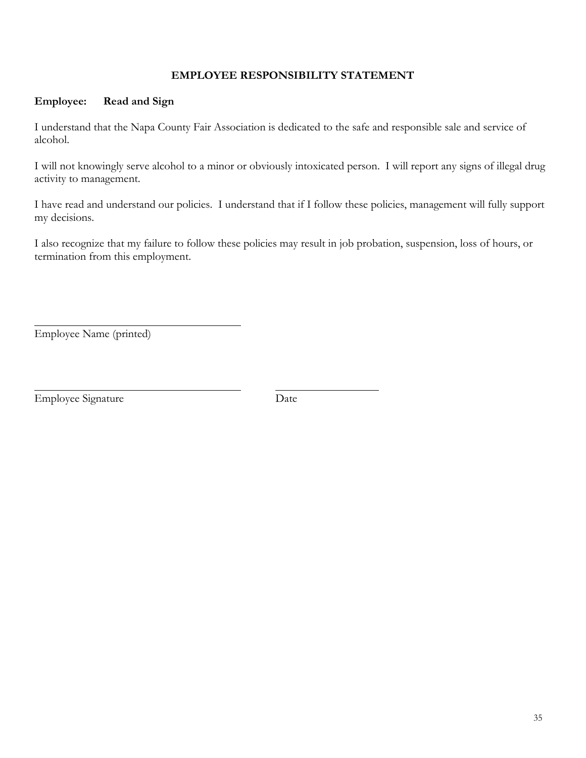## EMPLOYEE RESPONSIBILITY STATEMENT

**Employee:** **Read and Sign**

I understand that the Napa County Fair Association is dedicated to the safe and responsible sale and service of alcohol.

I will not knowingly serve alcohol to a minor or obviously intoxicated person. I will report any signs of illegal drug activity to management.

I have read and understand our policies. I understand that if I follow these policies, management will fully support my decisions.

I also recognize that my failure to follow these policies may result in job probation, suspension, loss of hours, or termination from this employment.

\_\_\_\_\_\_\_\_\_\_\_\_\_\_\_\_\_\_\_\_\_\_\_\_\_\_\_\_\_\_\_\_\_\_\_\_
Employee Name (printed)

\_\_\_\_\_\_\_\_\_\_\_\_\_\_\_\_\_\_\_\_\_\_\_\_\_\_\_\_\_\_\_\_\_\_\_\_ \_\_\_\_\_\_\_\_\_\_\_\_\_\_\_\_\_\_
Employee Signature Date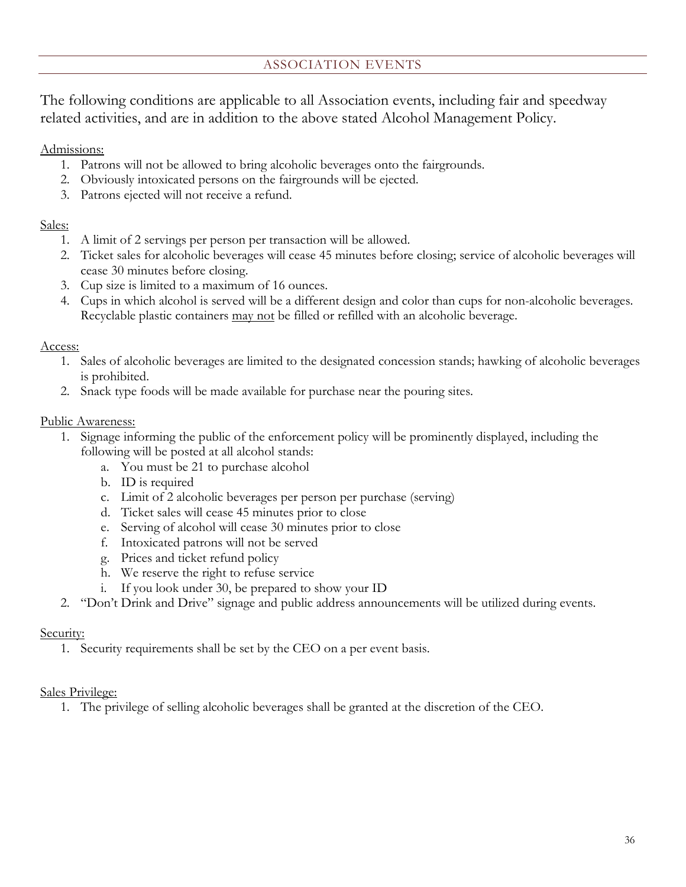## ASSOCIATION EVENTS

The following conditions are applicable to all Association events, including fair and speedway related activities, and are in addition to the above stated Alcohol Management Policy.

Admissions:

1. Patrons will not be allowed to bring alcoholic beverages onto the fairgrounds.
2. Obviously intoxicated persons on the fairgrounds will be ejected.
3. Patrons ejected will not receive a refund.

Sales:

1. A limit of 2 servings per person per transaction will be allowed.
2. Ticket sales for alcoholic beverages will cease 45 minutes before closing; service of alcoholic beverages will cease 30 minutes before closing.
3. Cup size is limited to a maximum of 16 ounces.
4. Cups in which alcohol is served will be a different design and color than cups for non-alcoholic beverages. Recyclable plastic containers may not be filled or refilled with an alcoholic beverage.

Access:

1. Sales of alcoholic beverages are limited to the designated concession stands; hawking of alcoholic beverages is prohibited.
2. Snack type foods will be made available for purchase near the pouring sites.

Public Awareness:

1. Signage informing the public of the enforcement policy will be prominently displayed, including the following will be posted at all alcohol stands:
   a. You must be 21 to purchase alcohol
   b. ID is required
   c. Limit of 2 alcoholic beverages per person per purchase (serving)
   d. Ticket sales will cease 45 minutes prior to close
   e. Serving of alcohol will cease 30 minutes prior to close
   f. Intoxicated patrons will not be served
   g. Prices and ticket refund policy
   h. We reserve the right to refuse service
   i. If you look under 30, be prepared to show your ID
2. "Don't Drink and Drive" signage and public address announcements will be utilized during events.

Security:

1. Security requirements shall be set by the CEO on a per event basis.

Sales Privilege:

1. The privilege of selling alcoholic beverages shall be granted at the discretion of the CEO.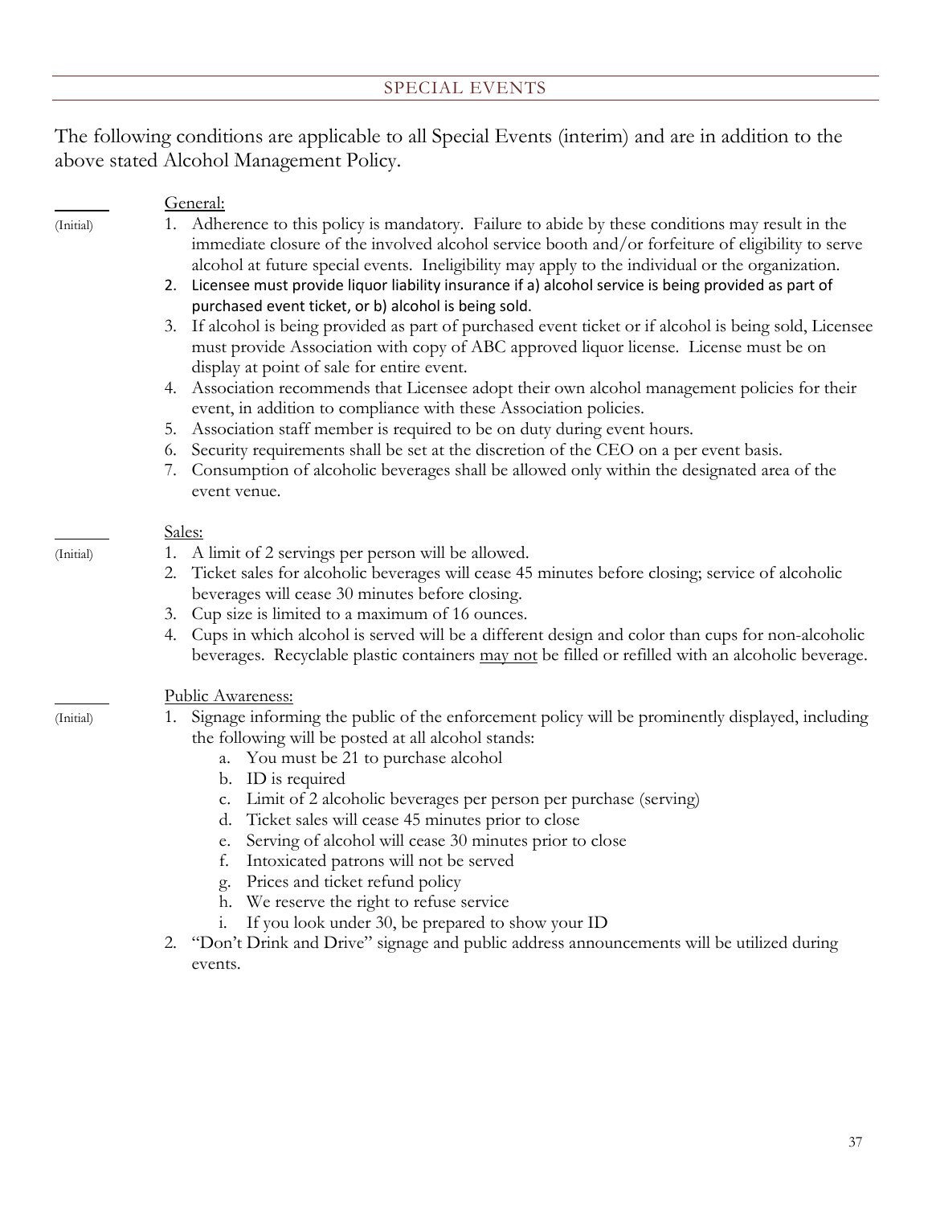## SPECIAL EVENTS

The following conditions are applicable to all Special Events (interim) and are in addition to the above stated Alcohol Management Policy.

_______ (Initial)

General:

1. Adherence to this policy is mandatory. Failure to abide by these conditions may result in the immediate closure of the involved alcohol service booth and/or forfeiture of eligibility to serve alcohol at future special events. Ineligibility may apply to the individual or the organization.
2. Licensee must provide liquor liability insurance if a) alcohol service is being provided as part of purchased event ticket, or b) alcohol is being sold.
3. If alcohol is being provided as part of purchased event ticket or if alcohol is being sold, Licensee must provide Association with copy of ABC approved liquor license. License must be on display at point of sale for entire event.
4. Association recommends that Licensee adopt their own alcohol management policies for their event, in addition to compliance with these Association policies.
5. Association staff member is required to be on duty during event hours.
6. Security requirements shall be set at the discretion of the CEO on a per event basis.
7. Consumption of alcoholic beverages shall be allowed only within the designated area of the event venue.

_______ (Initial)

Sales:

1. A limit of 2 servings per person will be allowed.
2. Ticket sales for alcoholic beverages will cease 45 minutes before closing; service of alcoholic beverages will cease 30 minutes before closing.
3. Cup size is limited to a maximum of 16 ounces.
4. Cups in which alcohol is served will be a different design and color than cups for non-alcoholic beverages. Recyclable plastic containers <u>may not</u> be filled or refilled with an alcoholic beverage.

_______ (Initial)

Public Awareness:

1. Signage informing the public of the enforcement policy will be prominently displayed, including the following will be posted at all alcohol stands:
   a. You must be 21 to purchase alcohol
   b. ID is required
   c. Limit of 2 alcoholic beverages per person per purchase (serving)
   d. Ticket sales will cease 45 minutes prior to close
   e. Serving of alcohol will cease 30 minutes prior to close
   f. Intoxicated patrons will not be served
   g. Prices and ticket refund policy
   h. We reserve the right to refuse service
   i. If you look under 30, be prepared to show your ID
2. "Don't Drink and Drive" signage and public address announcements will be utilized during events.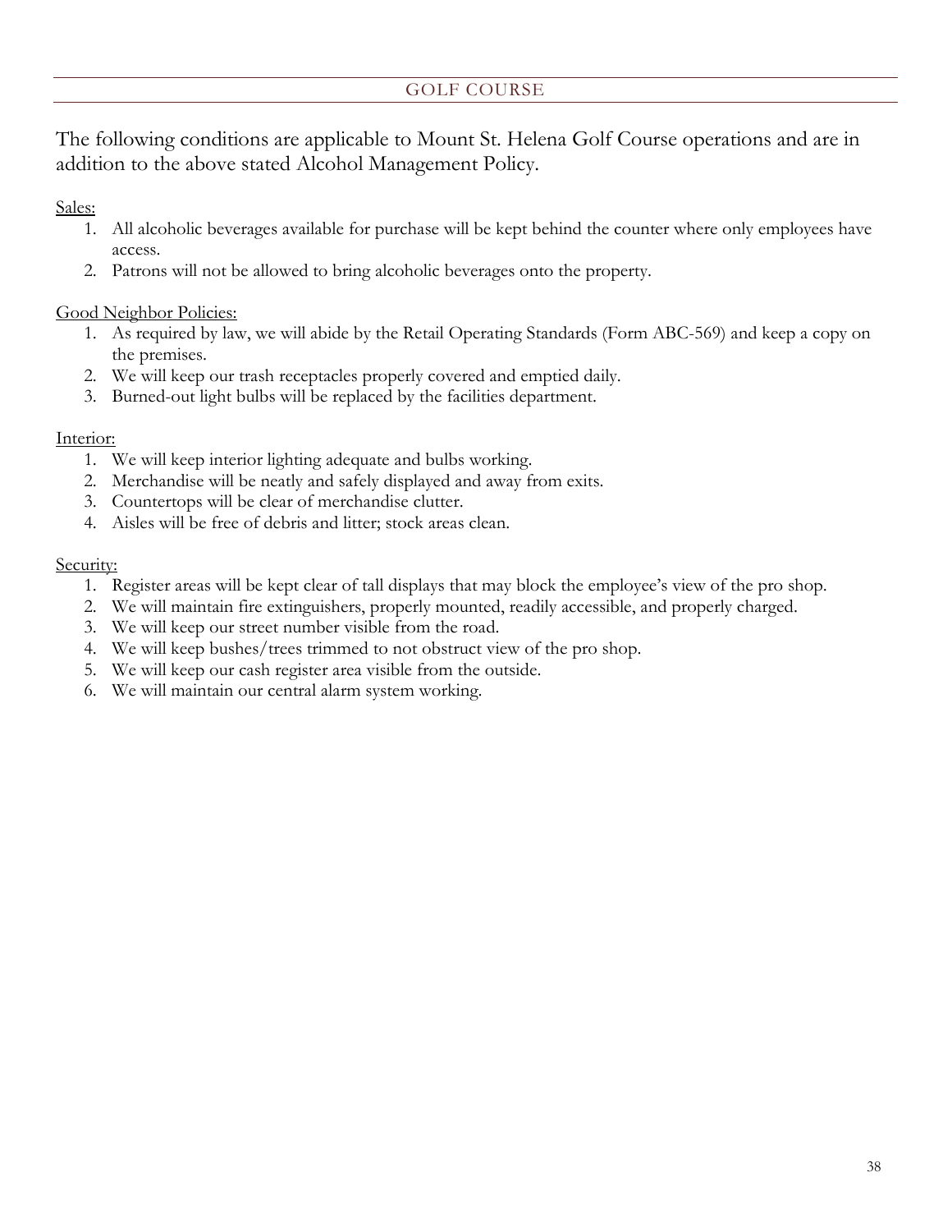## GOLF COURSE

The following conditions are applicable to Mount St. Helena Golf Course operations and are in addition to the above stated Alcohol Management Policy.

Sales:

1. All alcoholic beverages available for purchase will be kept behind the counter where only employees have access.
2. Patrons will not be allowed to bring alcoholic beverages onto the property.

Good Neighbor Policies:

1. As required by law, we will abide by the Retail Operating Standards (Form ABC-569) and keep a copy on the premises.
2. We will keep our trash receptacles properly covered and emptied daily.
3. Burned-out light bulbs will be replaced by the facilities department.

Interior:

1. We will keep interior lighting adequate and bulbs working.
2. Merchandise will be neatly and safely displayed and away from exits.
3. Countertops will be clear of merchandise clutter.
4. Aisles will be free of debris and litter; stock areas clean.

Security:

1. Register areas will be kept clear of tall displays that may block the employee's view of the pro shop.
2. We will maintain fire extinguishers, properly mounted, readily accessible, and properly charged.
3. We will keep our street number visible from the road.
4. We will keep bushes/trees trimmed to not obstruct view of the pro shop.
5. We will keep our cash register area visible from the outside.
6. We will maintain our central alarm system working.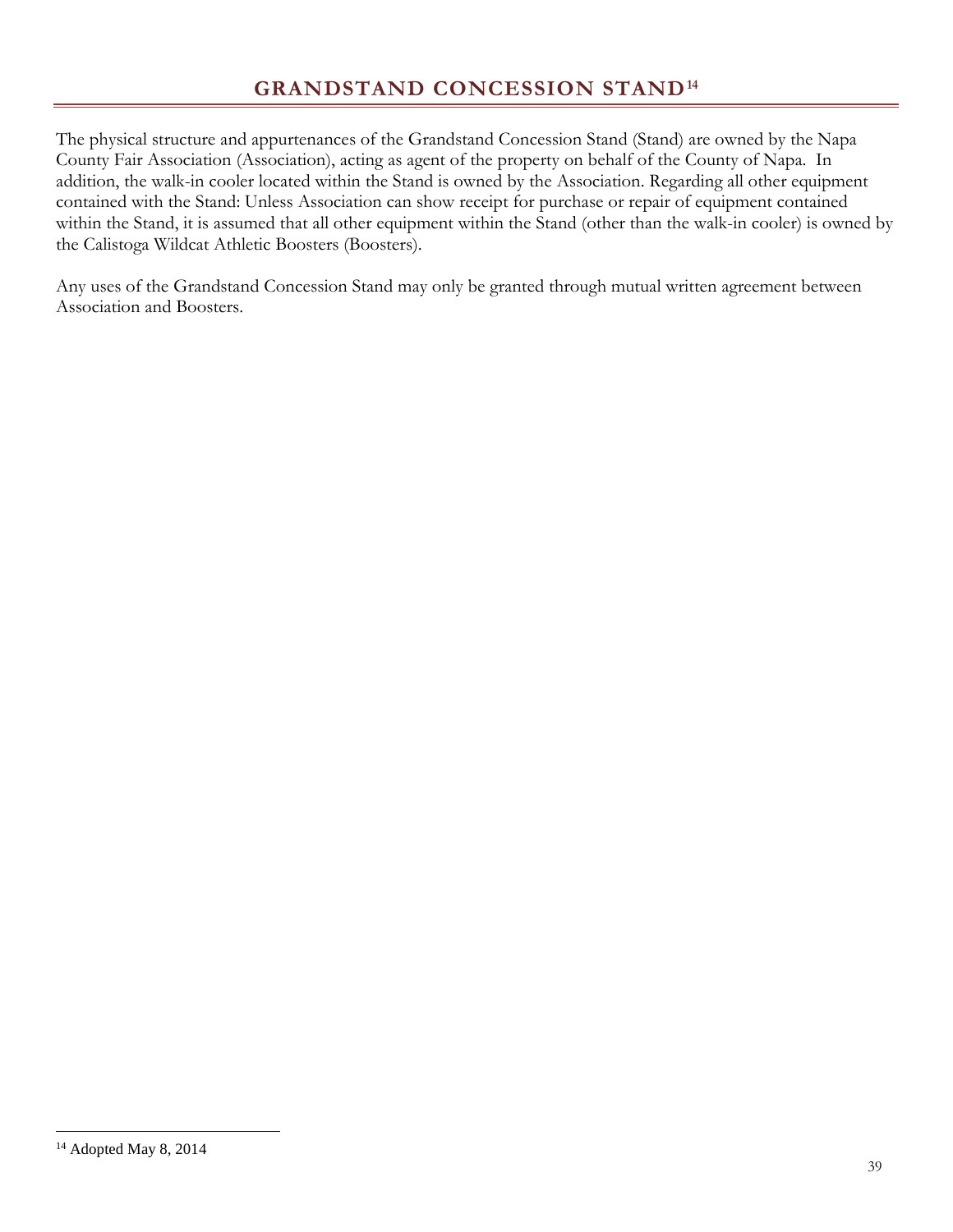# GRANDSTAND CONCESSION STAND[14]

The physical structure and appurtenances of the Grandstand Concession Stand (Stand) are owned by the Napa County Fair Association (Association), acting as agent of the property on behalf of the County of Napa. In addition, the walk-in cooler located within the Stand is owned by the Association. Regarding all other equipment contained with the Stand: Unless Association can show receipt for purchase or repair of equipment contained within the Stand, it is assumed that all other equipment within the Stand (other than the walk-in cooler) is owned by the Calistoga Wildcat Athletic Boosters (Boosters).

Any uses of the Grandstand Concession Stand may only be granted through mutual written agreement between Association and Boosters.

[14] Adopted May 8, 2014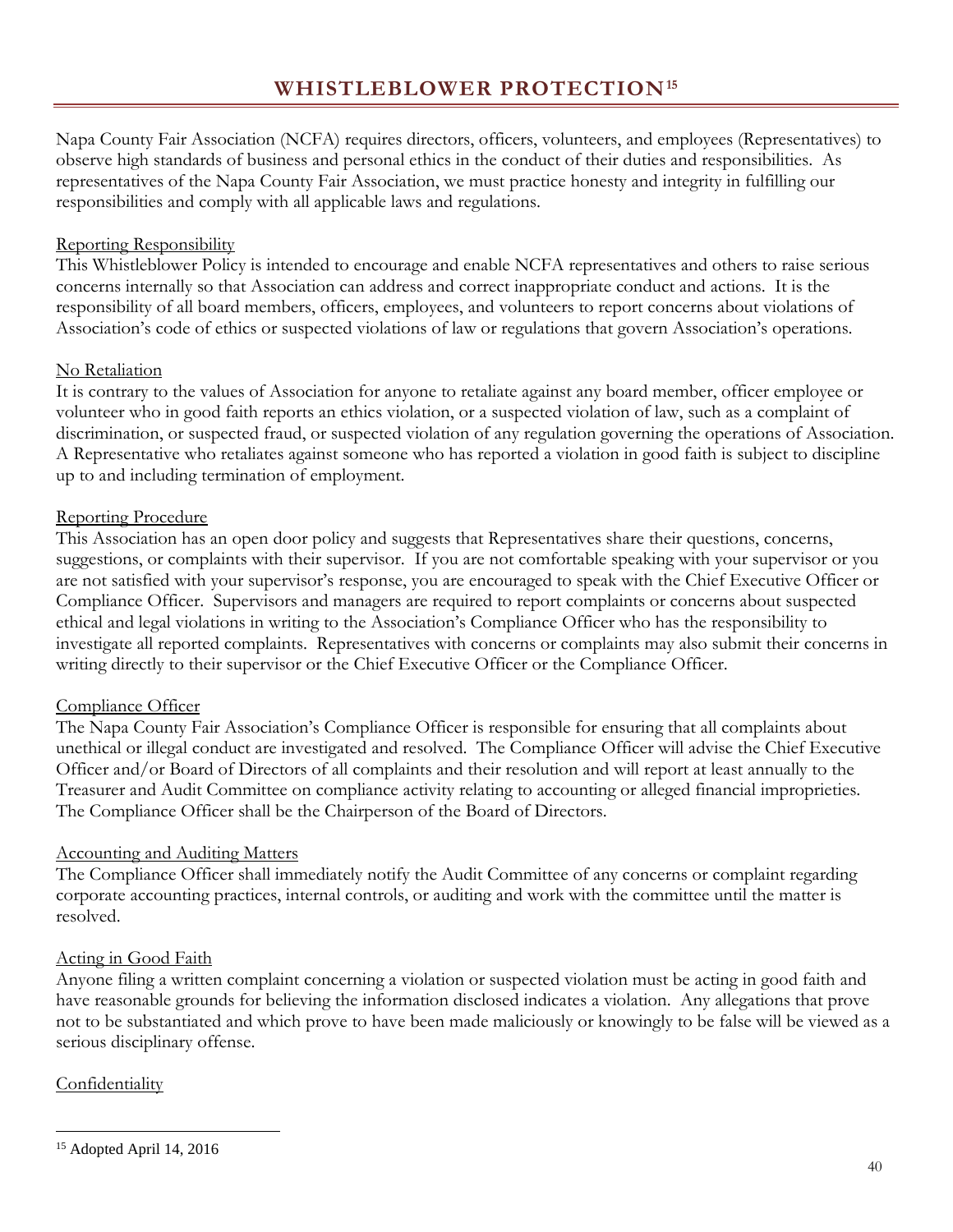# WHISTLEBLOWER PROTECTION[15]

Napa County Fair Association (NCFA) requires directors, officers, volunteers, and employees (Representatives) to observe high standards of business and personal ethics in the conduct of their duties and responsibilities. As representatives of the Napa County Fair Association, we must practice honesty and integrity in fulfilling our responsibilities and comply with all applicable laws and regulations.

Reporting Responsibility

This Whistleblower Policy is intended to encourage and enable NCFA representatives and others to raise serious concerns internally so that Association can address and correct inappropriate conduct and actions. It is the responsibility of all board members, officers, employees, and volunteers to report concerns about violations of Association's code of ethics or suspected violations of law or regulations that govern Association's operations.

No Retaliation

It is contrary to the values of Association for anyone to retaliate against any board member, officer employee or volunteer who in good faith reports an ethics violation, or a suspected violation of law, such as a complaint of discrimination, or suspected fraud, or suspected violation of any regulation governing the operations of Association. A Representative who retaliates against someone who has reported a violation in good faith is subject to discipline up to and including termination of employment.

Reporting Procedure

This Association has an open door policy and suggests that Representatives share their questions, concerns, suggestions, or complaints with their supervisor. If you are not comfortable speaking with your supervisor or you are not satisfied with your supervisor's response, you are encouraged to speak with the Chief Executive Officer or Compliance Officer. Supervisors and managers are required to report complaints or concerns about suspected ethical and legal violations in writing to the Association's Compliance Officer who has the responsibility to investigate all reported complaints. Representatives with concerns or complaints may also submit their concerns in writing directly to their supervisor or the Chief Executive Officer or the Compliance Officer.

Compliance Officer

The Napa County Fair Association's Compliance Officer is responsible for ensuring that all complaints about unethical or illegal conduct are investigated and resolved. The Compliance Officer will advise the Chief Executive Officer and/or Board of Directors of all complaints and their resolution and will report at least annually to the Treasurer and Audit Committee on compliance activity relating to accounting or alleged financial improprieties. The Compliance Officer shall be the Chairperson of the Board of Directors.

Accounting and Auditing Matters

The Compliance Officer shall immediately notify the Audit Committee of any concerns or complaint regarding corporate accounting practices, internal controls, or auditing and work with the committee until the matter is resolved.

Acting in Good Faith

Anyone filing a written complaint concerning a violation or suspected violation must be acting in good faith and have reasonable grounds for believing the information disclosed indicates a violation. Any allegations that prove not to be substantiated and which prove to have been made maliciously or knowingly to be false will be viewed as a serious disciplinary offense.

Confidentiality

---

[15] Adopted April 14, 2016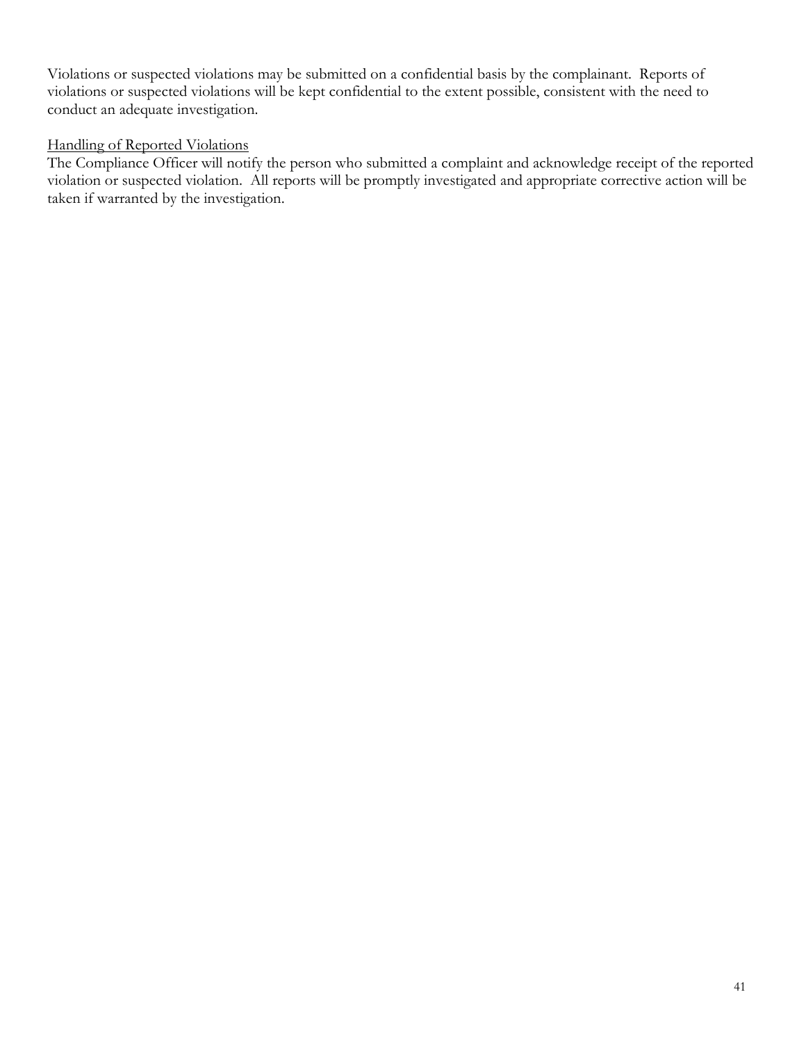Violations or suspected violations may be submitted on a confidential basis by the complainant. Reports of violations or suspected violations will be kept confidential to the extent possible, consistent with the need to conduct an adequate investigation.

<u>Handling of Reported Violations</u>

The Compliance Officer will notify the person who submitted a complaint and acknowledge receipt of the reported violation or suspected violation. All reports will be promptly investigated and appropriate corrective action will be taken if warranted by the investigation.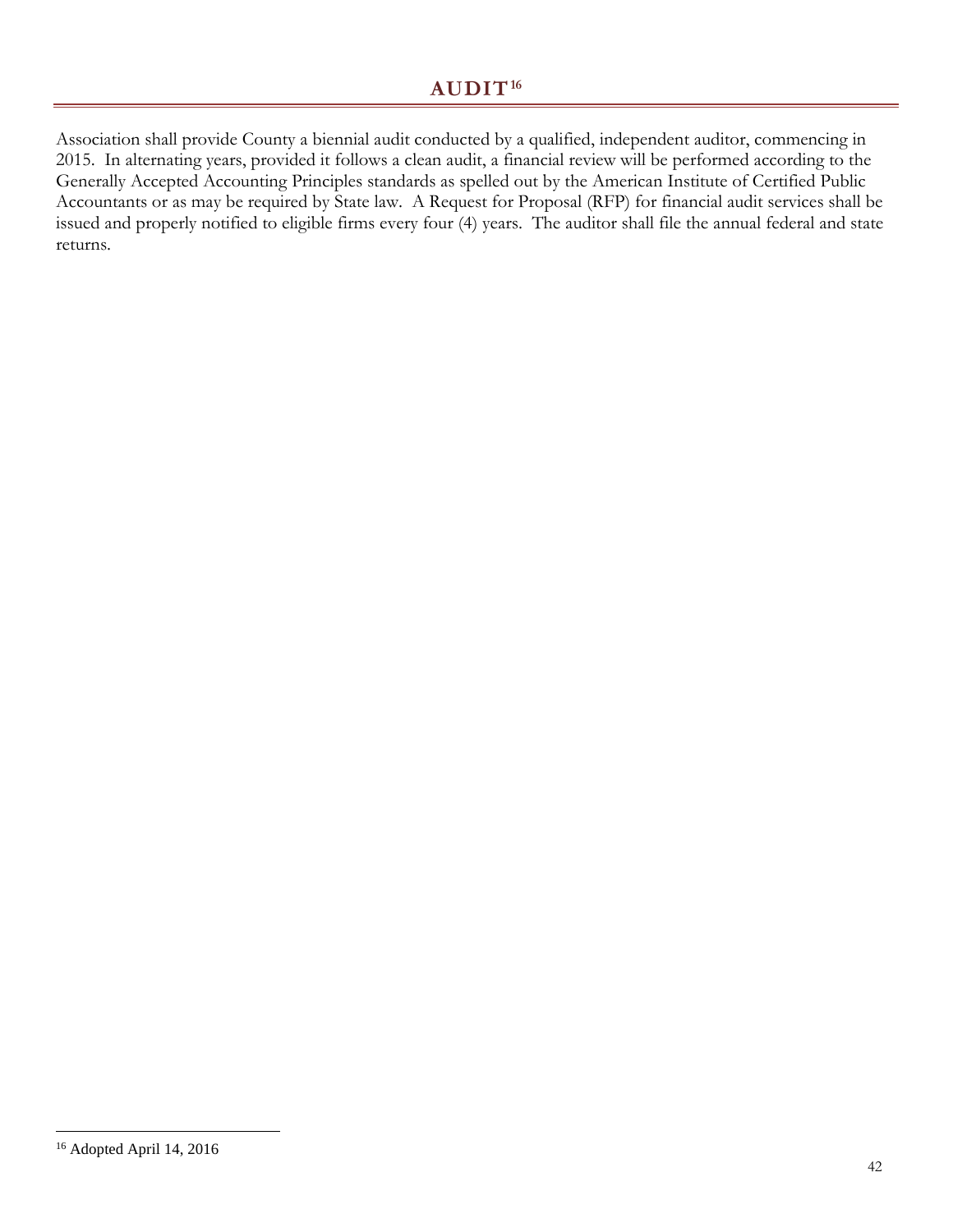# AUDIT[16]

Association shall provide County a biennial audit conducted by a qualified, independent auditor, commencing in 2015. In alternating years, provided it follows a clean audit, a financial review will be performed according to the Generally Accepted Accounting Principles standards as spelled out by the American Institute of Certified Public Accountants or as may be required by State law. A Request for Proposal (RFP) for financial audit services shall be issued and properly notified to eligible firms every four (4) years. The auditor shall file the annual federal and state returns.

[16] Adopted April 14, 2016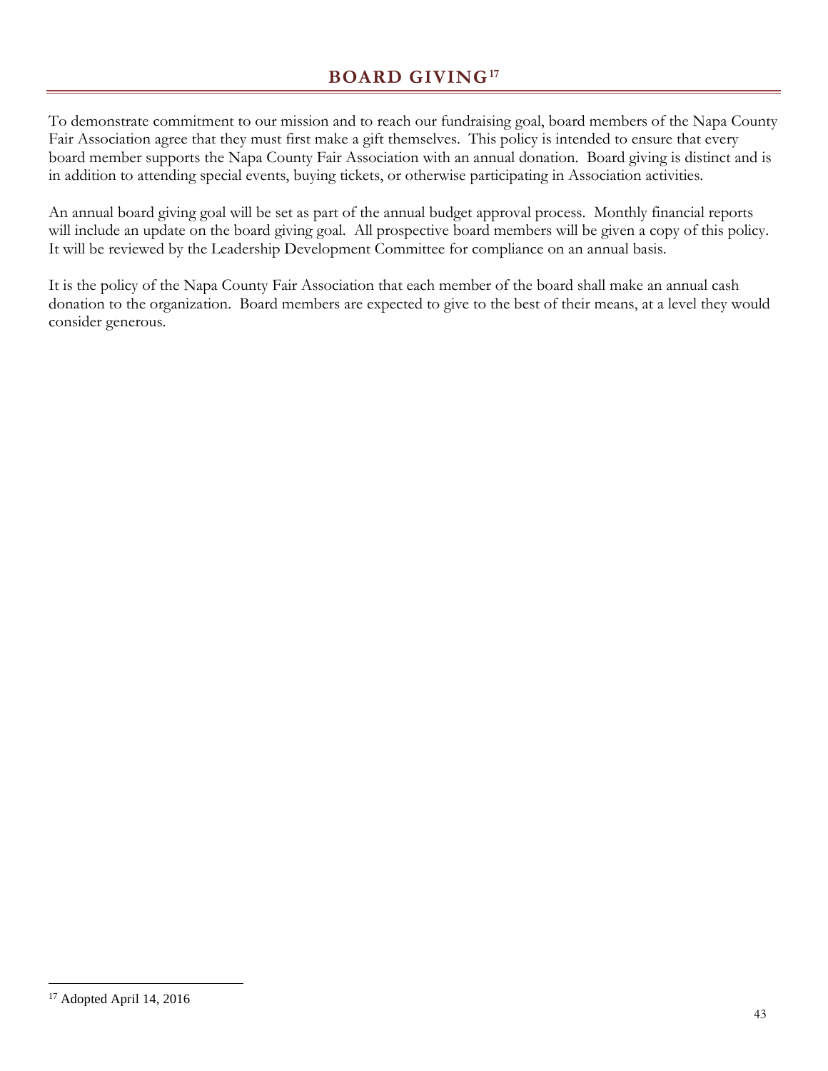# BOARD GIVING[17]

To demonstrate commitment to our mission and to reach our fundraising goal, board members of the Napa County Fair Association agree that they must first make a gift themselves. This policy is intended to ensure that every board member supports the Napa County Fair Association with an annual donation. Board giving is distinct and is in addition to attending special events, buying tickets, or otherwise participating in Association activities.

An annual board giving goal will be set as part of the annual budget approval process. Monthly financial reports will include an update on the board giving goal. All prospective board members will be given a copy of this policy. It will be reviewed by the Leadership Development Committee for compliance on an annual basis.

It is the policy of the Napa County Fair Association that each member of the board shall make an annual cash donation to the organization. Board members are expected to give to the best of their means, at a level they would consider generous.

[17] Adopted April 14, 2016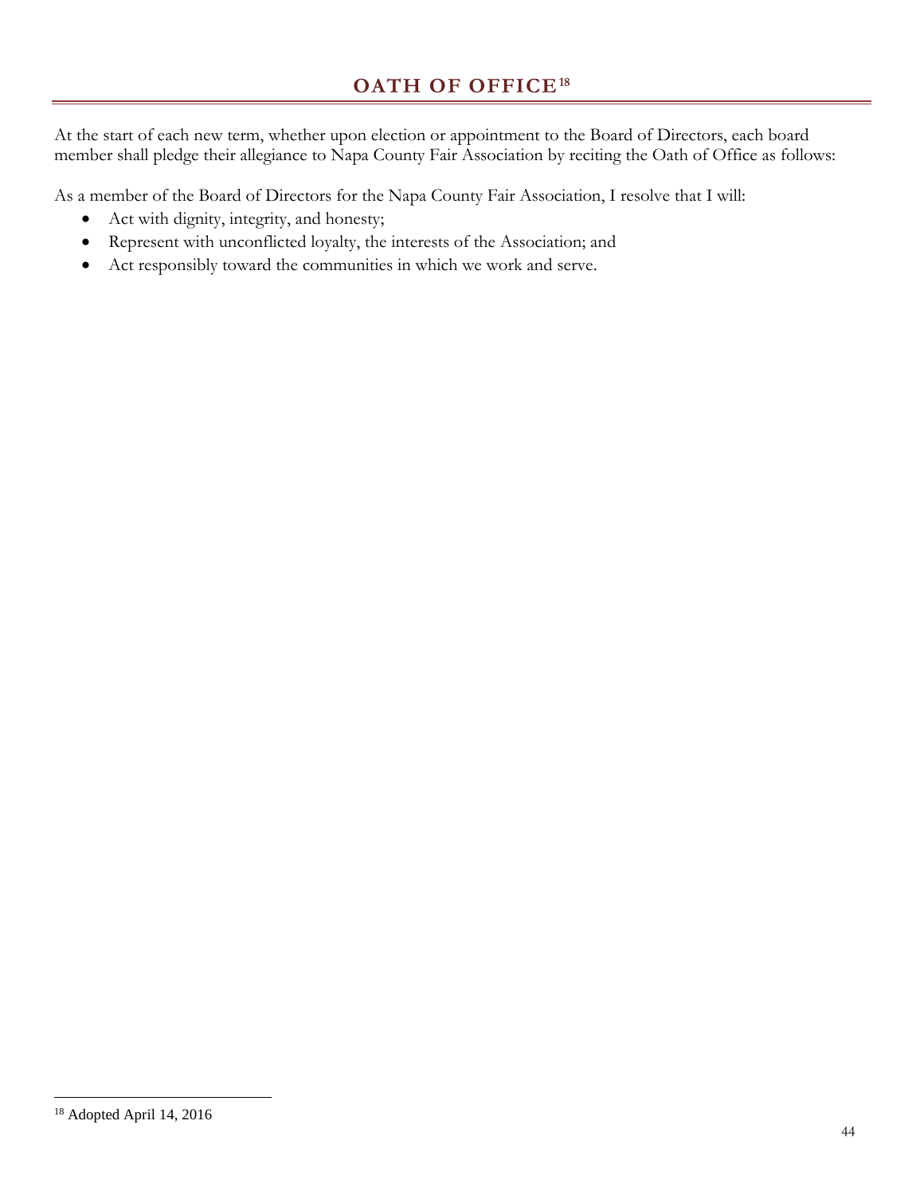# OATH OF OFFICE[18]

At the start of each new term, whether upon election or appointment to the Board of Directors, each board member shall pledge their allegiance to Napa County Fair Association by reciting the Oath of Office as follows:

As a member of the Board of Directors for the Napa County Fair Association, I resolve that I will:

- Act with dignity, integrity, and honesty;
- Represent with unconflicted loyalty, the interests of the Association; and
- Act responsibly toward the communities in which we work and serve.

[18] Adopted April 14, 2016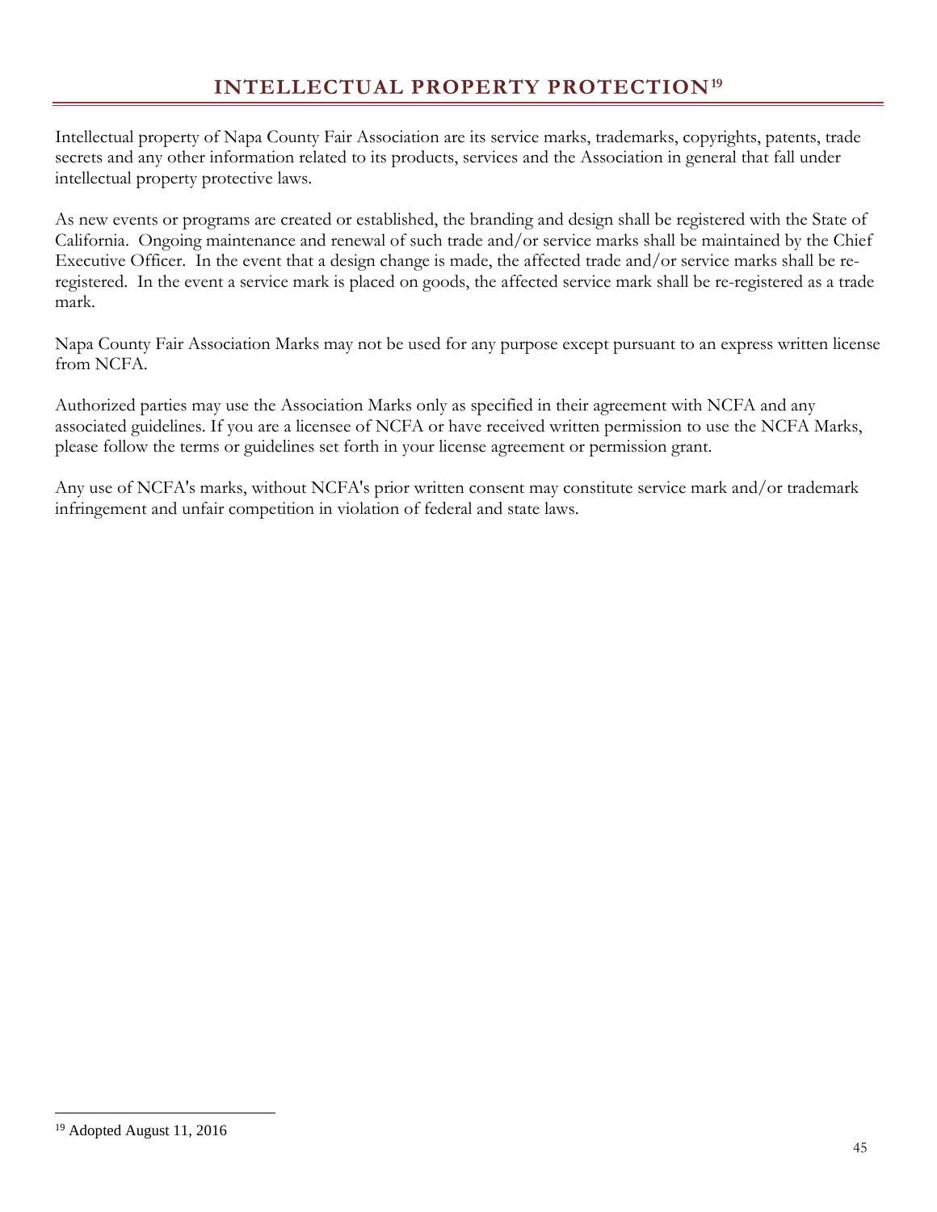# INTELLECTUAL PROPERTY PROTECTION[19]

Intellectual property of Napa County Fair Association are its service marks, trademarks, copyrights, patents, trade secrets and any other information related to its products, services and the Association in general that fall under intellectual property protective laws.

As new events or programs are created or established, the branding and design shall be registered with the State of California. Ongoing maintenance and renewal of such trade and/or service marks shall be maintained by the Chief Executive Officer. In the event that a design change is made, the affected trade and/or service marks shall be re-registered. In the event a service mark is placed on goods, the affected service mark shall be re-registered as a trade mark.

Napa County Fair Association Marks may not be used for any purpose except pursuant to an express written license from NCFA.

Authorized parties may use the Association Marks only as specified in their agreement with NCFA and any associated guidelines. If you are a licensee of NCFA or have received written permission to use the NCFA Marks, please follow the terms or guidelines set forth in your license agreement or permission grant.

Any use of NCFA's marks, without NCFA's prior written consent may constitute service mark and/or trademark infringement and unfair competition in violation of federal and state laws.

---

[19] Adopted August 11, 2016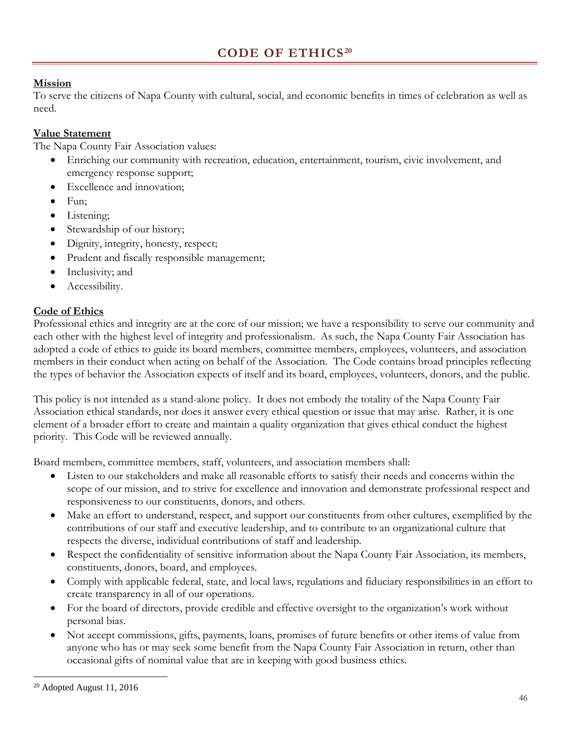# CODE OF ETHICS[20]

**Mission**

To serve the citizens of Napa County with cultural, social, and economic benefits in times of celebration as well as need.

**Value Statement**

The Napa County Fair Association values:

- Enriching our community with recreation, education, entertainment, tourism, civic involvement, and emergency response support;
- Excellence and innovation;
- Fun;
- Listening;
- Stewardship of our history;
- Dignity, integrity, honesty, respect;
- Prudent and fiscally responsible management;
- Inclusivity; and
- Accessibility.

**Code of Ethics**

Professional ethics and integrity are at the core of our mission; we have a responsibility to serve our community and each other with the highest level of integrity and professionalism. As such, the Napa County Fair Association has adopted a code of ethics to guide its board members, committee members, employees, volunteers, and association members in their conduct when acting on behalf of the Association. The Code contains broad principles reflecting the types of behavior the Association expects of itself and its board, employees, volunteers, donors, and the public.

This policy is not intended as a stand-alone policy. It does not embody the totality of the Napa County Fair Association ethical standards, nor does it answer every ethical question or issue that may arise. Rather, it is one element of a broader effort to create and maintain a quality organization that gives ethical conduct the highest priority. This Code will be reviewed annually.

Board members, committee members, staff, volunteers, and association members shall:

- Listen to our stakeholders and make all reasonable efforts to satisfy their needs and concerns within the scope of our mission, and to strive for excellence and innovation and demonstrate professional respect and responsiveness to our constituents, donors, and others.
- Make an effort to understand, respect, and support our constituents from other cultures, exemplified by the contributions of our staff and executive leadership, and to contribute to an organizational culture that respects the diverse, individual contributions of staff and leadership.
- Respect the confidentiality of sensitive information about the Napa County Fair Association, its members, constituents, donors, board, and employees.
- Comply with applicable federal, state, and local laws, regulations and fiduciary responsibilities in an effort to create transparency in all of our operations.
- For the board of directors, provide credible and effective oversight to the organization's work without personal bias.
- Not accept commissions, gifts, payments, loans, promises of future benefits or other items of value from anyone who has or may seek some benefit from the Napa County Fair Association in return, other than occasional gifts of nominal value that are in keeping with good business ethics.

[20] Adopted August 11, 2016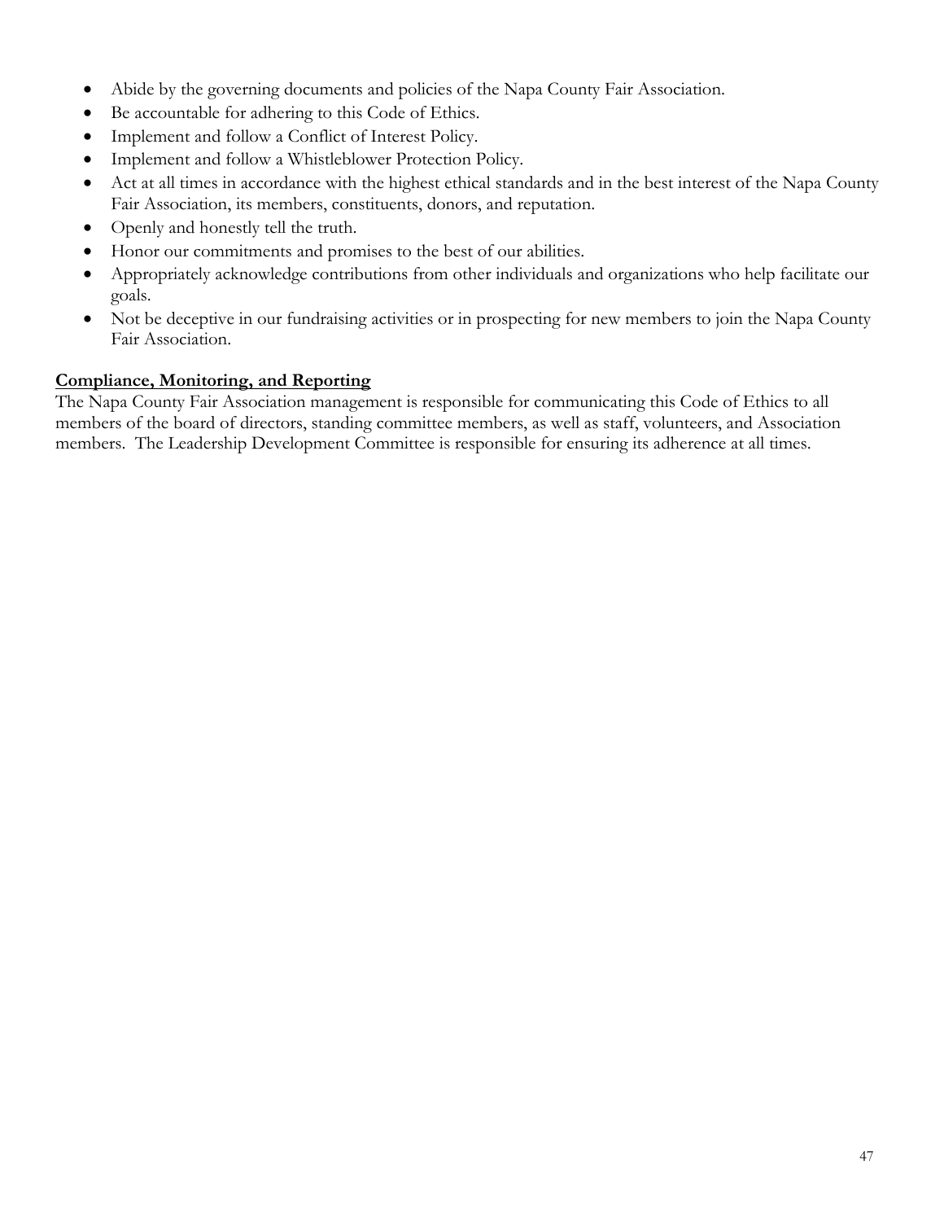- Abide by the governing documents and policies of the Napa County Fair Association.
- Be accountable for adhering to this Code of Ethics.
- Implement and follow a Conflict of Interest Policy.
- Implement and follow a Whistleblower Protection Policy.
- Act at all times in accordance with the highest ethical standards and in the best interest of the Napa County Fair Association, its members, constituents, donors, and reputation.
- Openly and honestly tell the truth.
- Honor our commitments and promises to the best of our abilities.
- Appropriately acknowledge contributions from other individuals and organizations who help facilitate our goals.
- Not be deceptive in our fundraising activities or in prospecting for new members to join the Napa County Fair Association.

**<u>Compliance, Monitoring, and Reporting</u>**

The Napa County Fair Association management is responsible for communicating this Code of Ethics to all members of the board of directors, standing committee members, as well as staff, volunteers, and Association members. The Leadership Development Committee is responsible for ensuring its adherence at all times.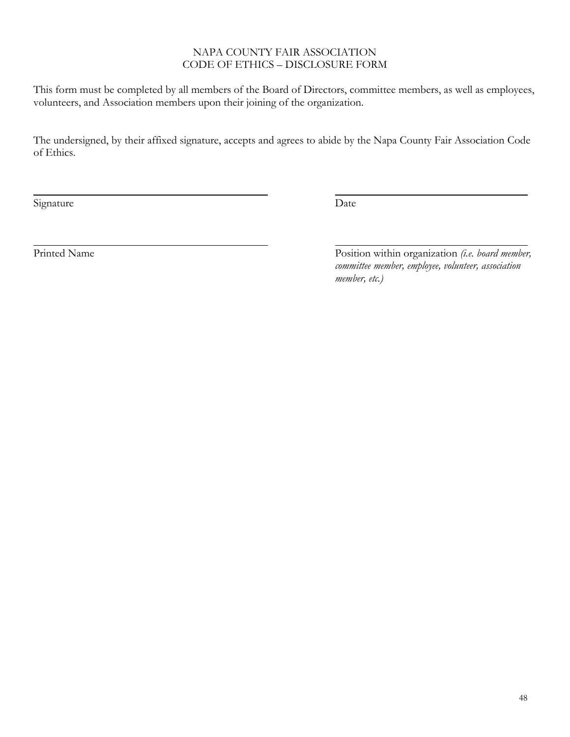# NAPA COUNTY FAIR ASSOCIATION
## CODE OF ETHICS – DISCLOSURE FORM

This form must be completed by all members of the Board of Directors, committee members, as well as employees, volunteers, and Association members upon their joining of the organization.

The undersigned, by their affixed signature, accepts and agrees to abide by the Napa County Fair Association Code of Ethics.

| | |
|---|---|
| ______________________________ | ______________________________ |
| Signature | Date |
| ______________________________ | ______________________________ |
| Printed Name | Position within organization *(i.e. board member, committee member, employee, volunteer, association member, etc.)* |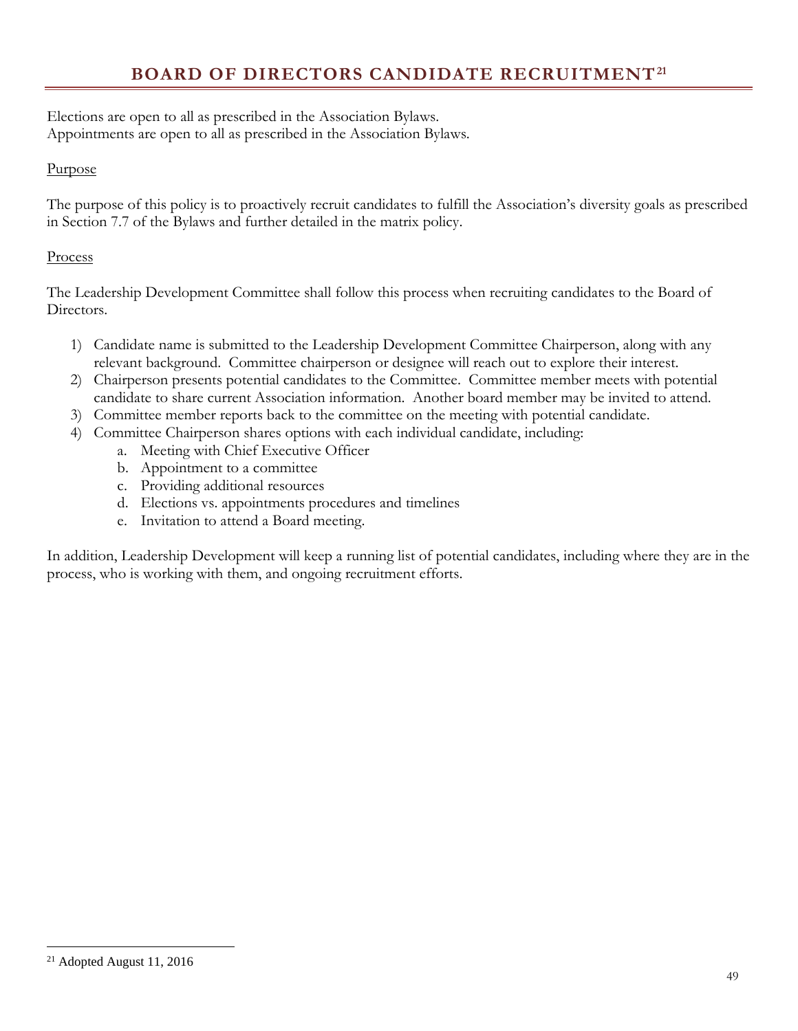# BOARD OF DIRECTORS CANDIDATE RECRUITMENT[21]

Elections are open to all as prescribed in the Association Bylaws.
Appointments are open to all as prescribed in the Association Bylaws.

Purpose

The purpose of this policy is to proactively recruit candidates to fulfill the Association's diversity goals as prescribed in Section 7.7 of the Bylaws and further detailed in the matrix policy.

Process

The Leadership Development Committee shall follow this process when recruiting candidates to the Board of Directors.

1) Candidate name is submitted to the Leadership Development Committee Chairperson, along with any relevant background. Committee chairperson or designee will reach out to explore their interest.
2) Chairperson presents potential candidates to the Committee. Committee member meets with potential candidate to share current Association information. Another board member may be invited to attend.
3) Committee member reports back to the committee on the meeting with potential candidate.
4) Committee Chairperson shares options with each individual candidate, including:
    a. Meeting with Chief Executive Officer
    b. Appointment to a committee
    c. Providing additional resources
    d. Elections vs. appointments procedures and timelines
    e. Invitation to attend a Board meeting.

In addition, Leadership Development will keep a running list of potential candidates, including where they are in the process, who is working with them, and ongoing recruitment efforts.

[21] Adopted August 11, 2016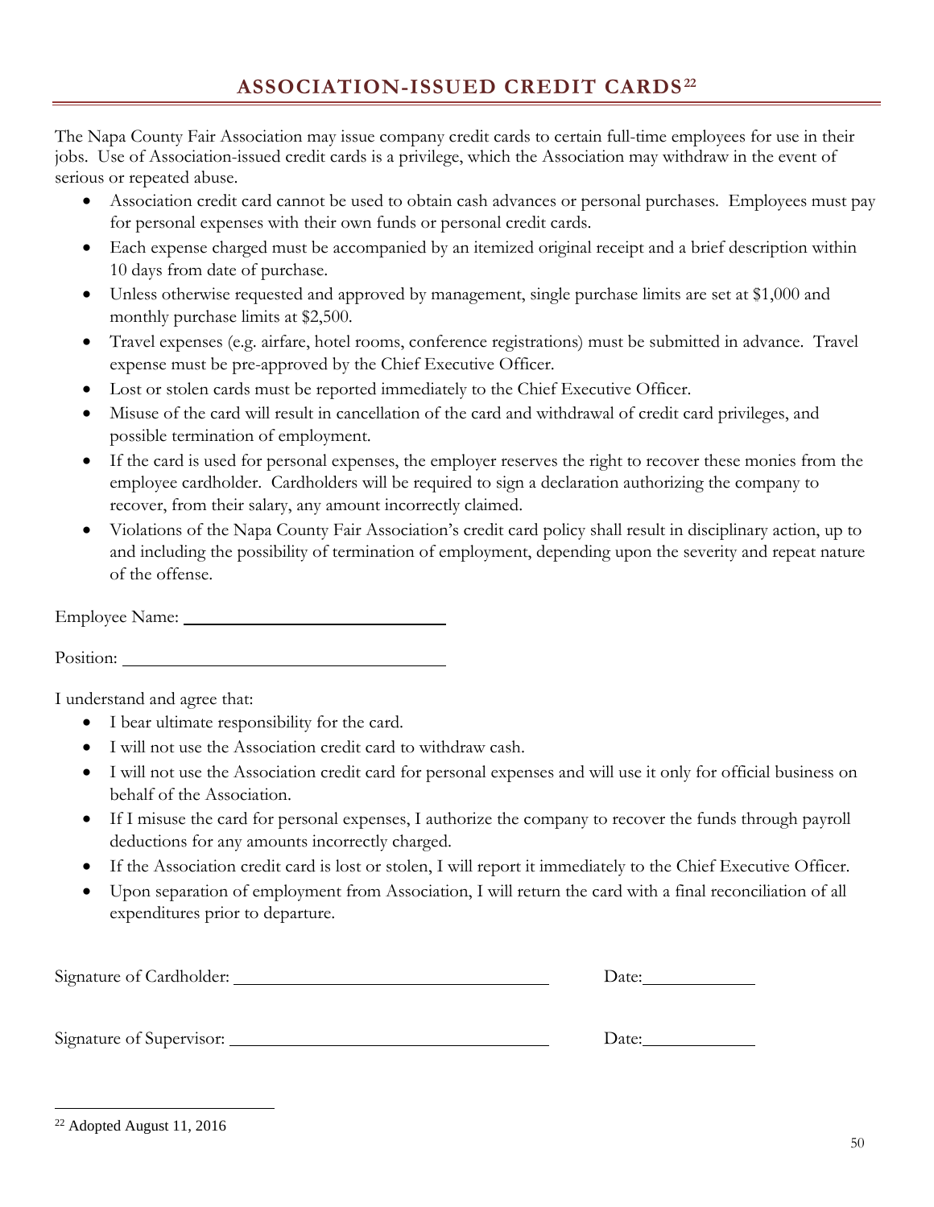# ASSOCIATION-ISSUED CREDIT CARDS[22]

The Napa County Fair Association may issue company credit cards to certain full-time employees for use in their jobs. Use of Association-issued credit cards is a privilege, which the Association may withdraw in the event of serious or repeated abuse.

- Association credit card cannot be used to obtain cash advances or personal purchases. Employees must pay for personal expenses with their own funds or personal credit cards.
- Each expense charged must be accompanied by an itemized original receipt and a brief description within 10 days from date of purchase.
- Unless otherwise requested and approved by management, single purchase limits are set at $1,000 and monthly purchase limits at $2,500.
- Travel expenses (e.g. airfare, hotel rooms, conference registrations) must be submitted in advance. Travel expense must be pre-approved by the Chief Executive Officer.
- Lost or stolen cards must be reported immediately to the Chief Executive Officer.
- Misuse of the card will result in cancellation of the card and withdrawal of credit card privileges, and possible termination of employment.
- If the card is used for personal expenses, the employer reserves the right to recover these monies from the employee cardholder. Cardholders will be required to sign a declaration authorizing the company to recover, from their salary, any amount incorrectly claimed.
- Violations of the Napa County Fair Association's credit card policy shall result in disciplinary action, up to and including the possibility of termination of employment, depending upon the severity and repeat nature of the offense.

Employee Name: ______________________________

Position: ____________________________________

I understand and agree that:

- I bear ultimate responsibility for the card.
- I will not use the Association credit card to withdraw cash.
- I will not use the Association credit card for personal expenses and will use it only for official business on behalf of the Association.
- If I misuse the card for personal expenses, I authorize the company to recover the funds through payroll deductions for any amounts incorrectly charged.
- If the Association credit card is lost or stolen, I will report it immediately to the Chief Executive Officer.
- Upon separation of employment from Association, I will return the card with a final reconciliation of all expenditures prior to departure.

Signature of Cardholder: ____________________________________ Date:_____________

Signature of Supervisor: ____________________________________ Date:_____________

[22] Adopted August 11, 2016